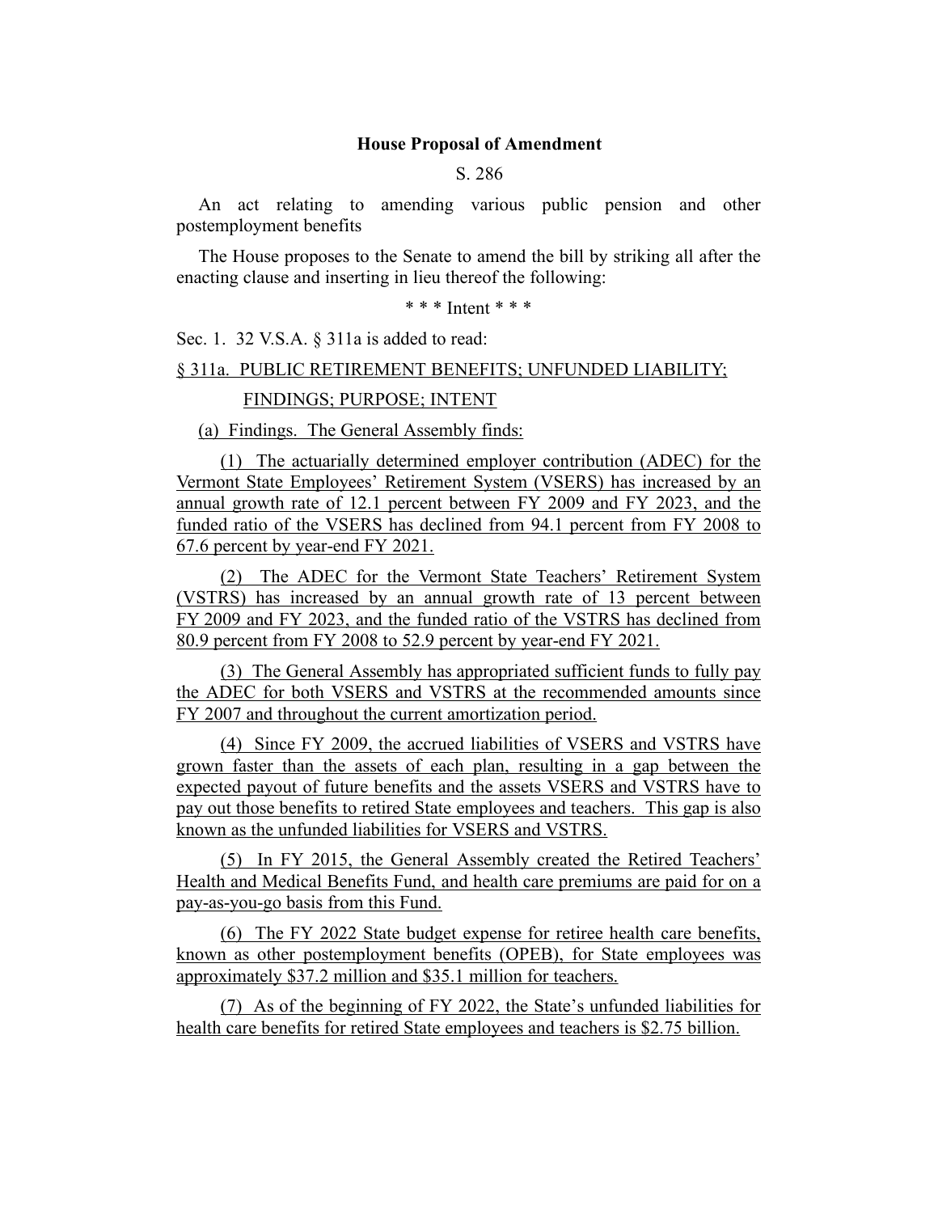**House Proposal of Amendment**

S. 286

An act relating to amending various public pension and other postemployment benefits

The House proposes to the Senate to amend the bill by striking all after the enacting clause and inserting in lieu thereof the following:

\* \* \* Intent \* \* \*

Sec. 1. 32 V.S.A. § 311a is added to read:

§ 311a. PUBLIC RETIREMENT BENEFITS; UNFUNDED LIABILITY; FINDINGS; PURPOSE; INTENT

(a) Findings. The General Assembly finds:

(1) The actuarially determined employer contribution (ADEC) for the Vermont State Employees' Retirement System (VSERS) has increased by an annual growth rate of 12.1 percent between FY 2009 and FY 2023, and the funded ratio of the VSERS has declined from 94.1 percent from FY 2008 to 67.6 percent by year-end FY 2021.

(2) The ADEC for the Vermont State Teachers' Retirement System (VSTRS) has increased by an annual growth rate of 13 percent between FY 2009 and FY 2023, and the funded ratio of the VSTRS has declined from 80.9 percent from FY 2008 to 52.9 percent by year-end FY 2021.

(3) The General Assembly has appropriated sufficient funds to fully pay the ADEC for both VSERS and VSTRS at the recommended amounts since FY 2007 and throughout the current amortization period.

(4) Since FY 2009, the accrued liabilities of VSERS and VSTRS have grown faster than the assets of each plan, resulting in a gap between the expected payout of future benefits and the assets VSERS and VSTRS have to pay out those benefits to retired State employees and teachers. This gap is also known as the unfunded liabilities for VSERS and VSTRS.

(5) In FY 2015, the General Assembly created the Retired Teachers' Health and Medical Benefits Fund, and health care premiums are paid for on a pay-as-you-go basis from this Fund.

(6) The FY 2022 State budget expense for retiree health care benefits, known as other postemployment benefits (OPEB), for State employees was approximately \$37.2 million and \$35.1 million for teachers.

(7) As of the beginning of FY 2022, the State's unfunded liabilities for health care benefits for retired State employees and teachers is \$2.75 billion.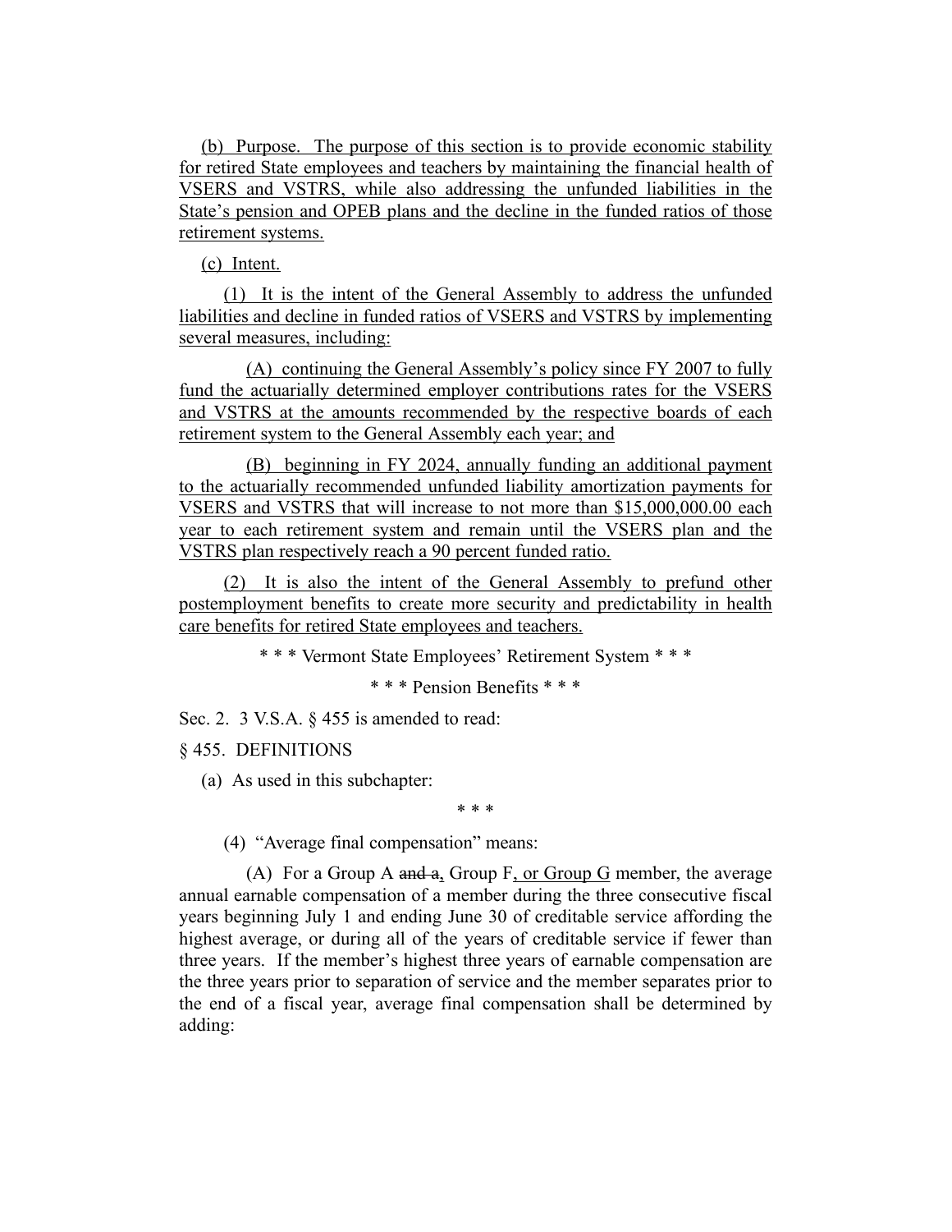(b) Purpose. The purpose of this section is to provide economic stability for retired State employees and teachers by maintaining the financial health of VSERS and VSTRS, while also addressing the unfunded liabilities in the State's pension and OPEB plans and the decline in the funded ratios of those retirement systems.

(c) Intent.

(1) It is the intent of the General Assembly to address the unfunded liabilities and decline in funded ratios of VSERS and VSTRS by implementing several measures, including:

(A) continuing the General Assembly's policy since FY 2007 to fully fund the actuarially determined employer contributions rates for the VSERS and VSTRS at the amounts recommended by the respective boards of each retirement system to the General Assembly each year; and

(B) beginning in FY 2024, annually funding an additional payment to the actuarially recommended unfunded liability amortization payments for VSERS and VSTRS that will increase to not more than $15,000,000.00 each year to each retirement system and remain until the VSERS plan and the VSTRS plan respectively reach a 90 percent funded ratio.

(2) It is also the intent of the General Assembly to prefund other postemployment benefits to create more security and predictability in health care benefits for retired State employees and teachers.

\* \* \* Vermont State Employees' Retirement System \* \* \*

\* \* \* Pension Benefits \* \* \*

Sec. 2. 3 V.S.A. § 455 is amended to read:

§ 455. DEFINITIONS

(a) As used in this subchapter:

\* \* \*

(4) "Average final compensation" means:

(A) For a Group A ~~and a~~, Group F, or Group G member, the average annual earnable compensation of a member during the three consecutive fiscal years beginning July 1 and ending June 30 of creditable service affording the highest average, or during all of the years of creditable service if fewer than three years. If the member's highest three years of earnable compensation are the three years prior to separation of service and the member separates prior to the end of a fiscal year, average final compensation shall be determined by adding: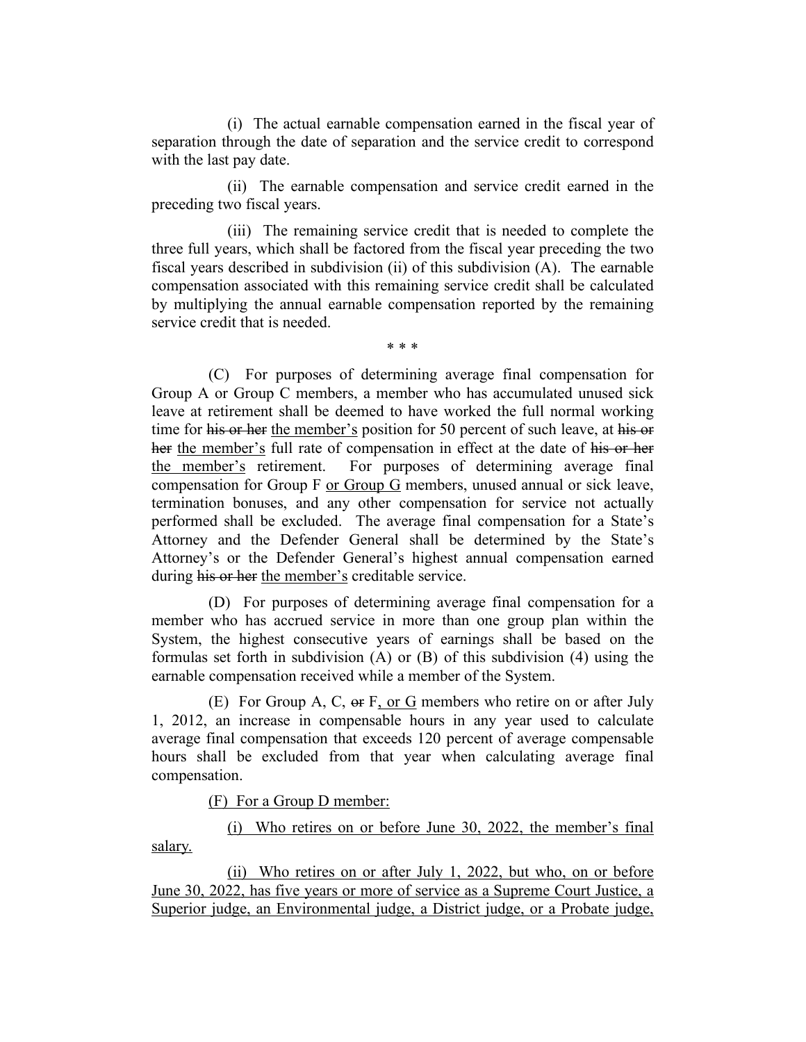(i) The actual earnable compensation earned in the fiscal year of separation through the date of separation and the service credit to correspond with the last pay date.

(ii) The earnable compensation and service credit earned in the preceding two fiscal years.

(iii) The remaining service credit that is needed to complete the three full years, which shall be factored from the fiscal year preceding the two fiscal years described in subdivision (ii) of this subdivision (A). The earnable compensation associated with this remaining service credit shall be calculated by multiplying the annual earnable compensation reported by the remaining service credit that is needed.

\* \* \*

(C) For purposes of determining average final compensation for Group A or Group C members, a member who has accumulated unused sick leave at retirement shall be deemed to have worked the full normal working time for ~~his or her~~ <u>the member's</u> position for 50 percent of such leave, at ~~his or her~~ <u>the member's</u> full rate of compensation in effect at the date of ~~his or her~~ <u>the member's</u> retirement. For purposes of determining average final compensation for Group F <u>or Group G</u> members, unused annual or sick leave, termination bonuses, and any other compensation for service not actually performed shall be excluded. The average final compensation for a State's Attorney and the Defender General shall be determined by the State's Attorney's or the Defender General's highest annual compensation earned during ~~his or her~~ <u>the member's</u> creditable service.

(D) For purposes of determining average final compensation for a member who has accrued service in more than one group plan within the System, the highest consecutive years of earnings shall be based on the formulas set forth in subdivision (A) or (B) of this subdivision (4) using the earnable compensation received while a member of the System.

(E) For Group A, C, ~~or~~ F<u>, or G</u> members who retire on or after July 1, 2012, an increase in compensable hours in any year used to calculate average final compensation that exceeds 120 percent of average compensable hours shall be excluded from that year when calculating average final compensation.

<u>(F) For a Group D member:</u>

<u>(i) Who retires on or before June 30, 2022, the member's final salary.</u>

<u>(ii) Who retires on or after July 1, 2022, but who, on or before June 30, 2022, has five years or more of service as a Supreme Court Justice, a Superior judge, an Environmental judge, a District judge, or a Probate judge,</u>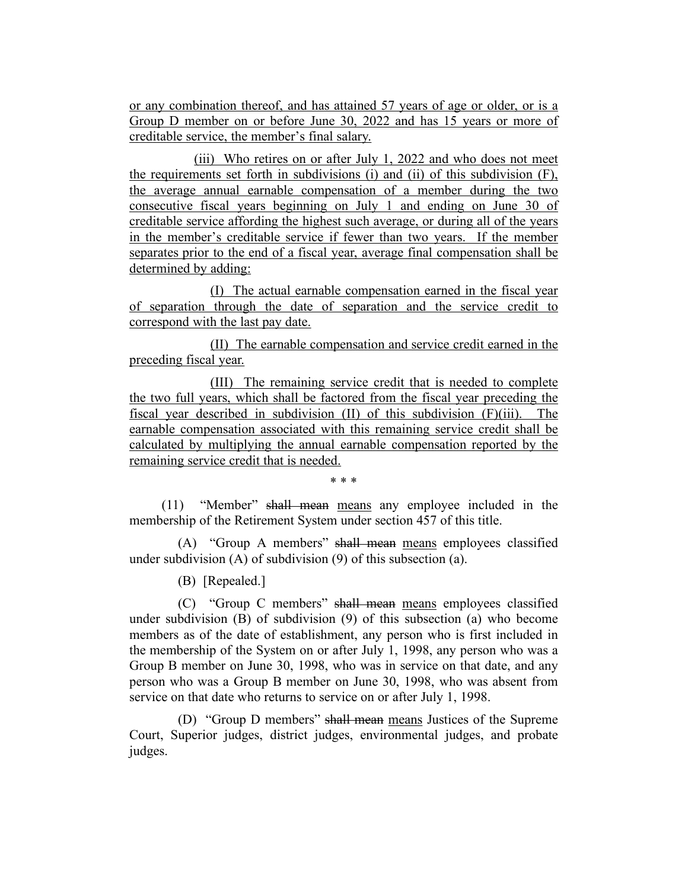or any combination thereof, and has attained 57 years of age or older, or is a Group D member on or before June 30, 2022 and has 15 years or more of creditable service, the member's final salary.

(iii) Who retires on or after July 1, 2022 and who does not meet the requirements set forth in subdivisions (i) and (ii) of this subdivision (F), the average annual earnable compensation of a member during the two consecutive fiscal years beginning on July 1 and ending on June 30 of creditable service affording the highest such average, or during all of the years in the member's creditable service if fewer than two years. If the member separates prior to the end of a fiscal year, average final compensation shall be determined by adding:

(I) The actual earnable compensation earned in the fiscal year of separation through the date of separation and the service credit to correspond with the last pay date.

(II) The earnable compensation and service credit earned in the preceding fiscal year.

(III) The remaining service credit that is needed to complete the two full years, which shall be factored from the fiscal year preceding the fiscal year described in subdivision (II) of this subdivision (F)(iii). The earnable compensation associated with this remaining service credit shall be calculated by multiplying the annual earnable compensation reported by the remaining service credit that is needed.

\* \* \*

(11) "Member" ~~shall mean~~ means any employee included in the membership of the Retirement System under section 457 of this title.

(A) "Group A members" ~~shall mean~~ means employees classified under subdivision (A) of subdivision (9) of this subsection (a).

(B) [Repealed.]

(C) "Group C members" ~~shall mean~~ means employees classified under subdivision (B) of subdivision (9) of this subsection (a) who become members as of the date of establishment, any person who is first included in the membership of the System on or after July 1, 1998, any person who was a Group B member on June 30, 1998, who was in service on that date, and any person who was a Group B member on June 30, 1998, who was absent from service on that date who returns to service on or after July 1, 1998.

(D) "Group D members" ~~shall mean~~ means Justices of the Supreme Court, Superior judges, district judges, environmental judges, and probate judges.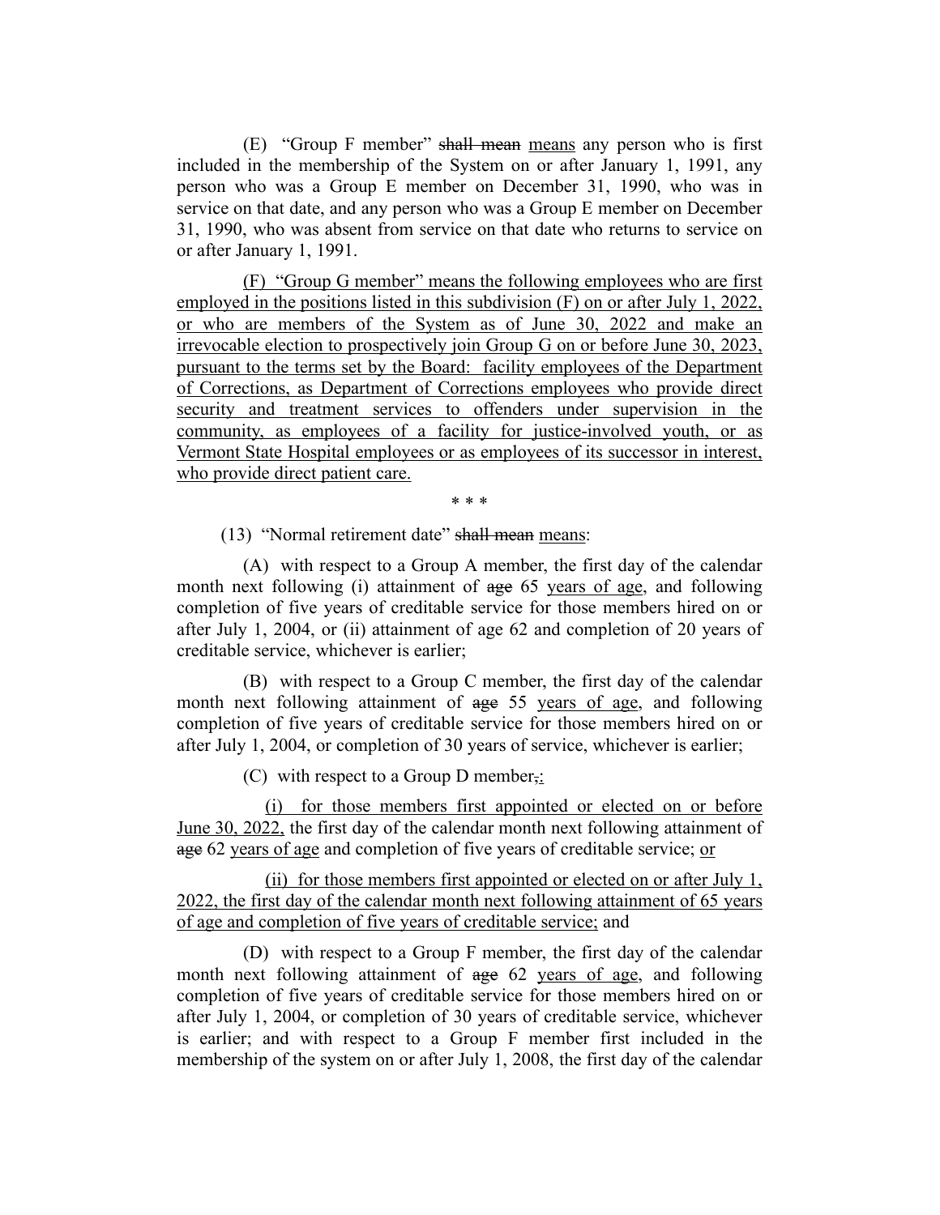(E) "Group F member" ~~shall mean~~ <u>means</u> any person who is first included in the membership of the System on or after January 1, 1991, any person who was a Group E member on December 31, 1990, who was in service on that date, and any person who was a Group E member on December 31, 1990, who was absent from service on that date who returns to service on or after January 1, 1991.

<u>(F) "Group G member" means the following employees who are first employed in the positions listed in this subdivision (F) on or after July 1, 2022, or who are members of the System as of June 30, 2022 and make an irrevocable election to prospectively join Group G on or before June 30, 2023, pursuant to the terms set by the Board: facility employees of the Department of Corrections, as Department of Corrections employees who provide direct security and treatment services to offenders under supervision in the community, as employees of a facility for justice-involved youth, or as Vermont State Hospital employees or as employees of its successor in interest, who provide direct patient care.</u>

\* \* \*

(13) "Normal retirement date" ~~shall mean~~ <u>means</u>:

(A) with respect to a Group A member, the first day of the calendar month next following (i) attainment of ~~age~~ 65 <u>years of age</u>, and following completion of five years of creditable service for those members hired on or after July 1, 2004, or (ii) attainment of age 62 and completion of 20 years of creditable service, whichever is earlier;

(B) with respect to a Group C member, the first day of the calendar month next following attainment of ~~age~~ 55 <u>years of age</u>, and following completion of five years of creditable service for those members hired on or after July 1, 2004, or completion of 30 years of service, whichever is earlier;

(C) with respect to a Group D member~~,~~<u>:</u>

<u>(i) for those members first appointed or elected on or before June 30, 2022,</u> the first day of the calendar month next following attainment of ~~age~~ 62 <u>years of age</u> and completion of five years of creditable service; <u>or</u>

<u>(ii) for those members first appointed or elected on or after July 1, 2022, the first day of the calendar month next following attainment of 65 years of age and completion of five years of creditable service;</u> and

(D) with respect to a Group F member, the first day of the calendar month next following attainment of ~~age~~ 62 <u>years of age</u>, and following completion of five years of creditable service for those members hired on or after July 1, 2004, or completion of 30 years of creditable service, whichever is earlier; and with respect to a Group F member first included in the membership of the system on or after July 1, 2008, the first day of the calendar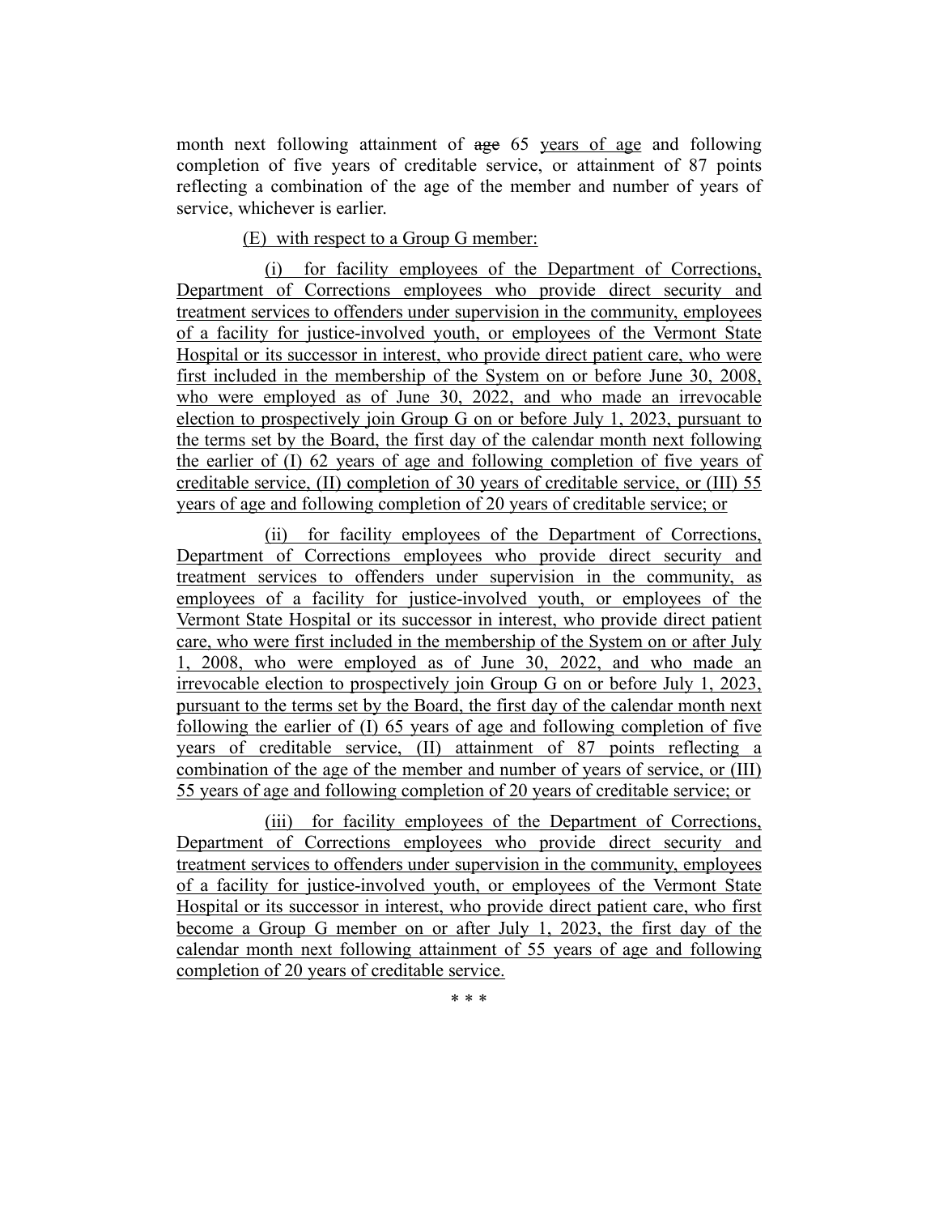month next following attainment of ~~age~~ 65 <u>years of age</u> and following completion of five years of creditable service, or attainment of 87 points reflecting a combination of the age of the member and number of years of service, whichever is earlier.

<u>(E) with respect to a Group G member:</u>

<u>(i) for facility employees of the Department of Corrections, Department of Corrections employees who provide direct security and treatment services to offenders under supervision in the community, employees of a facility for justice-involved youth, or employees of the Vermont State Hospital or its successor in interest, who provide direct patient care, who were first included in the membership of the System on or before June 30, 2008, who were employed as of June 30, 2022, and who made an irrevocable election to prospectively join Group G on or before July 1, 2023, pursuant to the terms set by the Board, the first day of the calendar month next following the earlier of (I) 62 years of age and following completion of five years of creditable service, (II) completion of 30 years of creditable service, or (III) 55 years of age and following completion of 20 years of creditable service; or</u>

<u>(ii) for facility employees of the Department of Corrections, Department of Corrections employees who provide direct security and treatment services to offenders under supervision in the community, as employees of a facility for justice-involved youth, or employees of the Vermont State Hospital or its successor in interest, who provide direct patient care, who were first included in the membership of the System on or after July 1, 2008, who were employed as of June 30, 2022, and who made an irrevocable election to prospectively join Group G on or before July 1, 2023, pursuant to the terms set by the Board, the first day of the calendar month next following the earlier of (I) 65 years of age and following completion of five years of creditable service, (II) attainment of 87 points reflecting a combination of the age of the member and number of years of service, or (III) 55 years of age and following completion of 20 years of creditable service; or</u>

<u>(iii) for facility employees of the Department of Corrections, Department of Corrections employees who provide direct security and treatment services to offenders under supervision in the community, employees of a facility for justice-involved youth, or employees of the Vermont State Hospital or its successor in interest, who provide direct patient care, who first become a Group G member on or after July 1, 2023, the first day of the calendar month next following attainment of 55 years of age and following completion of 20 years of creditable service.</u>

\* \* \*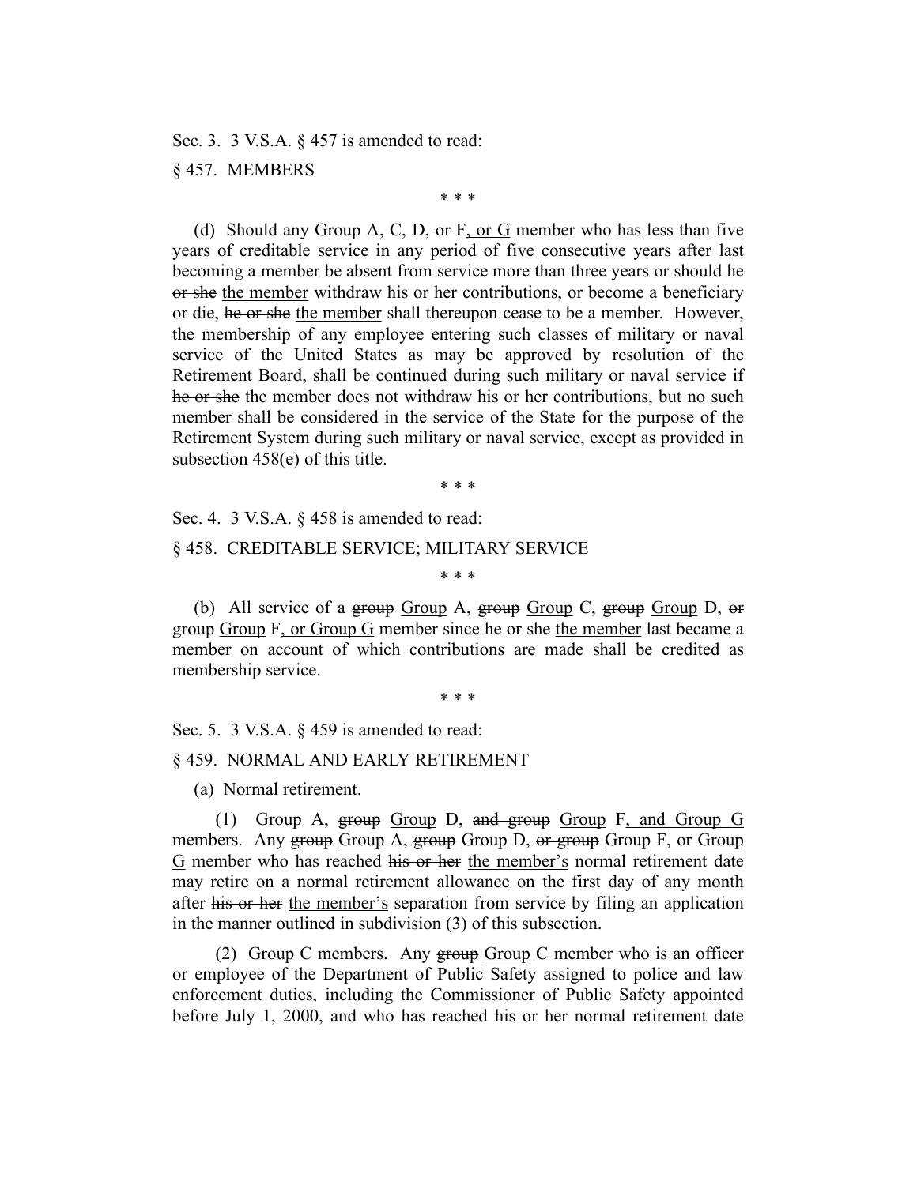Sec. 3. 3 V.S.A. § 457 is amended to read:

§ 457. MEMBERS

\* \* \*

(d) Should any Group A, C, D, ~~or~~ F, or G member who has less than five years of creditable service in any period of five consecutive years after last becoming a member be absent from service more than three years or should ~~he or she~~ the member withdraw his or her contributions, or become a beneficiary or die, ~~he or she~~ the member shall thereupon cease to be a member. However, the membership of any employee entering such classes of military or naval service of the United States as may be approved by resolution of the Retirement Board, shall be continued during such military or naval service if ~~he or she~~ the member does not withdraw his or her contributions, but no such member shall be considered in the service of the State for the purpose of the Retirement System during such military or naval service, except as provided in subsection 458(e) of this title.

\* \* \*

Sec. 4. 3 V.S.A. § 458 is amended to read:

§ 458. CREDITABLE SERVICE; MILITARY SERVICE

\* \* \*

(b) All service of a ~~group~~ Group A, ~~group~~ Group C, ~~group~~ Group D, ~~or group~~ Group F, or Group G member since ~~he or she~~ the member last became a member on account of which contributions are made shall be credited as membership service.

\* \* \*

Sec. 5. 3 V.S.A. § 459 is amended to read:

§ 459. NORMAL AND EARLY RETIREMENT

(a) Normal retirement.

(1) Group A, ~~group~~ Group D, ~~and group~~ Group F, and Group G members. Any ~~group~~ Group A, ~~group~~ Group D, ~~or group~~ Group F, or Group G member who has reached ~~his or her~~ the member's normal retirement date may retire on a normal retirement allowance on the first day of any month after ~~his or her~~ the member's separation from service by filing an application in the manner outlined in subdivision (3) of this subsection.

(2) Group C members. Any ~~group~~ Group C member who is an officer or employee of the Department of Public Safety assigned to police and law enforcement duties, including the Commissioner of Public Safety appointed before July 1, 2000, and who has reached his or her normal retirement date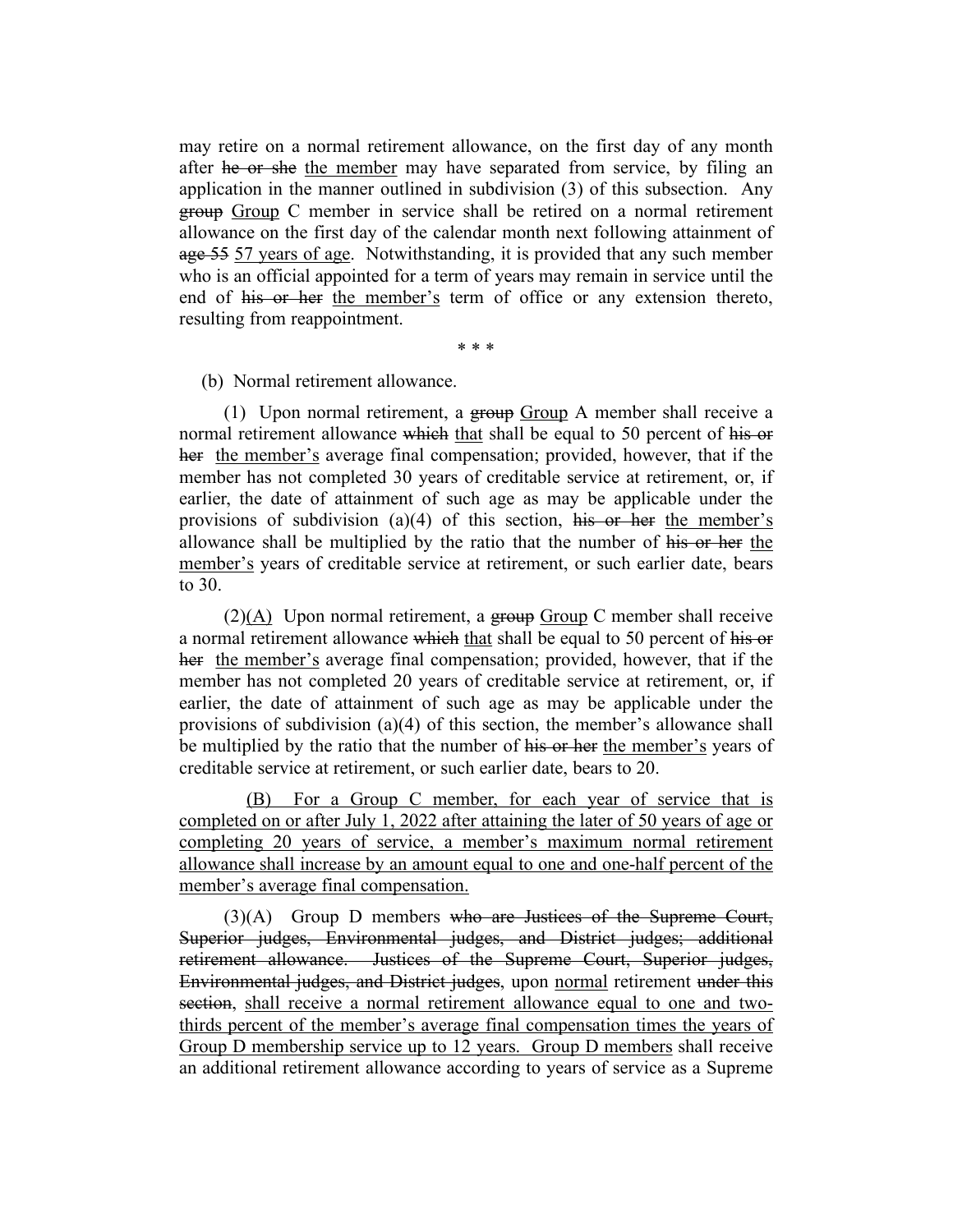may retire on a normal retirement allowance, on the first day of any month after ~~he or she~~ <u>the member</u> may have separated from service, by filing an application in the manner outlined in subdivision (3) of this subsection. Any ~~group~~ <u>Group</u> C member in service shall be retired on a normal retirement allowance on the first day of the calendar month next following attainment of ~~age 55~~ <u>57 years of age</u>. Notwithstanding, it is provided that any such member who is an official appointed for a term of years may remain in service until the end of ~~his or her~~ <u>the member's</u> term of office or any extension thereto, resulting from reappointment.

\* \* \*

(b) Normal retirement allowance.

(1) Upon normal retirement, a ~~group~~ <u>Group</u> A member shall receive a normal retirement allowance ~~which~~ <u>that</u> shall be equal to 50 percent of ~~his or her~~ <u>the member's</u> average final compensation; provided, however, that if the member has not completed 30 years of creditable service at retirement, or, if earlier, the date of attainment of such age as may be applicable under the provisions of subdivision (a)(4) of this section, ~~his or her~~ <u>the member's</u> allowance shall be multiplied by the ratio that the number of ~~his or her~~ <u>the member's</u> years of creditable service at retirement, or such earlier date, bears to 30.

(2)<u>(A)</u> Upon normal retirement, a ~~group~~ <u>Group</u> C member shall receive a normal retirement allowance ~~which~~ <u>that</u> shall be equal to 50 percent of ~~his or her~~ <u>the member's</u> average final compensation; provided, however, that if the member has not completed 20 years of creditable service at retirement, or, if earlier, the date of attainment of such age as may be applicable under the provisions of subdivision (a)(4) of this section, the member's allowance shall be multiplied by the ratio that the number of ~~his or her~~ <u>the member's</u> years of creditable service at retirement, or such earlier date, bears to 20.

<u>(B) For a Group C member, for each year of service that is completed on or after July 1, 2022 after attaining the later of 50 years of age or completing 20 years of service, a member's maximum normal retirement allowance shall increase by an amount equal to one and one-half percent of the member's average final compensation.</u>

(3)(A) Group D members ~~who are Justices of the Supreme Court, Superior judges, Environmental judges, and District judges; additional retirement allowance. Justices of the Supreme Court, Superior judges, Environmental judges, and District judges~~, upon <u>normal</u> retirement ~~under this section~~, <u>shall receive a normal retirement allowance equal to one and two-thirds percent of the member's average final compensation times the years of Group D membership service up to 12 years. Group D members</u> shall receive an additional retirement allowance according to years of service as a Supreme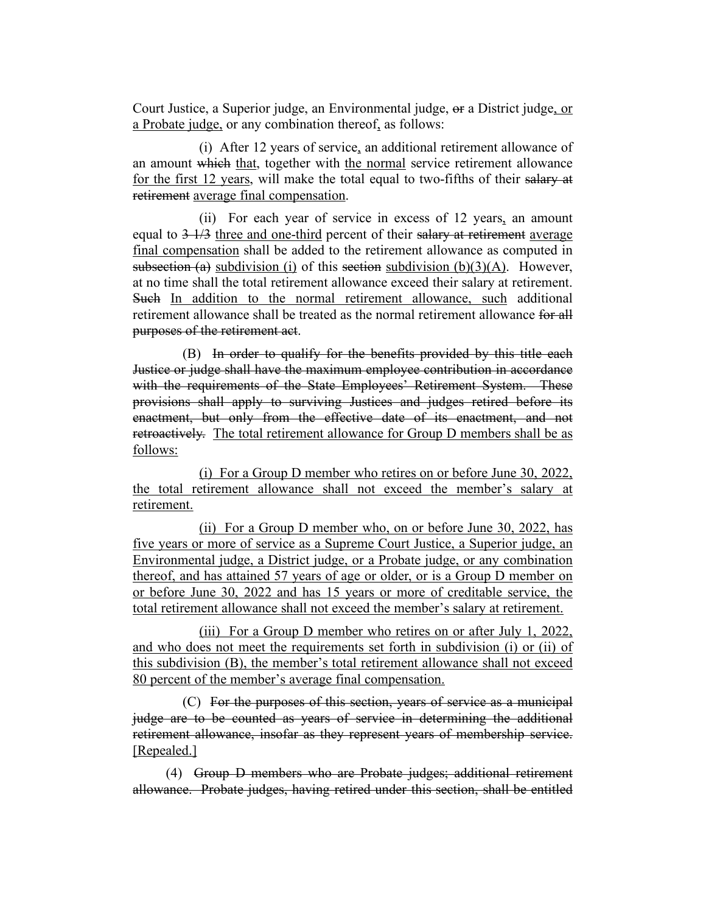Court Justice, a Superior judge, an Environmental judge, ~~or~~ a District judge<u>, or a Probate judge,</u> or any combination thereof<u>,</u> as follows:

(i) After 12 years of service<u>,</u> an additional retirement allowance of an amount ~~which~~ <u>that</u>, together with <u>the normal</u> service retirement allowance <u>for the first 12 years</u>, will make the total equal to two-fifths of their ~~salary at retirement~~ <u>average final compensation</u>.

(ii) For each year of service in excess of 12 years<u>,</u> an amount equal to ~~3 1/3~~ <u>three and one-third</u> percent of their ~~salary at retirement~~ <u>average final compensation</u> shall be added to the retirement allowance as computed in ~~subsection (a)~~ <u>subdivision (i)</u> of this ~~section~~ <u>subdivision (b)(3)(A)</u>. However, at no time shall the total retirement allowance exceed their salary at retirement. ~~Such~~ <u>In addition to the normal retirement allowance, such</u> additional retirement allowance shall be treated as the normal retirement allowance ~~for all purposes of the retirement act~~.

(B) ~~In order to qualify for the benefits provided by this title each Justice or judge shall have the maximum employee contribution in accordance with the requirements of the State Employees' Retirement System. These provisions shall apply to surviving Justices and judges retired before its enactment, but only from the effective date of its enactment, and not retroactively.~~ <u>The total retirement allowance for Group D members shall be as follows:</u>

<u>(i) For a Group D member who retires on or before June 30, 2022, the total retirement allowance shall not exceed the member's salary at retirement.</u>

<u>(ii) For a Group D member who, on or before June 30, 2022, has five years or more of service as a Supreme Court Justice, a Superior judge, an Environmental judge, a District judge, or a Probate judge, or any combination thereof, and has attained 57 years of age or older, or is a Group D member on or before June 30, 2022 and has 15 years or more of creditable service, the total retirement allowance shall not exceed the member's salary at retirement.</u>

<u>(iii) For a Group D member who retires on or after July 1, 2022, and who does not meet the requirements set forth in subdivision (i) or (ii) of this subdivision (B), the member's total retirement allowance shall not exceed 80 percent of the member's average final compensation.</u>

(C) ~~For the purposes of this section, years of service as a municipal judge are to be counted as years of service in determining the additional retirement allowance, insofar as they represent years of membership service.~~ <u>[Repealed.]</u>

(4) ~~Group D members who are Probate judges; additional retirement allowance. Probate judges, having retired under this section, shall be entitled~~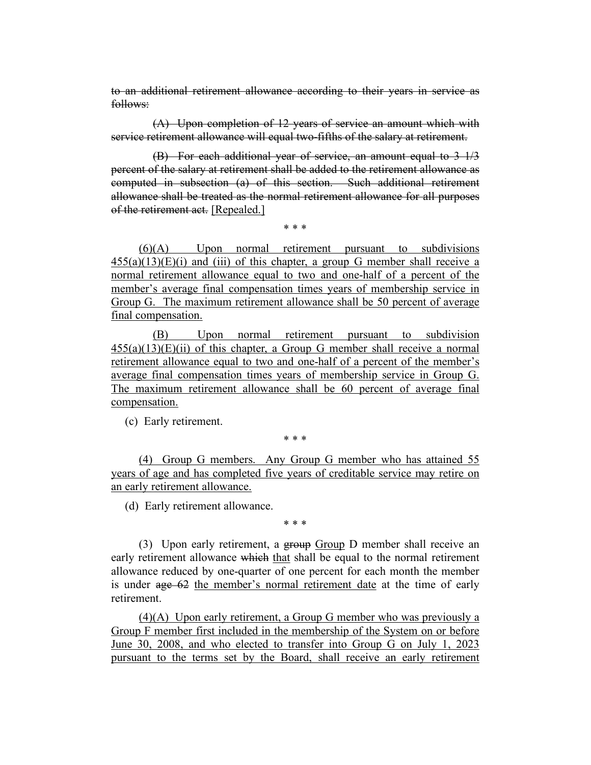~~to an additional retirement allowance according to their years in service as follows:~~

~~(A) Upon completion of 12 years of service an amount which with service retirement allowance will equal two-fifths of the salary at retirement.~~

~~(B) For each additional year of service, an amount equal to 3 1/3 percent of the salary at retirement shall be added to the retirement allowance as computed in subsection (a) of this section. Such additional retirement allowance shall be treated as the normal retirement allowance for all purposes of the retirement act.~~ <u>[Repealed.]</u>

\* \* \*

<u>(6)(A) Upon normal retirement pursuant to subdivisions 455(a)(13)(E)(i) and (iii) of this chapter, a group G member shall receive a normal retirement allowance equal to two and one-half of a percent of the member's average final compensation times years of membership service in Group G. The maximum retirement allowance shall be 50 percent of average final compensation.</u>

<u>(B) Upon normal retirement pursuant to subdivision 455(a)(13)(E)(ii) of this chapter, a Group G member shall receive a normal retirement allowance equal to two and one-half of a percent of the member's average final compensation times years of membership service in Group G. The maximum retirement allowance shall be 60 percent of average final compensation.</u>

(c) Early retirement.

\* \* \*

<u>(4) Group G members. Any Group G member who has attained 55 years of age and has completed five years of creditable service may retire on an early retirement allowance.</u>

(d) Early retirement allowance.

\* \* \*

(3) Upon early retirement, a ~~group~~ <u>Group</u> D member shall receive an early retirement allowance ~~which~~ <u>that</u> shall be equal to the normal retirement allowance reduced by one-quarter of one percent for each month the member is under ~~age 62~~ <u>the member's normal retirement date</u> at the time of early retirement.

<u>(4)(A) Upon early retirement, a Group G member who was previously a Group F member first included in the membership of the System on or before June 30, 2008, and who elected to transfer into Group G on July 1, 2023 pursuant to the terms set by the Board, shall receive an early retirement</u>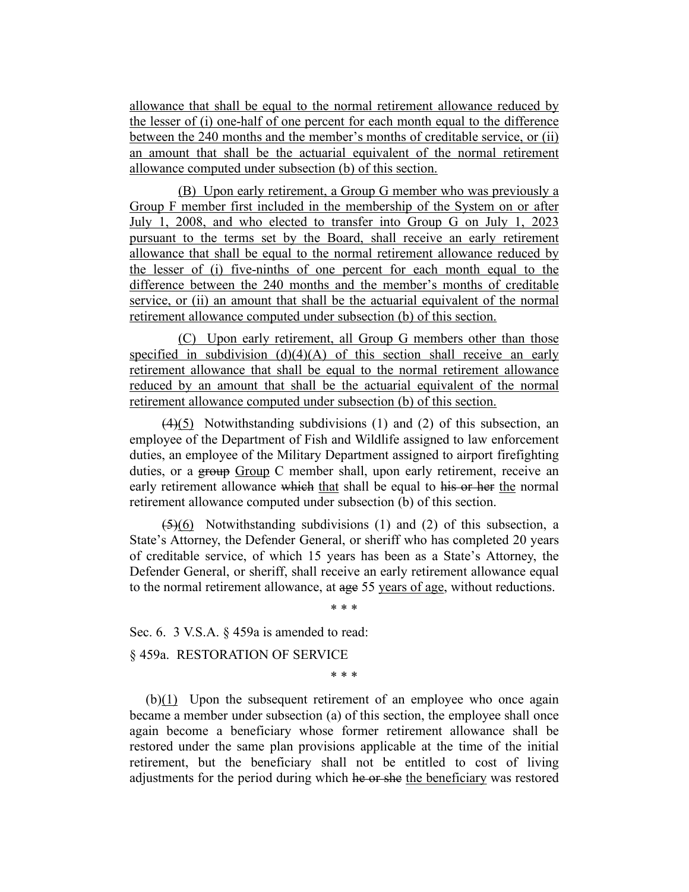allowance that shall be equal to the normal retirement allowance reduced by the lesser of (i) one-half of one percent for each month equal to the difference between the 240 months and the member's months of creditable service, or (ii) an amount that shall be the actuarial equivalent of the normal retirement allowance computed under subsection (b) of this section.

(B) Upon early retirement, a Group G member who was previously a Group F member first included in the membership of the System on or after July 1, 2008, and who elected to transfer into Group G on July 1, 2023 pursuant to the terms set by the Board, shall receive an early retirement allowance that shall be equal to the normal retirement allowance reduced by the lesser of (i) five-ninths of one percent for each month equal to the difference between the 240 months and the member's months of creditable service, or (ii) an amount that shall be the actuarial equivalent of the normal retirement allowance computed under subsection (b) of this section.

(C) Upon early retirement, all Group G members other than those specified in subdivision (d)(4)(A) of this section shall receive an early retirement allowance that shall be equal to the normal retirement allowance reduced by an amount that shall be the actuarial equivalent of the normal retirement allowance computed under subsection (b) of this section.

~~(4)~~(5) Notwithstanding subdivisions (1) and (2) of this subsection, an employee of the Department of Fish and Wildlife assigned to law enforcement duties, an employee of the Military Department assigned to airport firefighting duties, or a ~~group~~ Group C member shall, upon early retirement, receive an early retirement allowance ~~which~~ that shall be equal to ~~his or her~~ the normal retirement allowance computed under subsection (b) of this section.

~~(5)~~(6) Notwithstanding subdivisions (1) and (2) of this subsection, a State's Attorney, the Defender General, or sheriff who has completed 20 years of creditable service, of which 15 years has been as a State's Attorney, the Defender General, or sheriff, shall receive an early retirement allowance equal to the normal retirement allowance, at ~~age~~ 55 years of age, without reductions.

\* \* \*

Sec. 6. 3 V.S.A. § 459a is amended to read:

§ 459a. RESTORATION OF SERVICE

\* \* \*

(b)(1) Upon the subsequent retirement of an employee who once again became a member under subsection (a) of this section, the employee shall once again become a beneficiary whose former retirement allowance shall be restored under the same plan provisions applicable at the time of the initial retirement, but the beneficiary shall not be entitled to cost of living adjustments for the period during which ~~he or she~~ the beneficiary was restored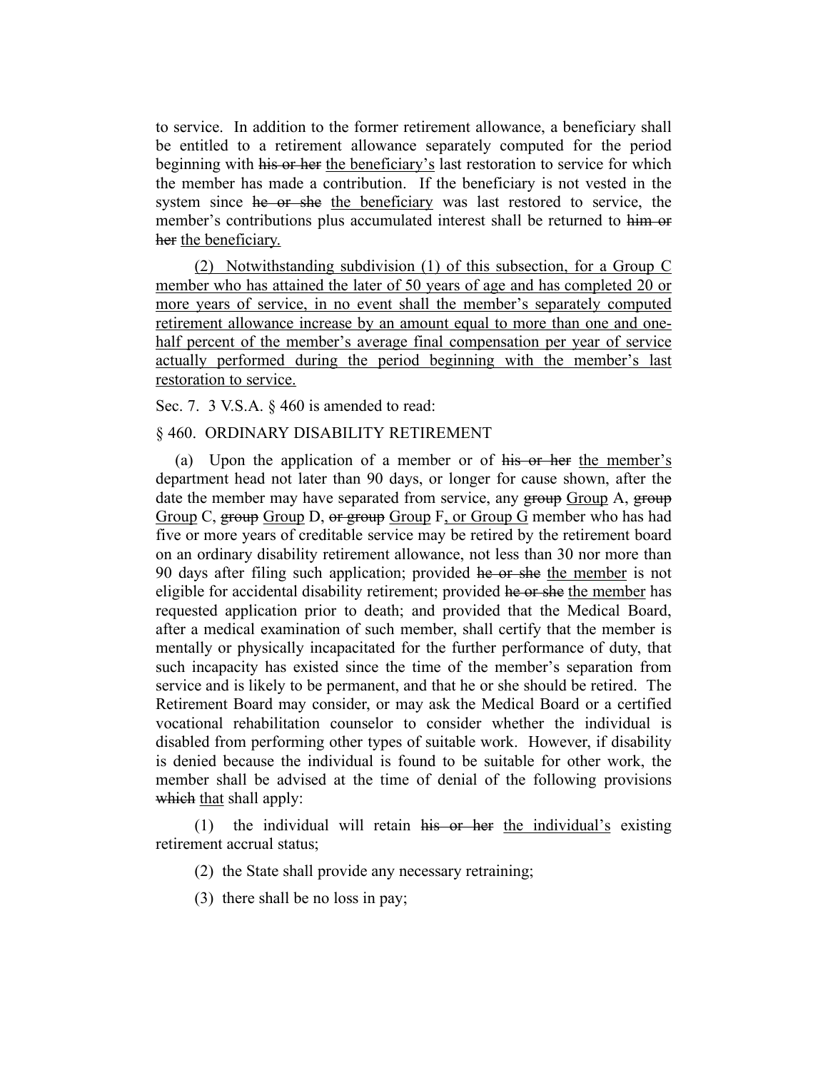to service. In addition to the former retirement allowance, a beneficiary shall be entitled to a retirement allowance separately computed for the period beginning with ~~his or her~~ the beneficiary's last restoration to service for which the member has made a contribution. If the beneficiary is not vested in the system since ~~he or she~~ the beneficiary was last restored to service, the member's contributions plus accumulated interest shall be returned to ~~him or her~~ the beneficiary.

(2) Notwithstanding subdivision (1) of this subsection, for a Group C member who has attained the later of 50 years of age and has completed 20 or more years of service, in no event shall the member's separately computed retirement allowance increase by an amount equal to more than one and one-half percent of the member's average final compensation per year of service actually performed during the period beginning with the member's last restoration to service.

Sec. 7. 3 V.S.A. § 460 is amended to read:

§ 460. ORDINARY DISABILITY RETIREMENT

(a) Upon the application of a member or of ~~his or her~~ the member's department head not later than 90 days, or longer for cause shown, after the date the member may have separated from service, any ~~group~~ Group A, ~~group~~ Group C, ~~group~~ Group D, ~~or group~~ Group F, or Group G member who has had five or more years of creditable service may be retired by the retirement board on an ordinary disability retirement allowance, not less than 30 nor more than 90 days after filing such application; provided ~~he or she~~ the member is not eligible for accidental disability retirement; provided ~~he or she~~ the member has requested application prior to death; and provided that the Medical Board, after a medical examination of such member, shall certify that the member is mentally or physically incapacitated for the further performance of duty, that such incapacity has existed since the time of the member's separation from service and is likely to be permanent, and that he or she should be retired. The Retirement Board may consider, or may ask the Medical Board or a certified vocational rehabilitation counselor to consider whether the individual is disabled from performing other types of suitable work. However, if disability is denied because the individual is found to be suitable for other work, the member shall be advised at the time of denial of the following provisions ~~which~~ that shall apply:

(1) the individual will retain ~~his or her~~ the individual's existing retirement accrual status;

(2) the State shall provide any necessary retraining;

(3) there shall be no loss in pay;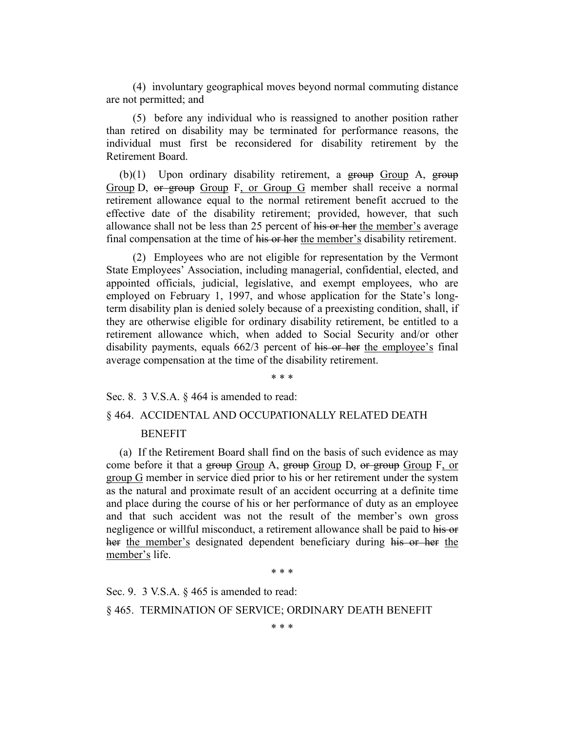(4) involuntary geographical moves beyond normal commuting distance are not permitted; and

(5) before any individual who is reassigned to another position rather than retired on disability may be terminated for performance reasons, the individual must first be reconsidered for disability retirement by the Retirement Board.

(b)(1) Upon ordinary disability retirement, a ~~group~~ Group A, ~~group~~ Group D, ~~or group~~ Group F, or Group G member shall receive a normal retirement allowance equal to the normal retirement benefit accrued to the effective date of the disability retirement; provided, however, that such allowance shall not be less than 25 percent of ~~his or her~~ the member's average final compensation at the time of ~~his or her~~ the member's disability retirement.

(2) Employees who are not eligible for representation by the Vermont State Employees' Association, including managerial, confidential, elected, and appointed officials, judicial, legislative, and exempt employees, who are employed on February 1, 1997, and whose application for the State's long-term disability plan is denied solely because of a preexisting condition, shall, if they are otherwise eligible for ordinary disability retirement, be entitled to a retirement allowance which, when added to Social Security and/or other disability payments, equals 662/3 percent of ~~his or her~~ the employee's final average compensation at the time of the disability retirement.

\* \* \*

Sec. 8. 3 V.S.A. § 464 is amended to read:

§ 464. ACCIDENTAL AND OCCUPATIONALLY RELATED DEATH BENEFIT

(a) If the Retirement Board shall find on the basis of such evidence as may come before it that a ~~group~~ Group A, ~~group~~ Group D, ~~or group~~ Group F, or group G member in service died prior to his or her retirement under the system as the natural and proximate result of an accident occurring at a definite time and place during the course of his or her performance of duty as an employee and that such accident was not the result of the member's own gross negligence or willful misconduct, a retirement allowance shall be paid to ~~his or her~~ the member's designated dependent beneficiary during ~~his or her~~ the member's life.

\* \* \*

Sec. 9. 3 V.S.A. § 465 is amended to read:

§ 465. TERMINATION OF SERVICE; ORDINARY DEATH BENEFIT

\* \* \*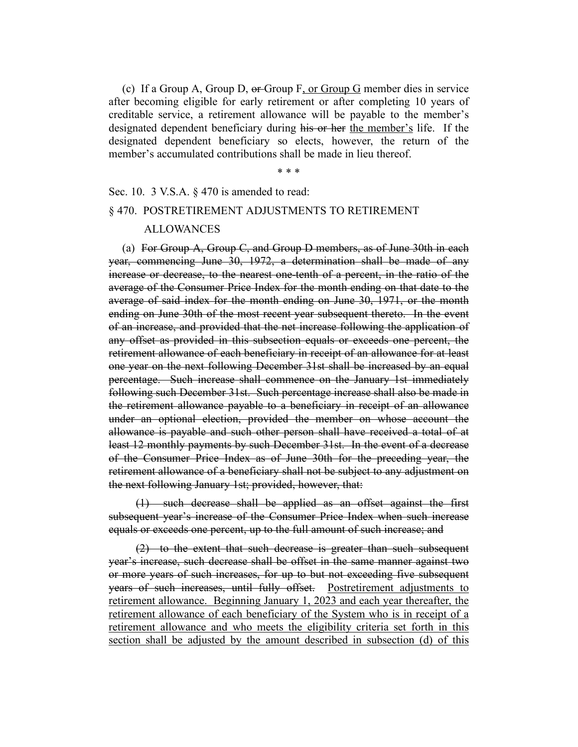(c) If a Group A, Group D, ~~or~~ Group F<u>, or Group G</u> member dies in service after becoming eligible for early retirement or after completing 10 years of creditable service, a retirement allowance will be payable to the member's designated dependent beneficiary during ~~his or her~~ <u>the member's</u> life. If the designated dependent beneficiary so elects, however, the return of the member's accumulated contributions shall be made in lieu thereof.

\* \* \*

Sec. 10. 3 V.S.A. § 470 is amended to read:

§ 470. POSTRETIREMENT ADJUSTMENTS TO RETIREMENT ALLOWANCES

(a) ~~For Group A, Group C, and Group D members, as of June 30th in each year, commencing June 30, 1972, a determination shall be made of any increase or decrease, to the nearest one-tenth of a percent, in the ratio of the average of the Consumer Price Index for the month ending on that date to the average of said index for the month ending on June 30, 1971, or the month ending on June 30th of the most recent year subsequent thereto. In the event of an increase, and provided that the net increase following the application of any offset as provided in this subsection equals or exceeds one percent, the retirement allowance of each beneficiary in receipt of an allowance for at least one year on the next following December 31st shall be increased by an equal percentage. Such increase shall commence on the January 1st immediately following such December 31st. Such percentage increase shall also be made in the retirement allowance payable to a beneficiary in receipt of an allowance under an optional election, provided the member on whose account the allowance is payable and such other person shall have received a total of at least 12 monthly payments by such December 31st. In the event of a decrease of the Consumer Price Index as of June 30th for the preceding year, the retirement allowance of a beneficiary shall not be subject to any adjustment on the next following January 1st; provided, however, that:~~

~~(1) such decrease shall be applied as an offset against the first subsequent year's increase of the Consumer Price Index when such increase equals or exceeds one percent, up to the full amount of such increase; and~~

~~(2) to the extent that such decrease is greater than such subsequent year's increase, such decrease shall be offset in the same manner against two or more years of such increases, for up to but not exceeding five subsequent years of such increases, until fully offset.~~ <u>Postretirement adjustments to retirement allowance. Beginning January 1, 2023 and each year thereafter, the retirement allowance of each beneficiary of the System who is in receipt of a retirement allowance and who meets the eligibility criteria set forth in this section shall be adjusted by the amount described in subsection (d) of this</u>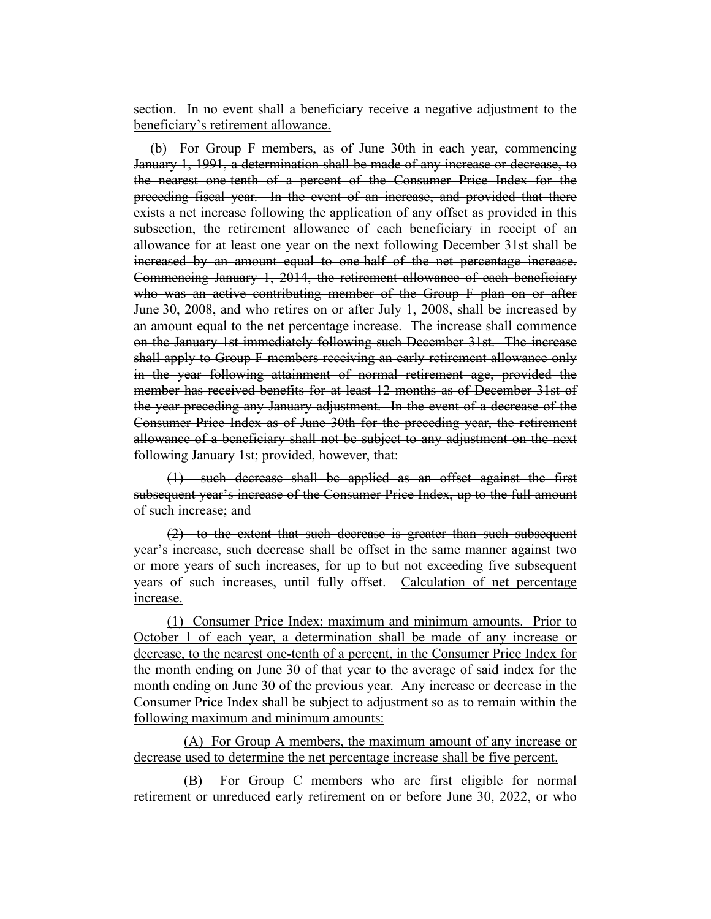section. In no event shall a beneficiary receive a negative adjustment to the beneficiary's retirement allowance.

(b) ~~For Group F members, as of June 30th in each year, commencing January 1, 1991, a determination shall be made of any increase or decrease, to the nearest one-tenth of a percent of the Consumer Price Index for the preceding fiscal year. In the event of an increase, and provided that there exists a net increase following the application of any offset as provided in this subsection, the retirement allowance of each beneficiary in receipt of an allowance for at least one year on the next following December 31st shall be increased by an amount equal to one-half of the net percentage increase. Commencing January 1, 2014, the retirement allowance of each beneficiary who was an active contributing member of the Group F plan on or after June 30, 2008, and who retires on or after July 1, 2008, shall be increased by an amount equal to the net percentage increase. The increase shall commence on the January 1st immediately following such December 31st. The increase shall apply to Group F members receiving an early retirement allowance only in the year following attainment of normal retirement age, provided the member has received benefits for at least 12 months as of December 31st of the year preceding any January adjustment. In the event of a decrease of the Consumer Price Index as of June 30th for the preceding year, the retirement allowance of a beneficiary shall not be subject to any adjustment on the next following January 1st; provided, however, that:~~

~~(1) such decrease shall be applied as an offset against the first subsequent year's increase of the Consumer Price Index, up to the full amount of such increase; and~~

~~(2) to the extent that such decrease is greater than such subsequent year's increase, such decrease shall be offset in the same manner against two or more years of such increases, for up to but not exceeding five subsequent years of such increases, until fully offset.~~ Calculation of net percentage increase.

(1) Consumer Price Index; maximum and minimum amounts. Prior to October 1 of each year, a determination shall be made of any increase or decrease, to the nearest one-tenth of a percent, in the Consumer Price Index for the month ending on June 30 of that year to the average of said index for the month ending on June 30 of the previous year. Any increase or decrease in the Consumer Price Index shall be subject to adjustment so as to remain within the following maximum and minimum amounts:

(A) For Group A members, the maximum amount of any increase or decrease used to determine the net percentage increase shall be five percent.

(B) For Group C members who are first eligible for normal retirement or unreduced early retirement on or before June 30, 2022, or who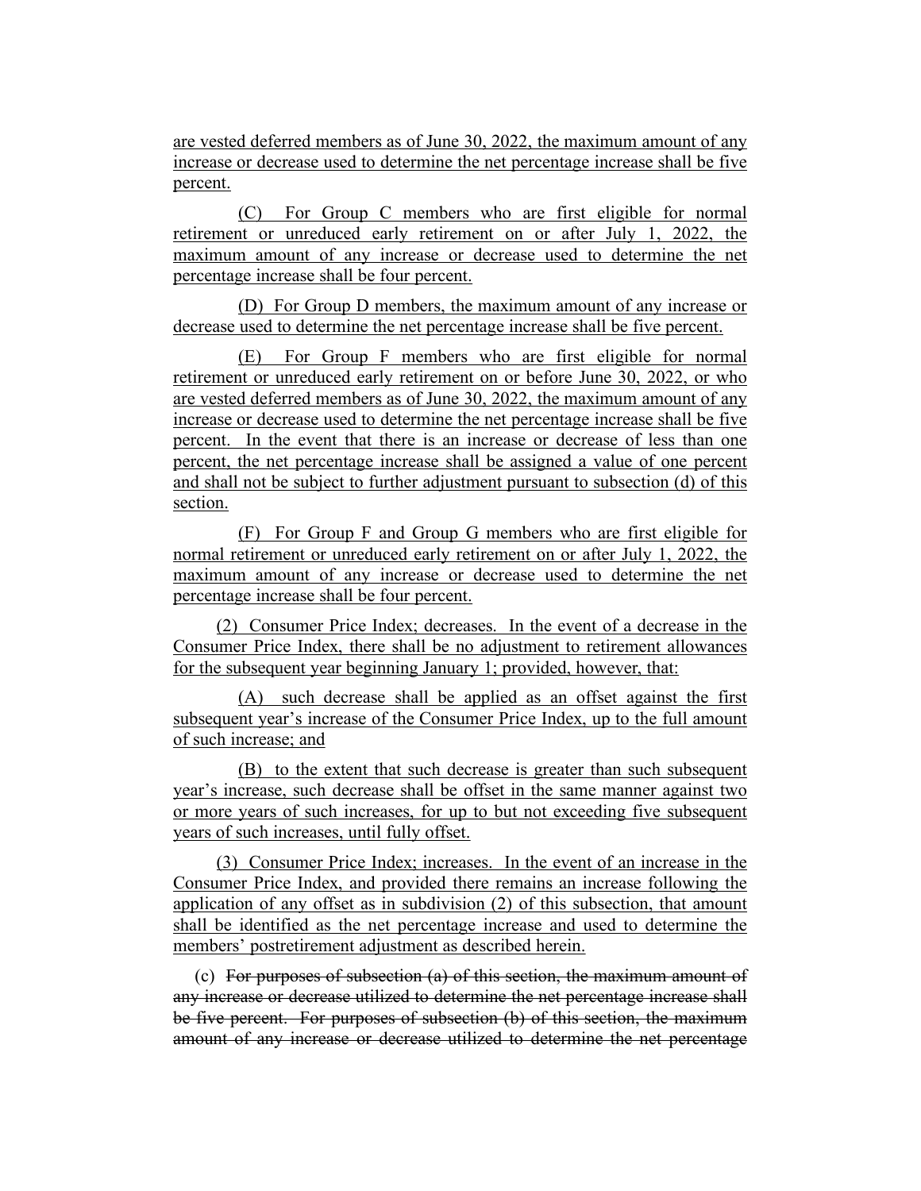are vested deferred members as of June 30, 2022, the maximum amount of any increase or decrease used to determine the net percentage increase shall be five percent.

(C) For Group C members who are first eligible for normal retirement or unreduced early retirement on or after July 1, 2022, the maximum amount of any increase or decrease used to determine the net percentage increase shall be four percent.

(D) For Group D members, the maximum amount of any increase or decrease used to determine the net percentage increase shall be five percent.

(E) For Group F members who are first eligible for normal retirement or unreduced early retirement on or before June 30, 2022, or who are vested deferred members as of June 30, 2022, the maximum amount of any increase or decrease used to determine the net percentage increase shall be five percent. In the event that there is an increase or decrease of less than one percent, the net percentage increase shall be assigned a value of one percent and shall not be subject to further adjustment pursuant to subsection (d) of this section.

(F) For Group F and Group G members who are first eligible for normal retirement or unreduced early retirement on or after July 1, 2022, the maximum amount of any increase or decrease used to determine the net percentage increase shall be four percent.

(2) Consumer Price Index; decreases. In the event of a decrease in the Consumer Price Index, there shall be no adjustment to retirement allowances for the subsequent year beginning January 1; provided, however, that:

(A) such decrease shall be applied as an offset against the first subsequent year's increase of the Consumer Price Index, up to the full amount of such increase; and

(B) to the extent that such decrease is greater than such subsequent year's increase, such decrease shall be offset in the same manner against two or more years of such increases, for up to but not exceeding five subsequent years of such increases, until fully offset.

(3) Consumer Price Index; increases. In the event of an increase in the Consumer Price Index, and provided there remains an increase following the application of any offset as in subdivision (2) of this subsection, that amount shall be identified as the net percentage increase and used to determine the members' postretirement adjustment as described herein.

(c) ~~For purposes of subsection (a) of this section, the maximum amount of any increase or decrease utilized to determine the net percentage increase shall be five percent. For purposes of subsection (b) of this section, the maximum amount of any increase or decrease utilized to determine the net percentage~~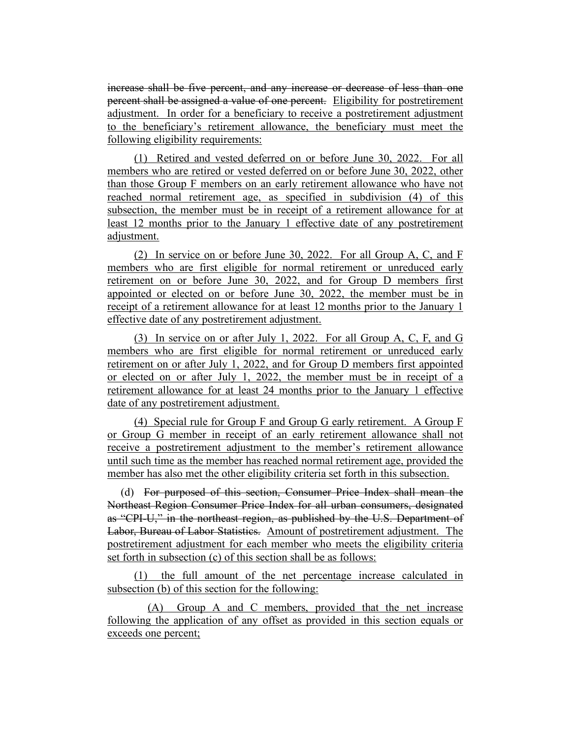~~increase shall be five percent, and any increase or decrease of less than one percent shall be assigned a value of one percent.~~ Eligibility for postretirement adjustment. In order for a beneficiary to receive a postretirement adjustment to the beneficiary's retirement allowance, the beneficiary must meet the following eligibility requirements:

(1) Retired and vested deferred on or before June 30, 2022. For all members who are retired or vested deferred on or before June 30, 2022, other than those Group F members on an early retirement allowance who have not reached normal retirement age, as specified in subdivision (4) of this subsection, the member must be in receipt of a retirement allowance for at least 12 months prior to the January 1 effective date of any postretirement adjustment.

(2) In service on or before June 30, 2022. For all Group A, C, and F members who are first eligible for normal retirement or unreduced early retirement on or before June 30, 2022, and for Group D members first appointed or elected on or before June 30, 2022, the member must be in receipt of a retirement allowance for at least 12 months prior to the January 1 effective date of any postretirement adjustment.

(3) In service on or after July 1, 2022. For all Group A, C, F, and G members who are first eligible for normal retirement or unreduced early retirement on or after July 1, 2022, and for Group D members first appointed or elected on or after July 1, 2022, the member must be in receipt of a retirement allowance for at least 24 months prior to the January 1 effective date of any postretirement adjustment.

(4) Special rule for Group F and Group G early retirement. A Group F or Group G member in receipt of an early retirement allowance shall not receive a postretirement adjustment to the member's retirement allowance until such time as the member has reached normal retirement age, provided the member has also met the other eligibility criteria set forth in this subsection.

(d) ~~For purposed of this section, Consumer Price Index shall mean the Northeast Region Consumer Price Index for all urban consumers, designated as "CPI-U," in the northeast region, as published by the U.S. Department of Labor, Bureau of Labor Statistics.~~ Amount of postretirement adjustment. The postretirement adjustment for each member who meets the eligibility criteria set forth in subsection (c) of this section shall be as follows:

(1) the full amount of the net percentage increase calculated in subsection (b) of this section for the following:

(A) Group A and C members, provided that the net increase following the application of any offset as provided in this section equals or exceeds one percent;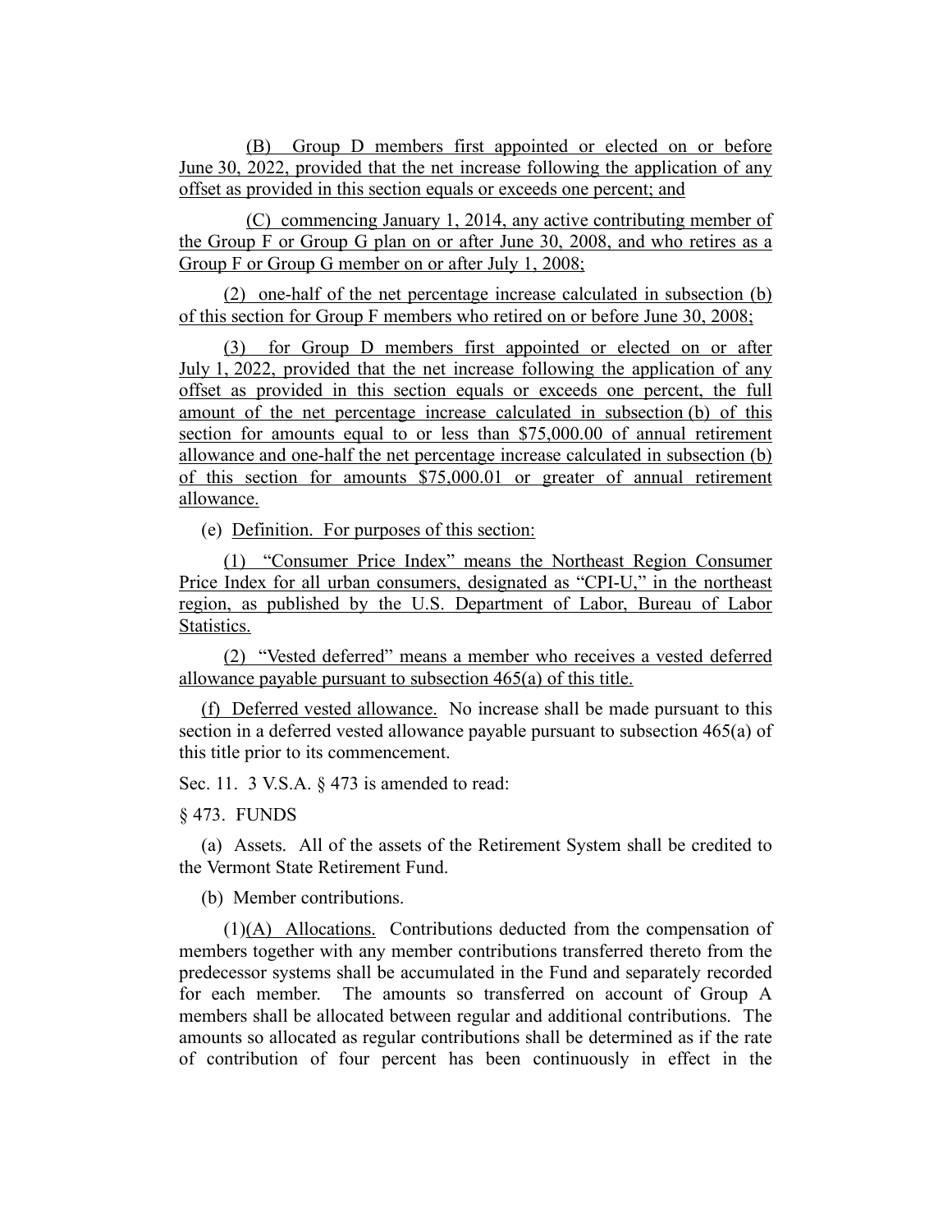(B) Group D members first appointed or elected on or before June 30, 2022, provided that the net increase following the application of any offset as provided in this section equals or exceeds one percent; and

(C) commencing January 1, 2014, any active contributing member of the Group F or Group G plan on or after June 30, 2008, and who retires as a Group F or Group G member on or after July 1, 2008;

(2) one-half of the net percentage increase calculated in subsection (b) of this section for Group F members who retired on or before June 30, 2008;

(3) for Group D members first appointed or elected on or after July 1, 2022, provided that the net increase following the application of any offset as provided in this section equals or exceeds one percent, the full amount of the net percentage increase calculated in subsection (b) of this section for amounts equal to or less than $75,000.00 of annual retirement allowance and one-half the net percentage increase calculated in subsection (b) of this section for amounts $75,000.01 or greater of annual retirement allowance.

(e) Definition. For purposes of this section:

(1) "Consumer Price Index" means the Northeast Region Consumer Price Index for all urban consumers, designated as "CPI-U," in the northeast region, as published by the U.S. Department of Labor, Bureau of Labor Statistics.

(2) "Vested deferred" means a member who receives a vested deferred allowance payable pursuant to subsection 465(a) of this title.

(f) Deferred vested allowance. No increase shall be made pursuant to this section in a deferred vested allowance payable pursuant to subsection 465(a) of this title prior to its commencement.

Sec. 11. 3 V.S.A. § 473 is amended to read:

§ 473. FUNDS

(a) Assets. All of the assets of the Retirement System shall be credited to the Vermont State Retirement Fund.

(b) Member contributions.

(1)(A) Allocations. Contributions deducted from the compensation of members together with any member contributions transferred thereto from the predecessor systems shall be accumulated in the Fund and separately recorded for each member. The amounts so transferred on account of Group A members shall be allocated between regular and additional contributions. The amounts so allocated as regular contributions shall be determined as if the rate of contribution of four percent has been continuously in effect in the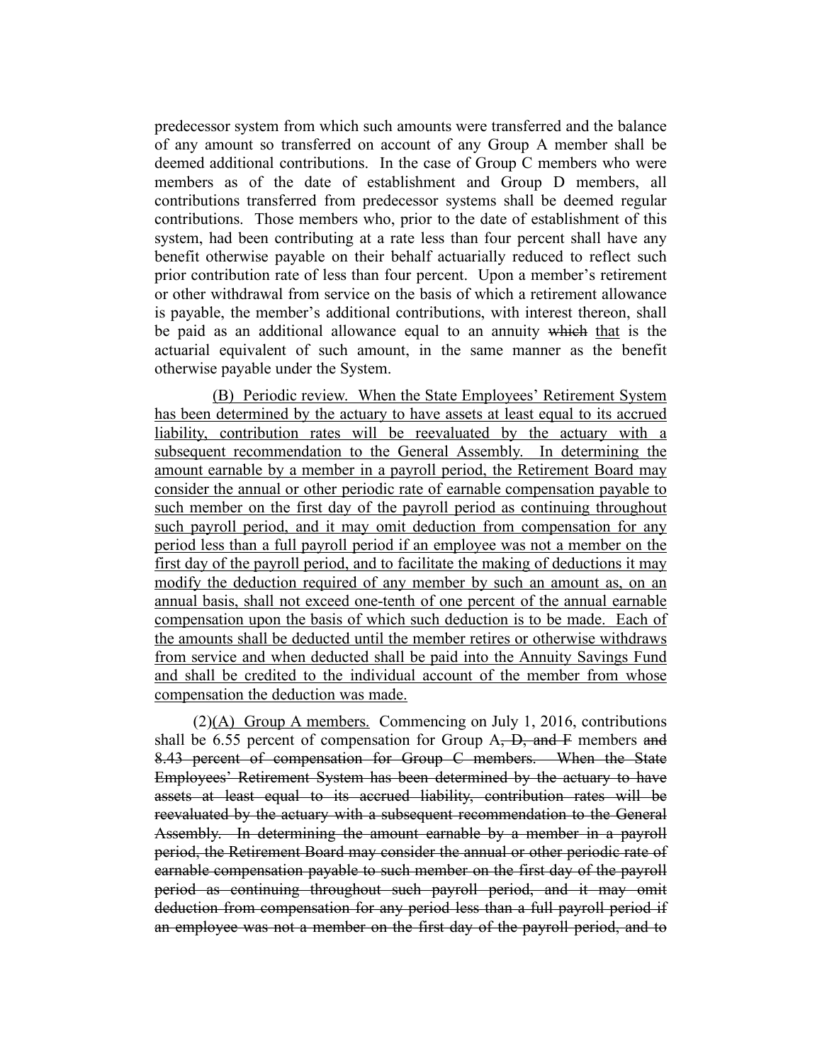predecessor system from which such amounts were transferred and the balance of any amount so transferred on account of any Group A member shall be deemed additional contributions. In the case of Group C members who were members as of the date of establishment and Group D members, all contributions transferred from predecessor systems shall be deemed regular contributions. Those members who, prior to the date of establishment of this system, had been contributing at a rate less than four percent shall have any benefit otherwise payable on their behalf actuarially reduced to reflect such prior contribution rate of less than four percent. Upon a member's retirement or other withdrawal from service on the basis of which a retirement allowance is payable, the member's additional contributions, with interest thereon, shall be paid as an additional allowance equal to an annuity ~~which~~ <u>that</u> is the actuarial equivalent of such amount, in the same manner as the benefit otherwise payable under the System.

<u>(B) Periodic review. When the State Employees' Retirement System has been determined by the actuary to have assets at least equal to its accrued liability, contribution rates will be reevaluated by the actuary with a subsequent recommendation to the General Assembly. In determining the amount earnable by a member in a payroll period, the Retirement Board may consider the annual or other periodic rate of earnable compensation payable to such member on the first day of the payroll period as continuing throughout such payroll period, and it may omit deduction from compensation for any period less than a full payroll period if an employee was not a member on the first day of the payroll period, and to facilitate the making of deductions it may modify the deduction required of any member by such an amount as, on an annual basis, shall not exceed one-tenth of one percent of the annual earnable compensation upon the basis of which such deduction is to be made. Each of the amounts shall be deducted until the member retires or otherwise withdraws from service and when deducted shall be paid into the Annuity Savings Fund and shall be credited to the individual account of the member from whose compensation the deduction was made.</u>

(2)<u>(A) Group A members.</u> Commencing on July 1, 2016, contributions shall be 6.55 percent of compensation for Group A~~, D, and F~~ members ~~and 8.43 percent of compensation for Group C members. When the State Employees' Retirement System has been determined by the actuary to have assets at least equal to its accrued liability, contribution rates will be reevaluated by the actuary with a subsequent recommendation to the General Assembly. In determining the amount earnable by a member in a payroll period, the Retirement Board may consider the annual or other periodic rate of earnable compensation payable to such member on the first day of the payroll period as continuing throughout such payroll period, and it may omit deduction from compensation for any period less than a full payroll period if an employee was not a member on the first day of the payroll period, and to~~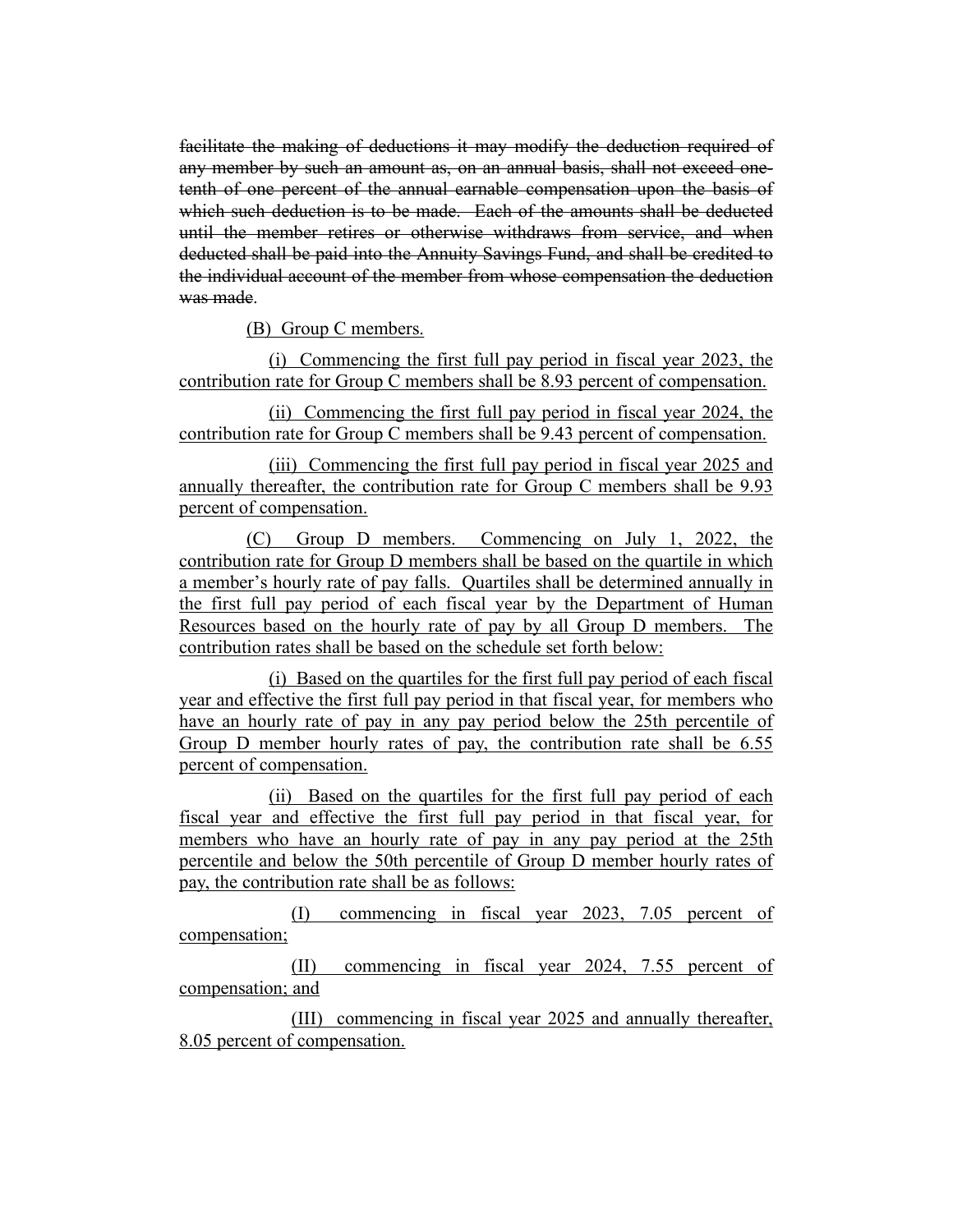~~facilitate the making of deductions it may modify the deduction required of any member by such an amount as, on an annual basis, shall not exceed one-tenth of one percent of the annual earnable compensation upon the basis of which such deduction is to be made. Each of the amounts shall be deducted until the member retires or otherwise withdraws from service, and when deducted shall be paid into the Annuity Savings Fund, and shall be credited to the individual account of the member from whose compensation the deduction was made~~.

<u>(B) Group C members.</u>

<u>(i) Commencing the first full pay period in fiscal year 2023, the contribution rate for Group C members shall be 8.93 percent of compensation.</u>

<u>(ii) Commencing the first full pay period in fiscal year 2024, the contribution rate for Group C members shall be 9.43 percent of compensation.</u>

<u>(iii) Commencing the first full pay period in fiscal year 2025 and annually thereafter, the contribution rate for Group C members shall be 9.93 percent of compensation.</u>

<u>(C) Group D members. Commencing on July 1, 2022, the contribution rate for Group D members shall be based on the quartile in which a member's hourly rate of pay falls. Quartiles shall be determined annually in the first full pay period of each fiscal year by the Department of Human Resources based on the hourly rate of pay by all Group D members. The contribution rates shall be based on the schedule set forth below:</u>

<u>(i) Based on the quartiles for the first full pay period of each fiscal year and effective the first full pay period in that fiscal year, for members who have an hourly rate of pay in any pay period below the 25th percentile of Group D member hourly rates of pay, the contribution rate shall be 6.55 percent of compensation.</u>

<u>(ii) Based on the quartiles for the first full pay period of each fiscal year and effective the first full pay period in that fiscal year, for members who have an hourly rate of pay in any pay period at the 25th percentile and below the 50th percentile of Group D member hourly rates of pay, the contribution rate shall be as follows:</u>

<u>(I) commencing in fiscal year 2023, 7.05 percent of compensation;</u>

<u>(II) commencing in fiscal year 2024, 7.55 percent of compensation; and</u>

<u>(III) commencing in fiscal year 2025 and annually thereafter, 8.05 percent of compensation.</u>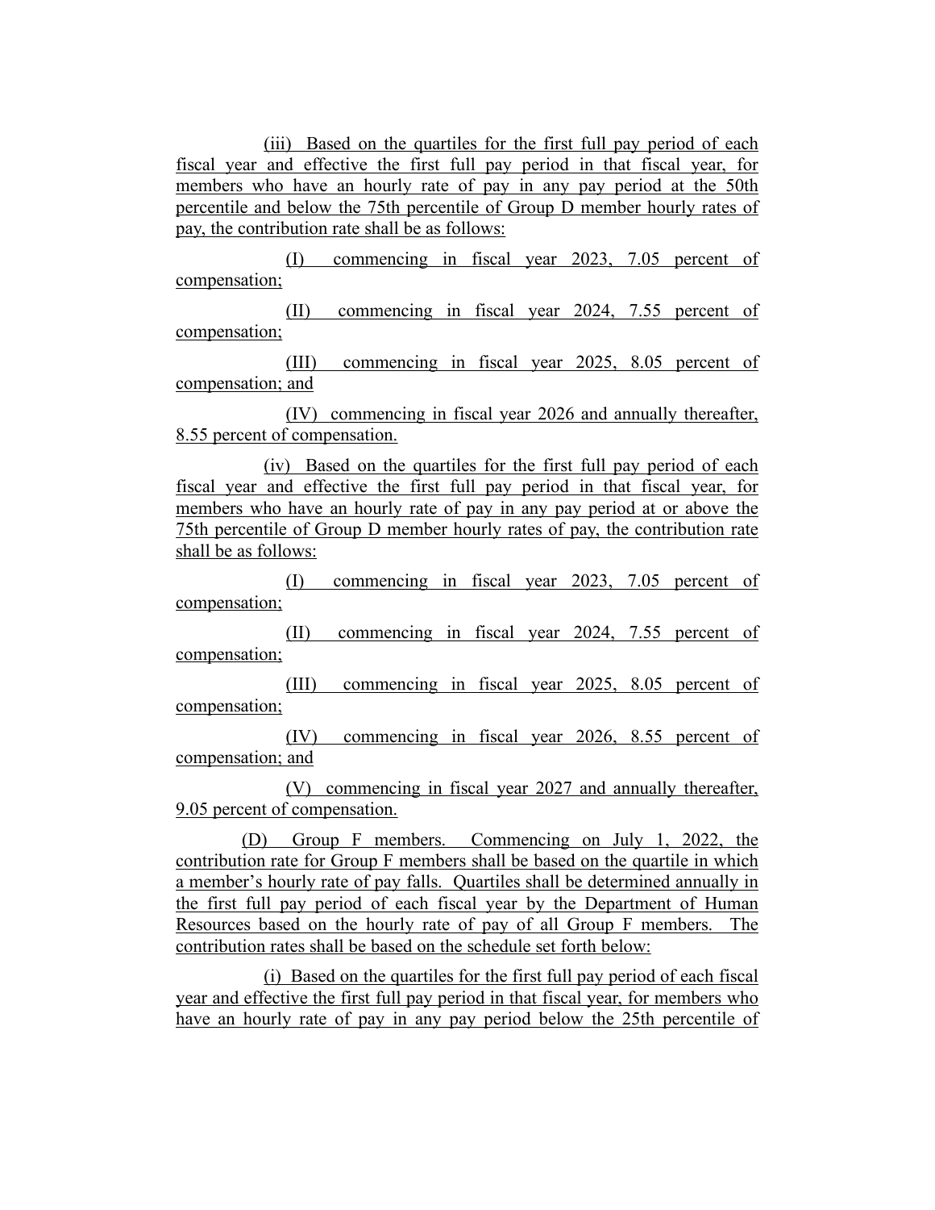(iii) Based on the quartiles for the first full pay period of each fiscal year and effective the first full pay period in that fiscal year, for members who have an hourly rate of pay in any pay period at the 50th percentile and below the 75th percentile of Group D member hourly rates of pay, the contribution rate shall be as follows:

(I) commencing in fiscal year 2023, 7.05 percent of compensation;

(II) commencing in fiscal year 2024, 7.55 percent of compensation;

(III) commencing in fiscal year 2025, 8.05 percent of compensation; and

(IV) commencing in fiscal year 2026 and annually thereafter, 8.55 percent of compensation.

(iv) Based on the quartiles for the first full pay period of each fiscal year and effective the first full pay period in that fiscal year, for members who have an hourly rate of pay in any pay period at or above the 75th percentile of Group D member hourly rates of pay, the contribution rate shall be as follows:

(I) commencing in fiscal year 2023, 7.05 percent of compensation;

(II) commencing in fiscal year 2024, 7.55 percent of compensation;

(III) commencing in fiscal year 2025, 8.05 percent of compensation;

(IV) commencing in fiscal year 2026, 8.55 percent of compensation; and

(V) commencing in fiscal year 2027 and annually thereafter, 9.05 percent of compensation.

(D) Group F members. Commencing on July 1, 2022, the contribution rate for Group F members shall be based on the quartile in which a member's hourly rate of pay falls. Quartiles shall be determined annually in the first full pay period of each fiscal year by the Department of Human Resources based on the hourly rate of pay of all Group F members. The contribution rates shall be based on the schedule set forth below:

(i) Based on the quartiles for the first full pay period of each fiscal year and effective the first full pay period in that fiscal year, for members who have an hourly rate of pay in any pay period below the 25th percentile of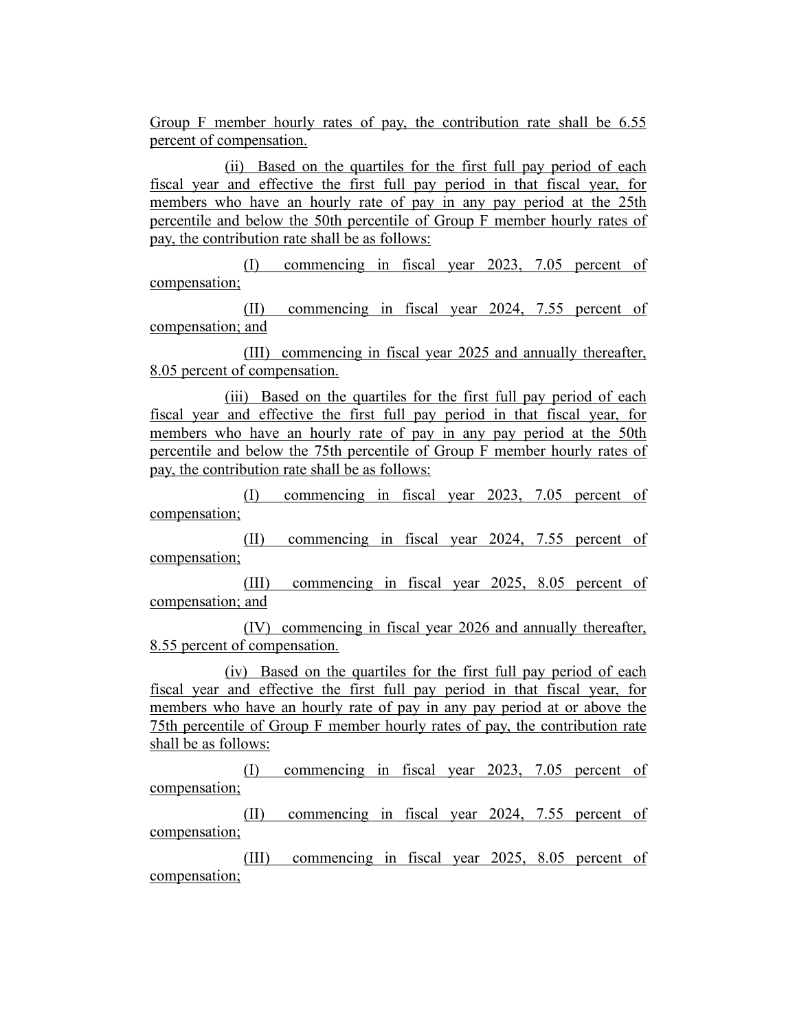Group F member hourly rates of pay, the contribution rate shall be 6.55 percent of compensation.

(ii) Based on the quartiles for the first full pay period of each fiscal year and effective the first full pay period in that fiscal year, for members who have an hourly rate of pay in any pay period at the 25th percentile and below the 50th percentile of Group F member hourly rates of pay, the contribution rate shall be as follows:

(I) commencing in fiscal year 2023, 7.05 percent of compensation;

(II) commencing in fiscal year 2024, 7.55 percent of compensation; and

(III) commencing in fiscal year 2025 and annually thereafter, 8.05 percent of compensation.

(iii) Based on the quartiles for the first full pay period of each fiscal year and effective the first full pay period in that fiscal year, for members who have an hourly rate of pay in any pay period at the 50th percentile and below the 75th percentile of Group F member hourly rates of pay, the contribution rate shall be as follows:

(I) commencing in fiscal year 2023, 7.05 percent of compensation;

(II) commencing in fiscal year 2024, 7.55 percent of compensation;

(III) commencing in fiscal year 2025, 8.05 percent of compensation; and

(IV) commencing in fiscal year 2026 and annually thereafter, 8.55 percent of compensation.

(iv) Based on the quartiles for the first full pay period of each fiscal year and effective the first full pay period in that fiscal year, for members who have an hourly rate of pay in any pay period at or above the 75th percentile of Group F member hourly rates of pay, the contribution rate shall be as follows:

(I) commencing in fiscal year 2023, 7.05 percent of compensation;

(II) commencing in fiscal year 2024, 7.55 percent of compensation;

(III) commencing in fiscal year 2025, 8.05 percent of compensation;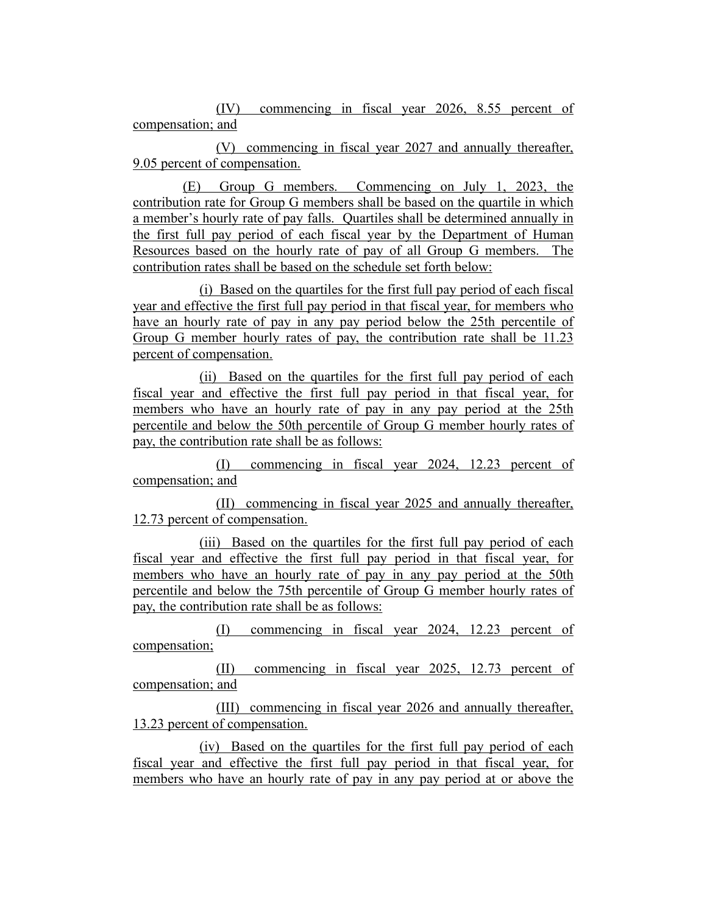(IV) commencing in fiscal year 2026, 8.55 percent of compensation; and

(V) commencing in fiscal year 2027 and annually thereafter, 9.05 percent of compensation.

(E) Group G members. Commencing on July 1, 2023, the contribution rate for Group G members shall be based on the quartile in which a member's hourly rate of pay falls. Quartiles shall be determined annually in the first full pay period of each fiscal year by the Department of Human Resources based on the hourly rate of pay of all Group G members. The contribution rates shall be based on the schedule set forth below:

(i) Based on the quartiles for the first full pay period of each fiscal year and effective the first full pay period in that fiscal year, for members who have an hourly rate of pay in any pay period below the 25th percentile of Group G member hourly rates of pay, the contribution rate shall be 11.23 percent of compensation.

(ii) Based on the quartiles for the first full pay period of each fiscal year and effective the first full pay period in that fiscal year, for members who have an hourly rate of pay in any pay period at the 25th percentile and below the 50th percentile of Group G member hourly rates of pay, the contribution rate shall be as follows:

(I) commencing in fiscal year 2024, 12.23 percent of compensation; and

(II) commencing in fiscal year 2025 and annually thereafter, 12.73 percent of compensation.

(iii) Based on the quartiles for the first full pay period of each fiscal year and effective the first full pay period in that fiscal year, for members who have an hourly rate of pay in any pay period at the 50th percentile and below the 75th percentile of Group G member hourly rates of pay, the contribution rate shall be as follows:

(I) commencing in fiscal year 2024, 12.23 percent of compensation;

(II) commencing in fiscal year 2025, 12.73 percent of compensation; and

(III) commencing in fiscal year 2026 and annually thereafter, 13.23 percent of compensation.

(iv) Based on the quartiles for the first full pay period of each fiscal year and effective the first full pay period in that fiscal year, for members who have an hourly rate of pay in any pay period at or above the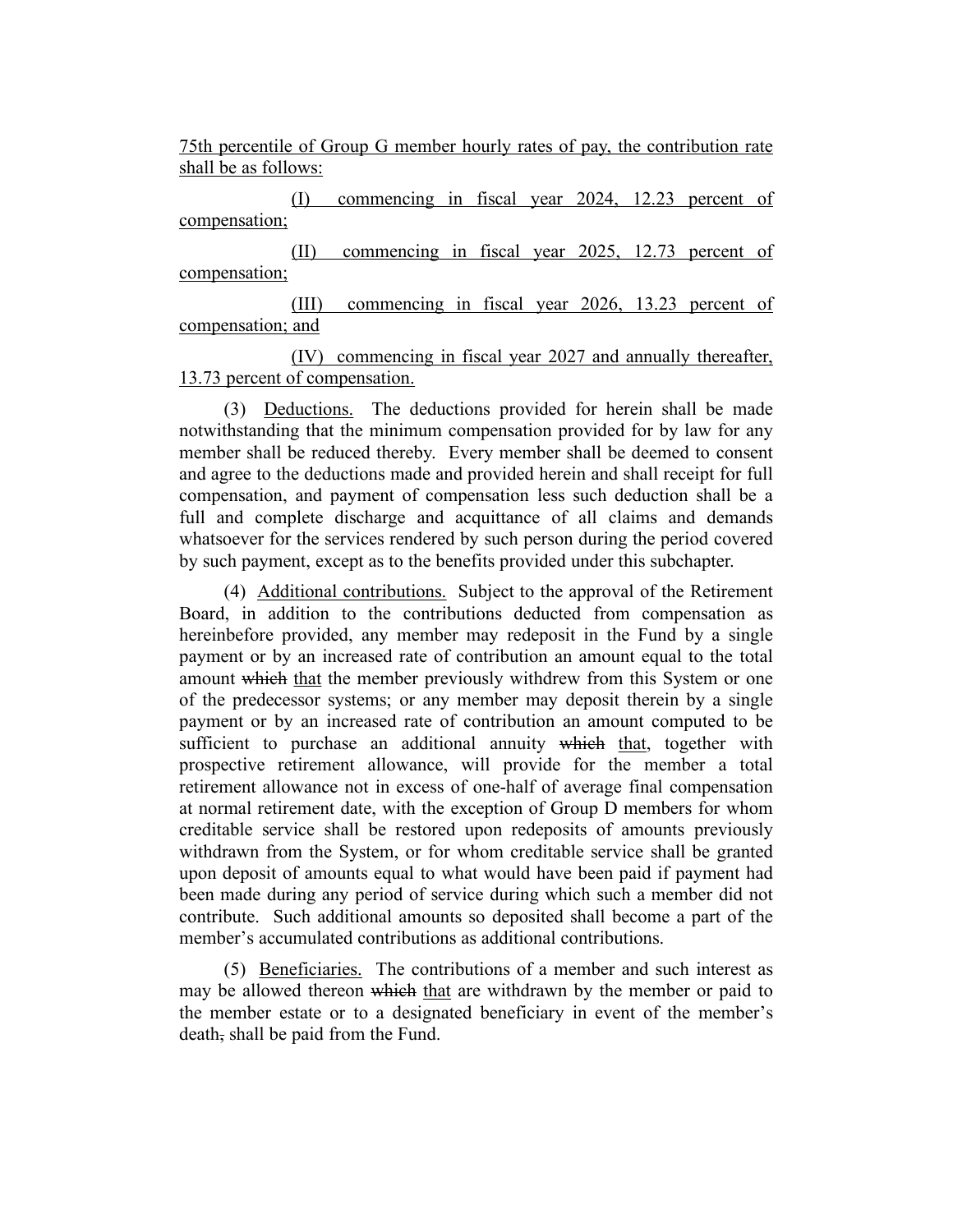75th percentile of Group G member hourly rates of pay, the contribution rate shall be as follows:

(I) commencing in fiscal year 2024, 12.23 percent of compensation;

(II) commencing in fiscal year 2025, 12.73 percent of compensation;

(III) commencing in fiscal year 2026, 13.23 percent of compensation; and

(IV) commencing in fiscal year 2027 and annually thereafter, 13.73 percent of compensation.

(3) Deductions. The deductions provided for herein shall be made notwithstanding that the minimum compensation provided for by law for any member shall be reduced thereby. Every member shall be deemed to consent and agree to the deductions made and provided herein and shall receipt for full compensation, and payment of compensation less such deduction shall be a full and complete discharge and acquittance of all claims and demands whatsoever for the services rendered by such person during the period covered by such payment, except as to the benefits provided under this subchapter.

(4) Additional contributions. Subject to the approval of the Retirement Board, in addition to the contributions deducted from compensation as hereinbefore provided, any member may redeposit in the Fund by a single payment or by an increased rate of contribution an amount equal to the total amount ~~which~~ that the member previously withdrew from this System or one of the predecessor systems; or any member may deposit therein by a single payment or by an increased rate of contribution an amount computed to be sufficient to purchase an additional annuity ~~which~~ that, together with prospective retirement allowance, will provide for the member a total retirement allowance not in excess of one-half of average final compensation at normal retirement date, with the exception of Group D members for whom creditable service shall be restored upon redeposits of amounts previously withdrawn from the System, or for whom creditable service shall be granted upon deposit of amounts equal to what would have been paid if payment had been made during any period of service during which such a member did not contribute. Such additional amounts so deposited shall become a part of the member's accumulated contributions as additional contributions.

(5) Beneficiaries. The contributions of a member and such interest as may be allowed thereon ~~which~~ that are withdrawn by the member or paid to the member estate or to a designated beneficiary in event of the member's death~~,~~ shall be paid from the Fund.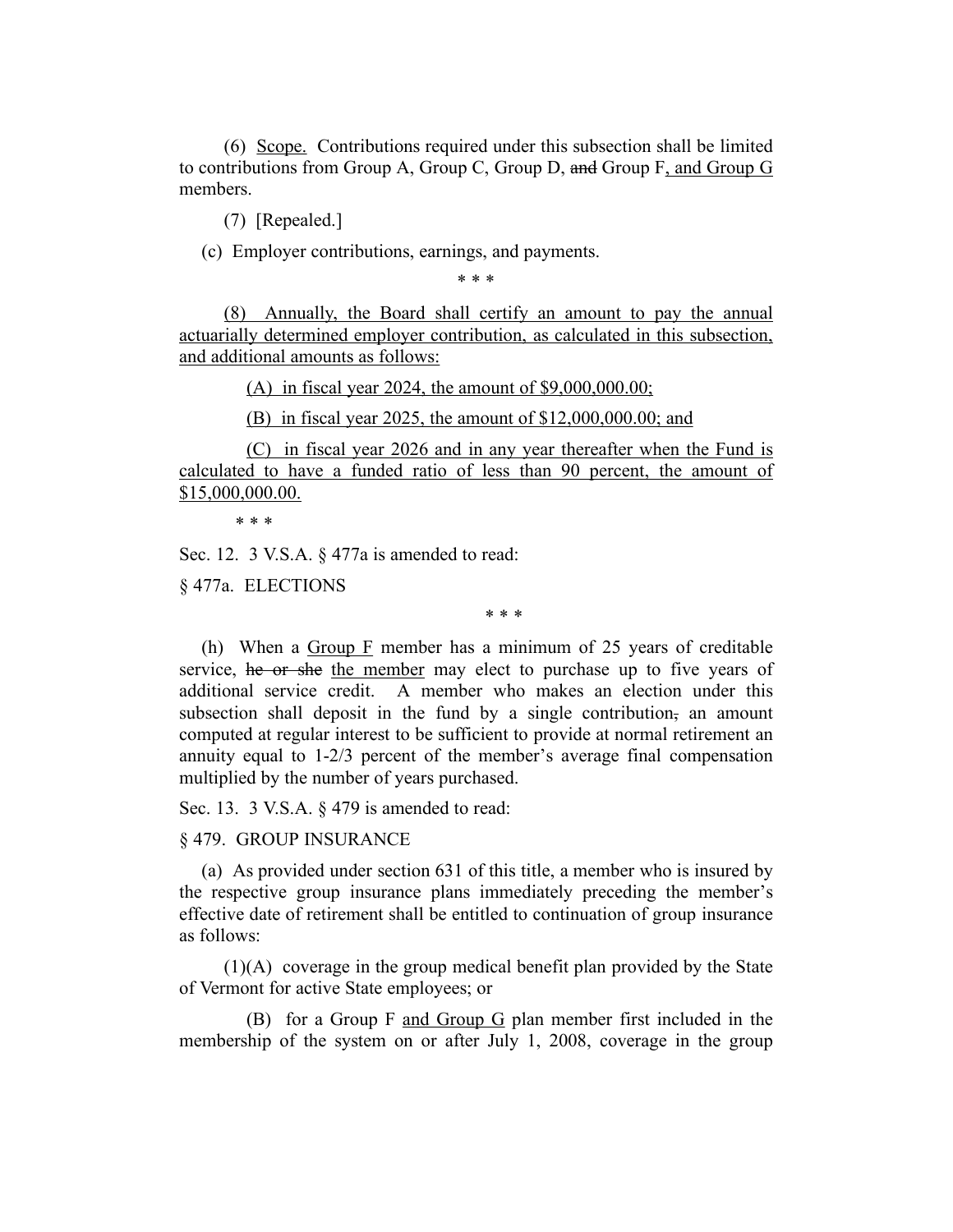(6) Scope. Contributions required under this subsection shall be limited to contributions from Group A, Group C, Group D, ~~and~~ Group F, and Group G members.

(7) [Repealed.]

(c) Employer contributions, earnings, and payments.

\* \* \*

(8) Annually, the Board shall certify an amount to pay the annual actuarially determined employer contribution, as calculated in this subsection, and additional amounts as follows:

(A) in fiscal year 2024, the amount of $9,000,000.00;

(B) in fiscal year 2025, the amount of $12,000,000.00; and

(C) in fiscal year 2026 and in any year thereafter when the Fund is calculated to have a funded ratio of less than 90 percent, the amount of $15,000,000.00.

\* \* \*

Sec. 12. 3 V.S.A. § 477a is amended to read:

§ 477a. ELECTIONS

\* \* \*

(h) When a Group F member has a minimum of 25 years of creditable service, ~~he or she~~ the member may elect to purchase up to five years of additional service credit. A member who makes an election under this subsection shall deposit in the fund by a single contribution~~,~~ an amount computed at regular interest to be sufficient to provide at normal retirement an annuity equal to 1-2/3 percent of the member's average final compensation multiplied by the number of years purchased.

Sec. 13. 3 V.S.A. § 479 is amended to read:

§ 479. GROUP INSURANCE

(a) As provided under section 631 of this title, a member who is insured by the respective group insurance plans immediately preceding the member's effective date of retirement shall be entitled to continuation of group insurance as follows:

(1)(A) coverage in the group medical benefit plan provided by the State of Vermont for active State employees; or

(B) for a Group F and Group G plan member first included in the membership of the system on or after July 1, 2008, coverage in the group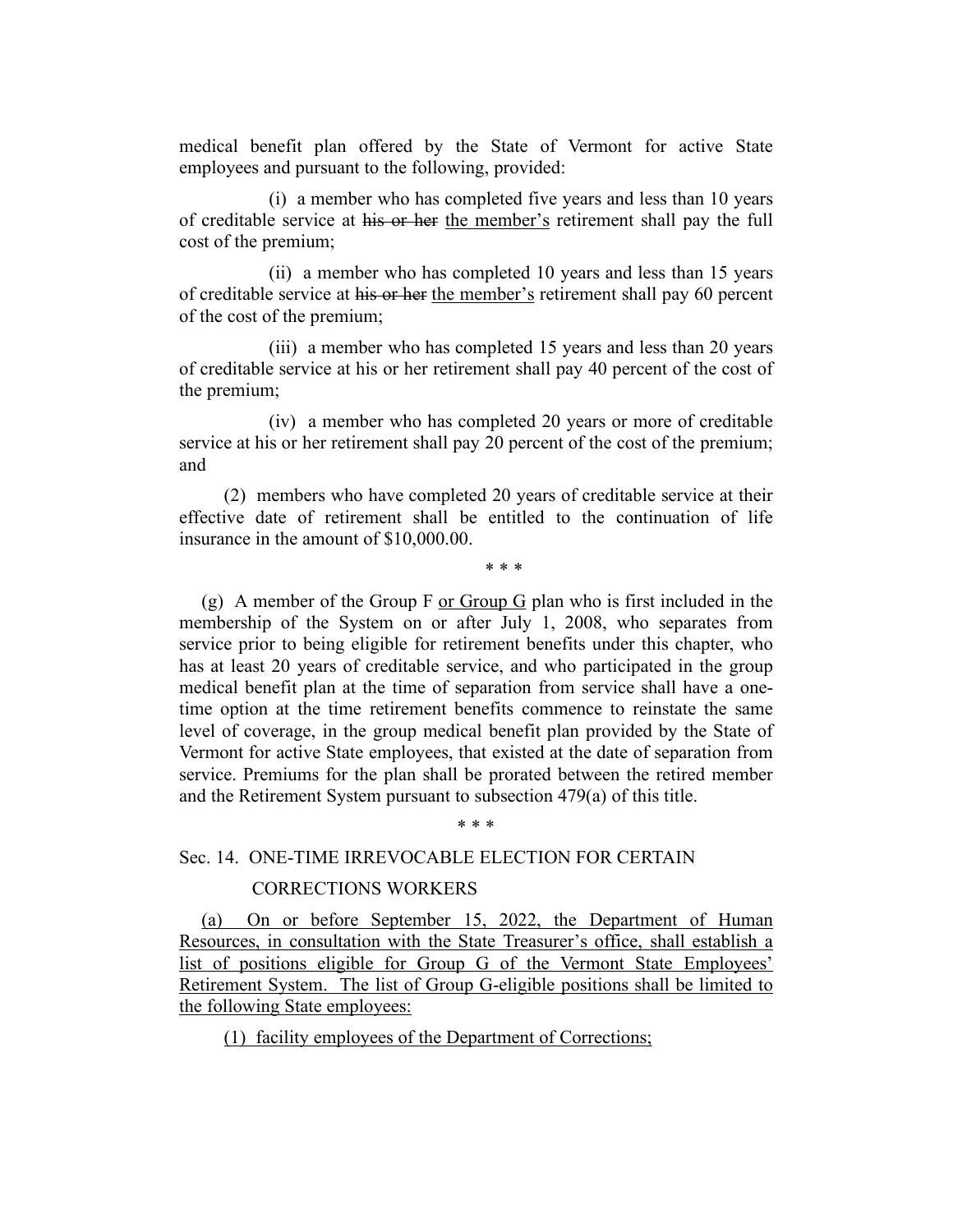medical benefit plan offered by the State of Vermont for active State employees and pursuant to the following, provided:

(i) a member who has completed five years and less than 10 years of creditable service at ~~his or her~~ the member's retirement shall pay the full cost of the premium;

(ii) a member who has completed 10 years and less than 15 years of creditable service at ~~his or her~~ the member's retirement shall pay 60 percent of the cost of the premium;

(iii) a member who has completed 15 years and less than 20 years of creditable service at his or her retirement shall pay 40 percent of the cost of the premium;

(iv) a member who has completed 20 years or more of creditable service at his or her retirement shall pay 20 percent of the cost of the premium; and

(2) members who have completed 20 years of creditable service at their effective date of retirement shall be entitled to the continuation of life insurance in the amount of $10,000.00.

\* \* \*

(g) A member of the Group F or Group G plan who is first included in the membership of the System on or after July 1, 2008, who separates from service prior to being eligible for retirement benefits under this chapter, who has at least 20 years of creditable service, and who participated in the group medical benefit plan at the time of separation from service shall have a one-time option at the time retirement benefits commence to reinstate the same level of coverage, in the group medical benefit plan provided by the State of Vermont for active State employees, that existed at the date of separation from service. Premiums for the plan shall be prorated between the retired member and the Retirement System pursuant to subsection 479(a) of this title.

\* \* \*

Sec. 14. ONE-TIME IRREVOCABLE ELECTION FOR CERTAIN CORRECTIONS WORKERS

(a) On or before September 15, 2022, the Department of Human Resources, in consultation with the State Treasurer's office, shall establish a list of positions eligible for Group G of the Vermont State Employees' Retirement System. The list of Group G-eligible positions shall be limited to the following State employees:

(1) facility employees of the Department of Corrections;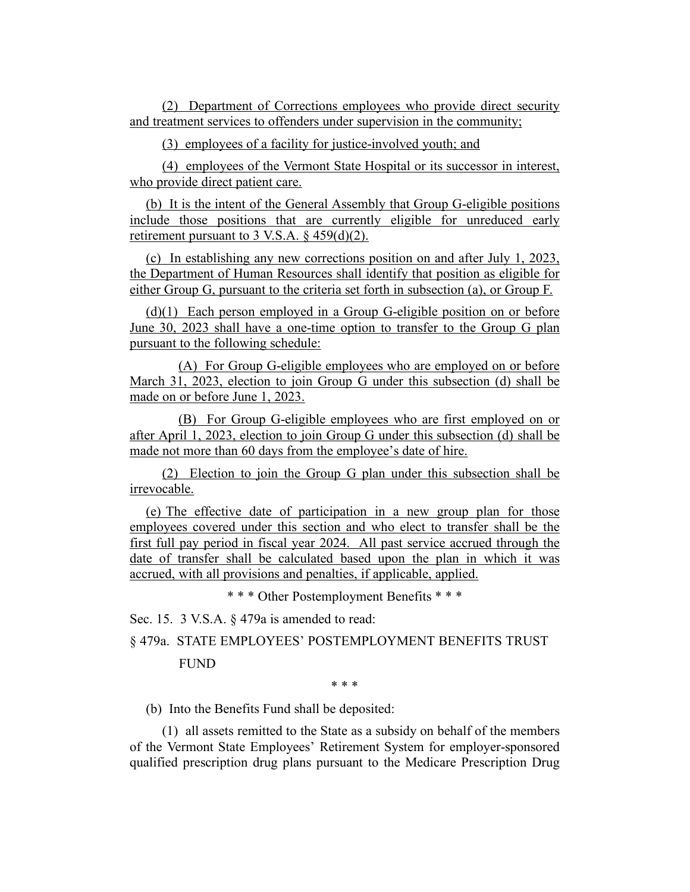(2) Department of Corrections employees who provide direct security and treatment services to offenders under supervision in the community;

(3) employees of a facility for justice-involved youth; and

(4) employees of the Vermont State Hospital or its successor in interest, who provide direct patient care.

(b) It is the intent of the General Assembly that Group G-eligible positions include those positions that are currently eligible for unreduced early retirement pursuant to 3 V.S.A. § 459(d)(2).

(c) In establishing any new corrections position on and after July 1, 2023, the Department of Human Resources shall identify that position as eligible for either Group G, pursuant to the criteria set forth in subsection (a), or Group F.

(d)(1) Each person employed in a Group G-eligible position on or before June 30, 2023 shall have a one-time option to transfer to the Group G plan pursuant to the following schedule:

(A) For Group G-eligible employees who are employed on or before March 31, 2023, election to join Group G under this subsection (d) shall be made on or before June 1, 2023.

(B) For Group G-eligible employees who are first employed on or after April 1, 2023, election to join Group G under this subsection (d) shall be made not more than 60 days from the employee's date of hire.

(2) Election to join the Group G plan under this subsection shall be irrevocable.

(e) The effective date of participation in a new group plan for those employees covered under this section and who elect to transfer shall be the first full pay period in fiscal year 2024. All past service accrued through the date of transfer shall be calculated based upon the plan in which it was accrued, with all provisions and penalties, if applicable, applied.

\* \* \* Other Postemployment Benefits \* \* \*

Sec. 15. 3 V.S.A. § 479a is amended to read:

§ 479a. STATE EMPLOYEES' POSTEMPLOYMENT BENEFITS TRUST FUND

\* \* \*

(b) Into the Benefits Fund shall be deposited:

(1) all assets remitted to the State as a subsidy on behalf of the members of the Vermont State Employees' Retirement System for employer-sponsored qualified prescription drug plans pursuant to the Medicare Prescription Drug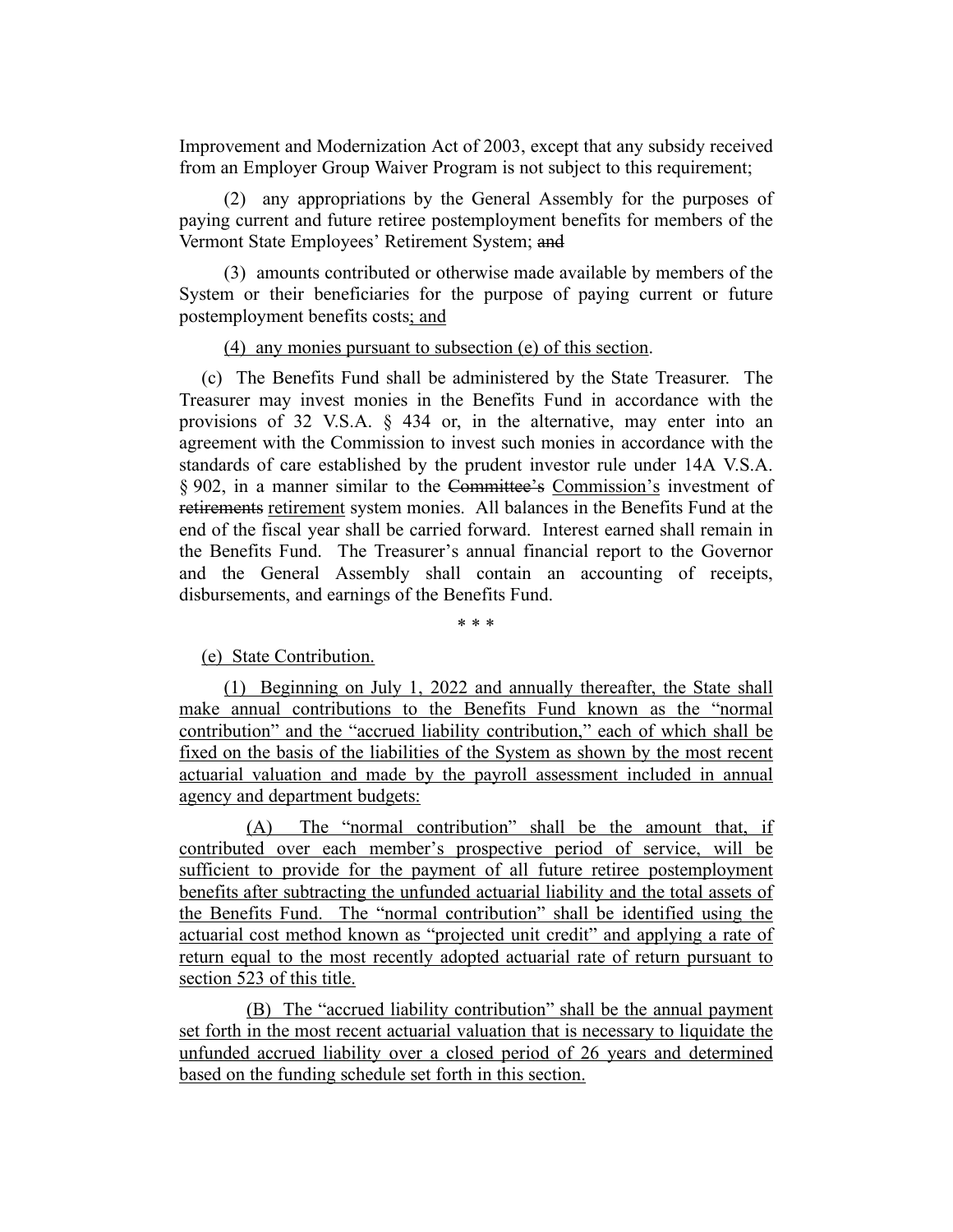Improvement and Modernization Act of 2003, except that any subsidy received from an Employer Group Waiver Program is not subject to this requirement;

(2) any appropriations by the General Assembly for the purposes of paying current and future retiree postemployment benefits for members of the Vermont State Employees' Retirement System; ~~and~~

(3) amounts contributed or otherwise made available by members of the System or their beneficiaries for the purpose of paying current or future postemployment benefits costs; and

(4) any monies pursuant to subsection (e) of this section.

(c) The Benefits Fund shall be administered by the State Treasurer. The Treasurer may invest monies in the Benefits Fund in accordance with the provisions of 32 V.S.A. § 434 or, in the alternative, may enter into an agreement with the Commission to invest such monies in accordance with the standards of care established by the prudent investor rule under 14A V.S.A. § 902, in a manner similar to the ~~Committee's~~ Commission's investment of ~~retirements~~ retirement system monies. All balances in the Benefits Fund at the end of the fiscal year shall be carried forward. Interest earned shall remain in the Benefits Fund. The Treasurer's annual financial report to the Governor and the General Assembly shall contain an accounting of receipts, disbursements, and earnings of the Benefits Fund.

\* \* \*

(e) State Contribution.

(1) Beginning on July 1, 2022 and annually thereafter, the State shall make annual contributions to the Benefits Fund known as the "normal contribution" and the "accrued liability contribution," each of which shall be fixed on the basis of the liabilities of the System as shown by the most recent actuarial valuation and made by the payroll assessment included in annual agency and department budgets:

(A) The "normal contribution" shall be the amount that, if contributed over each member's prospective period of service, will be sufficient to provide for the payment of all future retiree postemployment benefits after subtracting the unfunded actuarial liability and the total assets of the Benefits Fund. The "normal contribution" shall be identified using the actuarial cost method known as "projected unit credit" and applying a rate of return equal to the most recently adopted actuarial rate of return pursuant to section 523 of this title.

(B) The "accrued liability contribution" shall be the annual payment set forth in the most recent actuarial valuation that is necessary to liquidate the unfunded accrued liability over a closed period of 26 years and determined based on the funding schedule set forth in this section.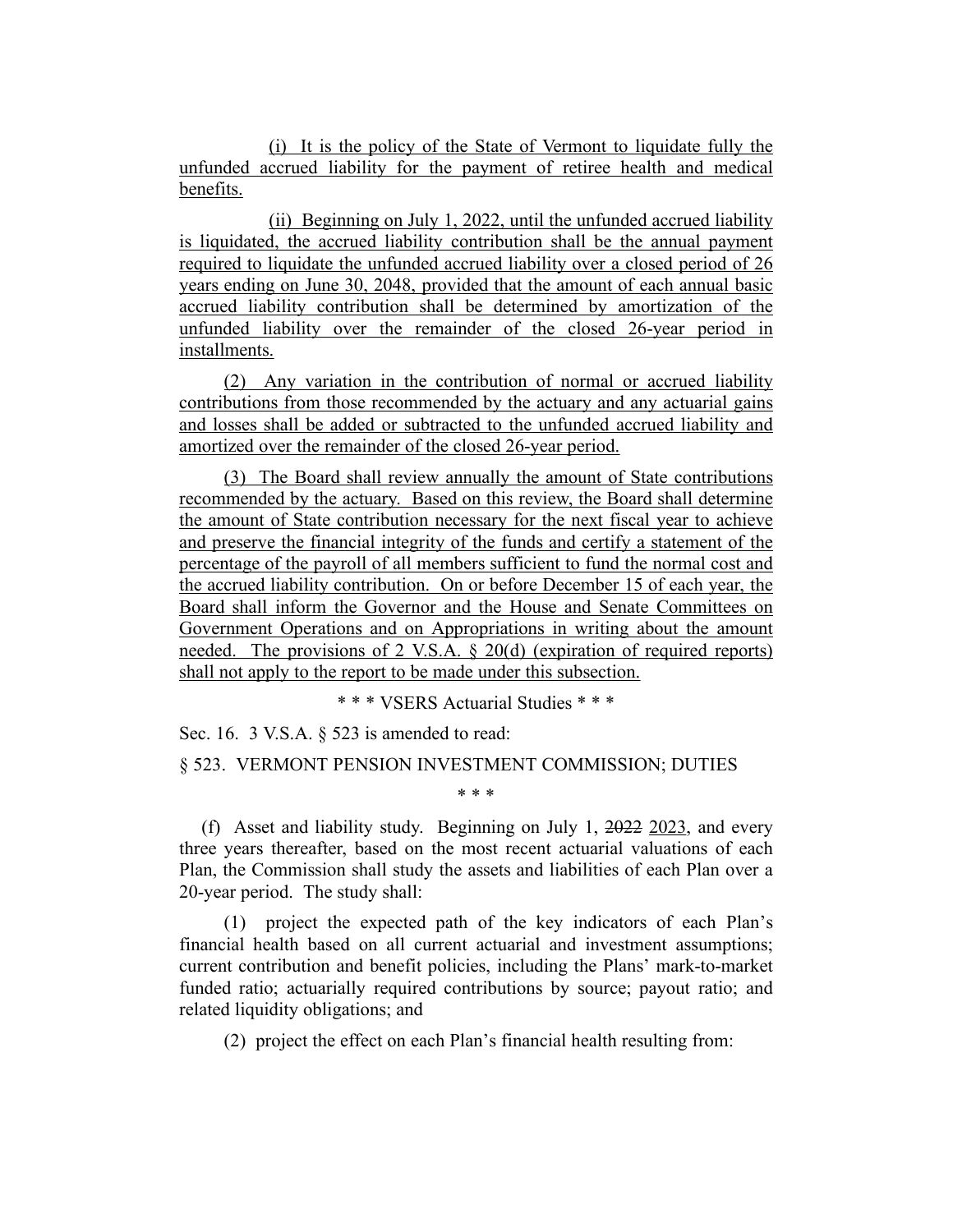(i) It is the policy of the State of Vermont to liquidate fully the unfunded accrued liability for the payment of retiree health and medical benefits.

(ii) Beginning on July 1, 2022, until the unfunded accrued liability is liquidated, the accrued liability contribution shall be the annual payment required to liquidate the unfunded accrued liability over a closed period of 26 years ending on June 30, 2048, provided that the amount of each annual basic accrued liability contribution shall be determined by amortization of the unfunded liability over the remainder of the closed 26-year period in installments.

(2) Any variation in the contribution of normal or accrued liability contributions from those recommended by the actuary and any actuarial gains and losses shall be added or subtracted to the unfunded accrued liability and amortized over the remainder of the closed 26-year period.

(3) The Board shall review annually the amount of State contributions recommended by the actuary. Based on this review, the Board shall determine the amount of State contribution necessary for the next fiscal year to achieve and preserve the financial integrity of the funds and certify a statement of the percentage of the payroll of all members sufficient to fund the normal cost and the accrued liability contribution. On or before December 15 of each year, the Board shall inform the Governor and the House and Senate Committees on Government Operations and on Appropriations in writing about the amount needed. The provisions of 2 V.S.A. § 20(d) (expiration of required reports) shall not apply to the report to be made under this subsection.

\* \* \* VSERS Actuarial Studies \* \* \*

Sec. 16. 3 V.S.A. § 523 is amended to read:

§ 523. VERMONT PENSION INVESTMENT COMMISSION; DUTIES

\* \* \*

(f) Asset and liability study. Beginning on July 1, ~~2022~~ 2023, and every three years thereafter, based on the most recent actuarial valuations of each Plan, the Commission shall study the assets and liabilities of each Plan over a 20-year period. The study shall:

(1) project the expected path of the key indicators of each Plan's financial health based on all current actuarial and investment assumptions; current contribution and benefit policies, including the Plans' mark-to-market funded ratio; actuarially required contributions by source; payout ratio; and related liquidity obligations; and

(2) project the effect on each Plan's financial health resulting from: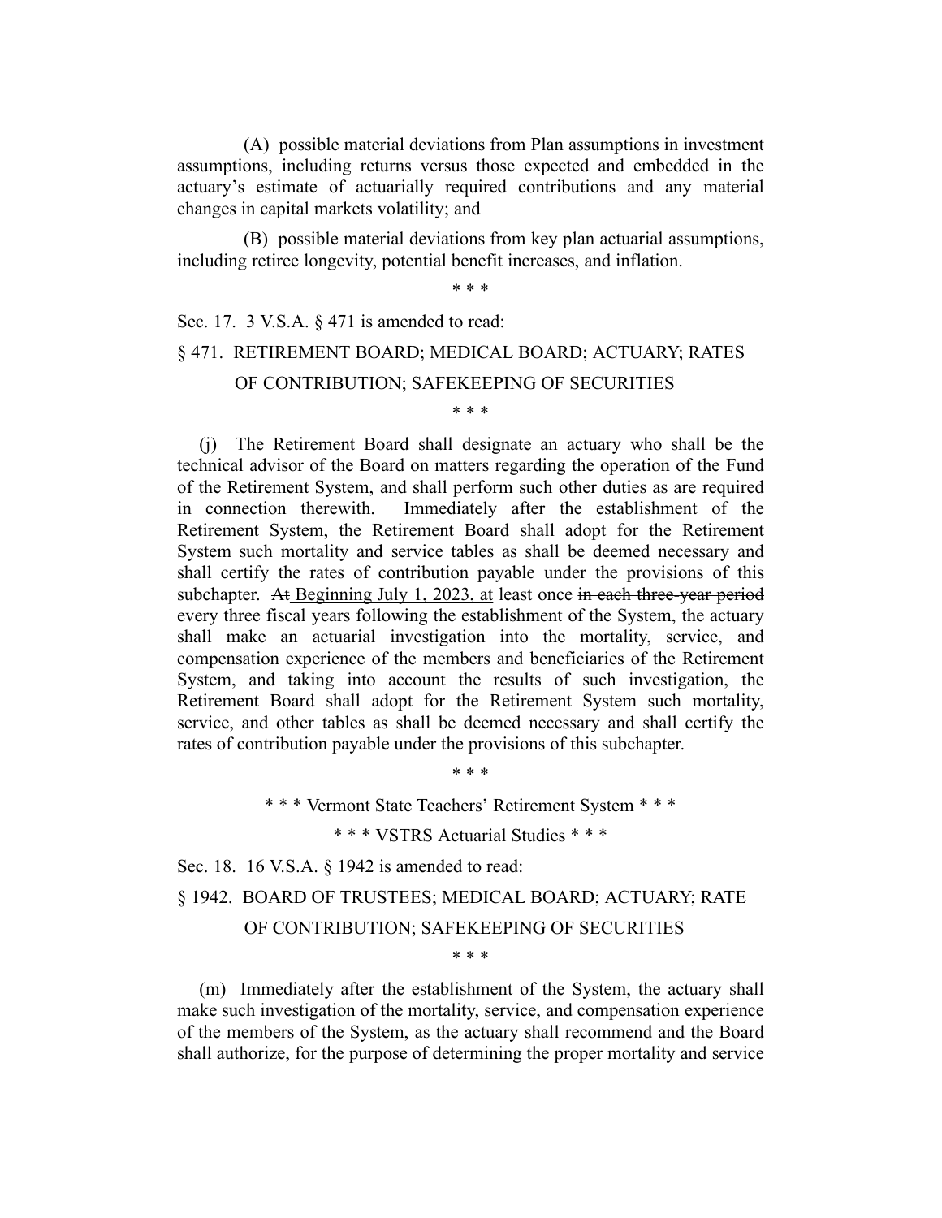(A) possible material deviations from Plan assumptions in investment assumptions, including returns versus those expected and embedded in the actuary's estimate of actuarially required contributions and any material changes in capital markets volatility; and

(B) possible material deviations from key plan actuarial assumptions, including retiree longevity, potential benefit increases, and inflation.

\* \* \*

Sec. 17. 3 V.S.A. § 471 is amended to read:

§ 471. RETIREMENT BOARD; MEDICAL BOARD; ACTUARY; RATES OF CONTRIBUTION; SAFEKEEPING OF SECURITIES

\* \* \*

(j) The Retirement Board shall designate an actuary who shall be the technical advisor of the Board on matters regarding the operation of the Fund of the Retirement System, and shall perform such other duties as are required in connection therewith. Immediately after the establishment of the Retirement System, the Retirement Board shall adopt for the Retirement System such mortality and service tables as shall be deemed necessary and shall certify the rates of contribution payable under the provisions of this subchapter. ~~At~~ Beginning July 1, 2023, at least once ~~in each three-year period~~ every three fiscal years following the establishment of the System, the actuary shall make an actuarial investigation into the mortality, service, and compensation experience of the members and beneficiaries of the Retirement System, and taking into account the results of such investigation, the Retirement Board shall adopt for the Retirement System such mortality, service, and other tables as shall be deemed necessary and shall certify the rates of contribution payable under the provisions of this subchapter.

\* \* \*

\* \* \* Vermont State Teachers' Retirement System \* \* \*

\* \* \* VSTRS Actuarial Studies \* \* \*

Sec. 18. 16 V.S.A. § 1942 is amended to read:

§ 1942. BOARD OF TRUSTEES; MEDICAL BOARD; ACTUARY; RATE OF CONTRIBUTION; SAFEKEEPING OF SECURITIES

\* \* \*

(m) Immediately after the establishment of the System, the actuary shall make such investigation of the mortality, service, and compensation experience of the members of the System, as the actuary shall recommend and the Board shall authorize, for the purpose of determining the proper mortality and service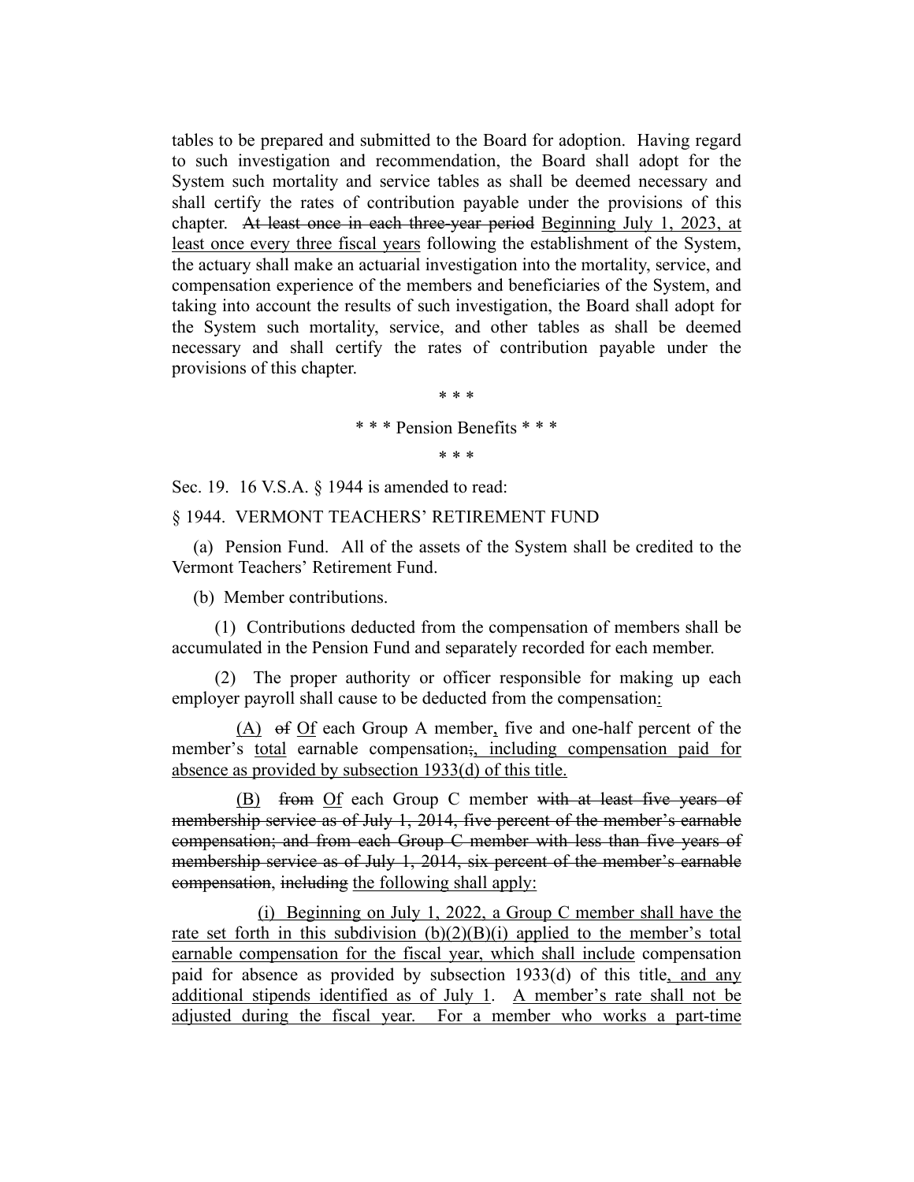tables to be prepared and submitted to the Board for adoption. Having regard to such investigation and recommendation, the Board shall adopt for the System such mortality and service tables as shall be deemed necessary and shall certify the rates of contribution payable under the provisions of this chapter. ~~At least once in each three-year period~~ Beginning July 1, 2023, at least once every three fiscal years following the establishment of the System, the actuary shall make an actuarial investigation into the mortality, service, and compensation experience of the members and beneficiaries of the System, and taking into account the results of such investigation, the Board shall adopt for the System such mortality, service, and other tables as shall be deemed necessary and shall certify the rates of contribution payable under the provisions of this chapter.

\* \* \*

\* \* \* Pension Benefits \* \* \*

\* \* \*

Sec. 19. 16 V.S.A. § 1944 is amended to read:

§ 1944. VERMONT TEACHERS' RETIREMENT FUND

(a) Pension Fund. All of the assets of the System shall be credited to the Vermont Teachers' Retirement Fund.

(b) Member contributions.

(1) Contributions deducted from the compensation of members shall be accumulated in the Pension Fund and separately recorded for each member.

(2) The proper authority or officer responsible for making up each employer payroll shall cause to be deducted from the compensation:

(A) ~~of~~ Of each Group A member, five and one-half percent of the member's total earnable compensation~~;~~, including compensation paid for absence as provided by subsection 1933(d) of this title.

(B) ~~from~~ Of each Group C member ~~with at least five years of membership service as of July 1, 2014, five percent of the member's earnable compensation; and from each Group C member with less than five years of membership service as of July 1, 2014, six percent of the member's earnable compensation~~, ~~including~~ the following shall apply:

(i) Beginning on July 1, 2022, a Group C member shall have the rate set forth in this subdivision (b)(2)(B)(i) applied to the member's total earnable compensation for the fiscal year, which shall include compensation paid for absence as provided by subsection 1933(d) of this title, and any additional stipends identified as of July 1. A member's rate shall not be adjusted during the fiscal year. For a member who works a part-time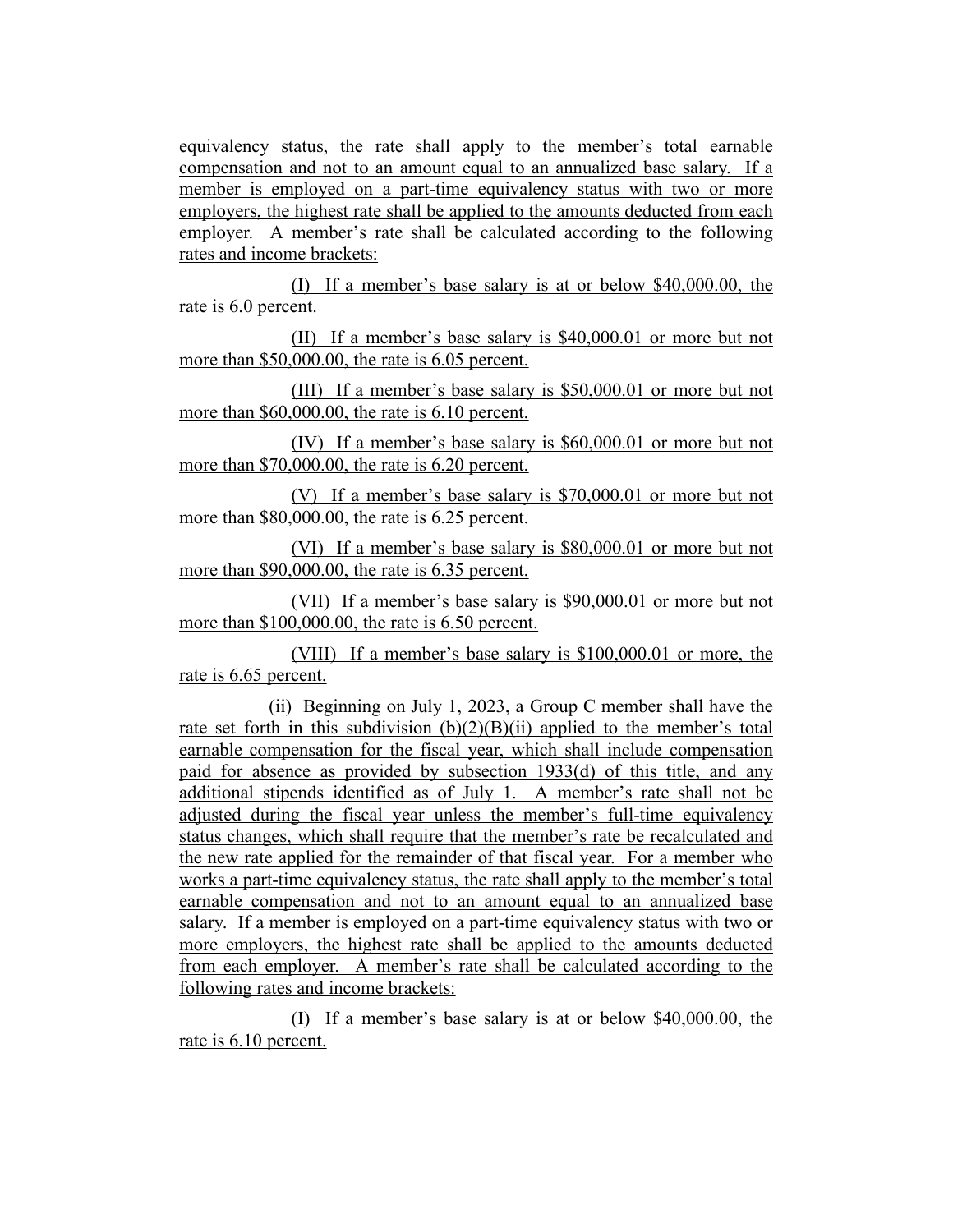equivalency status, the rate shall apply to the member's total earnable compensation and not to an amount equal to an annualized base salary. If a member is employed on a part-time equivalency status with two or more employers, the highest rate shall be applied to the amounts deducted from each employer. A member's rate shall be calculated according to the following rates and income brackets:

(I) If a member's base salary is at or below $40,000.00, the rate is 6.0 percent.

(II) If a member's base salary is $40,000.01 or more but not more than $50,000.00, the rate is 6.05 percent.

(III) If a member's base salary is $50,000.01 or more but not more than $60,000.00, the rate is 6.10 percent.

(IV) If a member's base salary is $60,000.01 or more but not more than $70,000.00, the rate is 6.20 percent.

(V) If a member's base salary is $70,000.01 or more but not more than $80,000.00, the rate is 6.25 percent.

(VI) If a member's base salary is $80,000.01 or more but not more than $90,000.00, the rate is 6.35 percent.

(VII) If a member's base salary is $90,000.01 or more but not more than $100,000.00, the rate is 6.50 percent.

(VIII) If a member's base salary is $100,000.01 or more, the rate is 6.65 percent.

(ii) Beginning on July 1, 2023, a Group C member shall have the rate set forth in this subdivision (b)(2)(B)(ii) applied to the member's total earnable compensation for the fiscal year, which shall include compensation paid for absence as provided by subsection 1933(d) of this title, and any additional stipends identified as of July 1. A member's rate shall not be adjusted during the fiscal year unless the member's full-time equivalency status changes, which shall require that the member's rate be recalculated and the new rate applied for the remainder of that fiscal year. For a member who works a part-time equivalency status, the rate shall apply to the member's total earnable compensation and not to an amount equal to an annualized base salary. If a member is employed on a part-time equivalency status with two or more employers, the highest rate shall be applied to the amounts deducted from each employer. A member's rate shall be calculated according to the following rates and income brackets:

(I) If a member's base salary is at or below $40,000.00, the rate is 6.10 percent.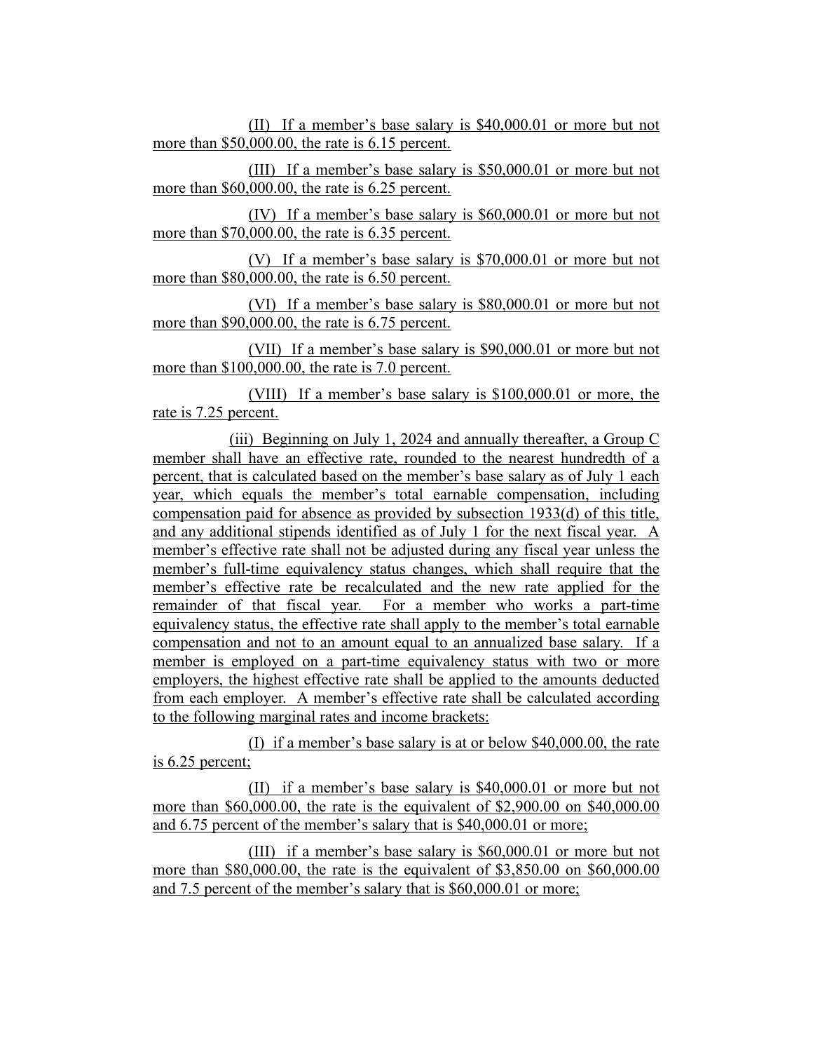(II) If a member's base salary is $40,000.01 or more but not more than $50,000.00, the rate is 6.15 percent.

(III) If a member's base salary is $50,000.01 or more but not more than $60,000.00, the rate is 6.25 percent.

(IV) If a member's base salary is $60,000.01 or more but not more than $70,000.00, the rate is 6.35 percent.

(V) If a member's base salary is $70,000.01 or more but not more than $80,000.00, the rate is 6.50 percent.

(VI) If a member's base salary is $80,000.01 or more but not more than $90,000.00, the rate is 6.75 percent.

(VII) If a member's base salary is $90,000.01 or more but not more than $100,000.00, the rate is 7.0 percent.

(VIII) If a member's base salary is $100,000.01 or more, the rate is 7.25 percent.

(iii) Beginning on July 1, 2024 and annually thereafter, a Group C member shall have an effective rate, rounded to the nearest hundredth of a percent, that is calculated based on the member's base salary as of July 1 each year, which equals the member's total earnable compensation, including compensation paid for absence as provided by subsection 1933(d) of this title, and any additional stipends identified as of July 1 for the next fiscal year. A member's effective rate shall not be adjusted during any fiscal year unless the member's full-time equivalency status changes, which shall require that the member's effective rate be recalculated and the new rate applied for the remainder of that fiscal year. For a member who works a part-time equivalency status, the effective rate shall apply to the member's total earnable compensation and not to an amount equal to an annualized base salary. If a member is employed on a part-time equivalency status with two or more employers, the highest effective rate shall be applied to the amounts deducted from each employer. A member's effective rate shall be calculated according to the following marginal rates and income brackets:

(I) if a member's base salary is at or below $40,000.00, the rate is 6.25 percent;

(II) if a member's base salary is $40,000.01 or more but not more than $60,000.00, the rate is the equivalent of $2,900.00 on $40,000.00 and 6.75 percent of the member's salary that is $40,000.01 or more;

(III) if a member's base salary is $60,000.01 or more but not more than $80,000.00, the rate is the equivalent of $3,850.00 on $60,000.00 and 7.5 percent of the member's salary that is $60,000.01 or more;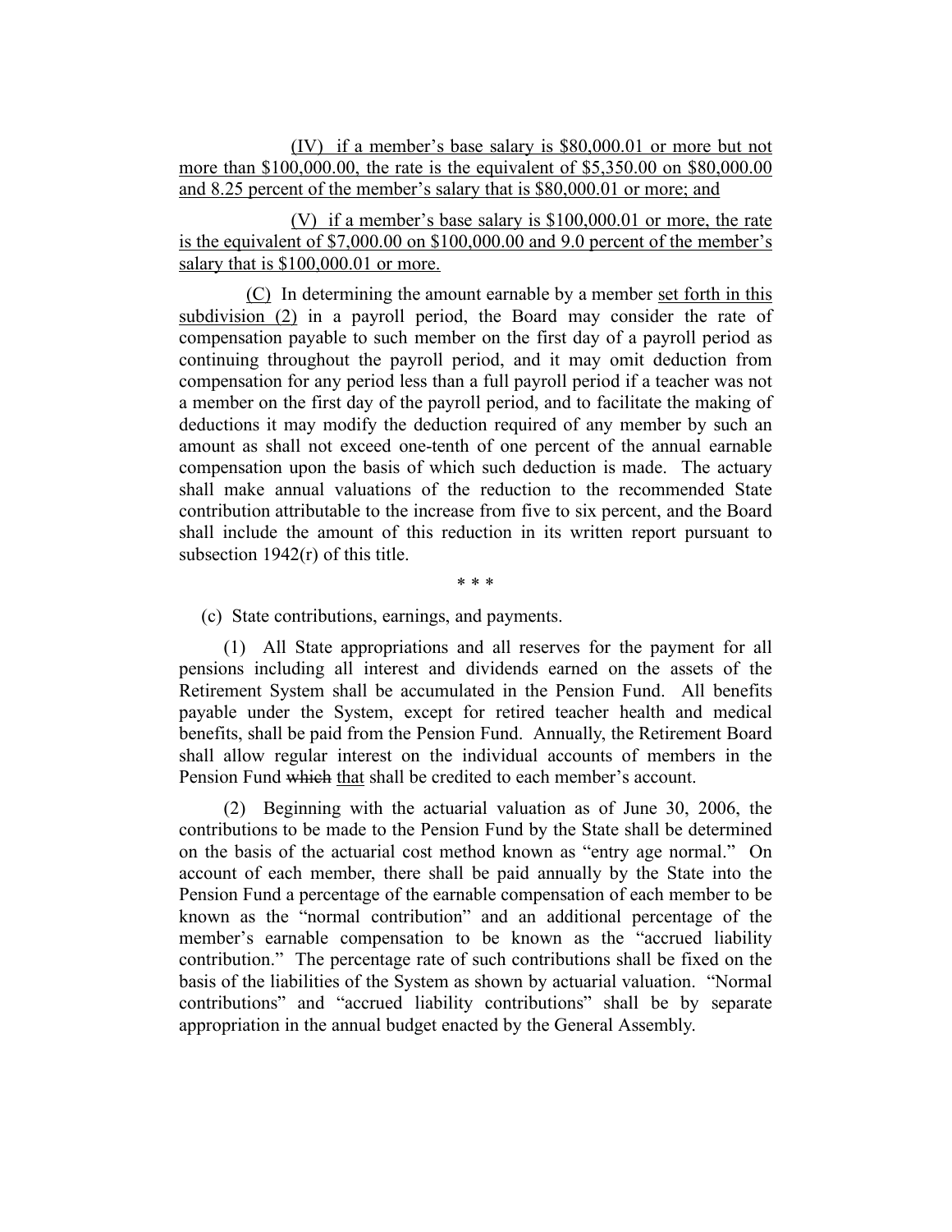(IV) if a member's base salary is $80,000.01 or more but not more than $100,000.00, the rate is the equivalent of $5,350.00 on $80,000.00 and 8.25 percent of the member's salary that is $80,000.01 or more; and

(V) if a member's base salary is $100,000.01 or more, the rate is the equivalent of $7,000.00 on $100,000.00 and 9.0 percent of the member's salary that is $100,000.01 or more.

(C) In determining the amount earnable by a member set forth in this subdivision (2) in a payroll period, the Board may consider the rate of compensation payable to such member on the first day of a payroll period as continuing throughout the payroll period, and it may omit deduction from compensation for any period less than a full payroll period if a teacher was not a member on the first day of the payroll period, and to facilitate the making of deductions it may modify the deduction required of any member by such an amount as shall not exceed one-tenth of one percent of the annual earnable compensation upon the basis of which such deduction is made. The actuary shall make annual valuations of the reduction to the recommended State contribution attributable to the increase from five to six percent, and the Board shall include the amount of this reduction in its written report pursuant to subsection 1942(r) of this title.

\* \* \*

(c) State contributions, earnings, and payments.

(1) All State appropriations and all reserves for the payment for all pensions including all interest and dividends earned on the assets of the Retirement System shall be accumulated in the Pension Fund. All benefits payable under the System, except for retired teacher health and medical benefits, shall be paid from the Pension Fund. Annually, the Retirement Board shall allow regular interest on the individual accounts of members in the Pension Fund ~~which~~ that shall be credited to each member's account.

(2) Beginning with the actuarial valuation as of June 30, 2006, the contributions to be made to the Pension Fund by the State shall be determined on the basis of the actuarial cost method known as "entry age normal." On account of each member, there shall be paid annually by the State into the Pension Fund a percentage of the earnable compensation of each member to be known as the "normal contribution" and an additional percentage of the member's earnable compensation to be known as the "accrued liability contribution." The percentage rate of such contributions shall be fixed on the basis of the liabilities of the System as shown by actuarial valuation. "Normal contributions" and "accrued liability contributions" shall be by separate appropriation in the annual budget enacted by the General Assembly.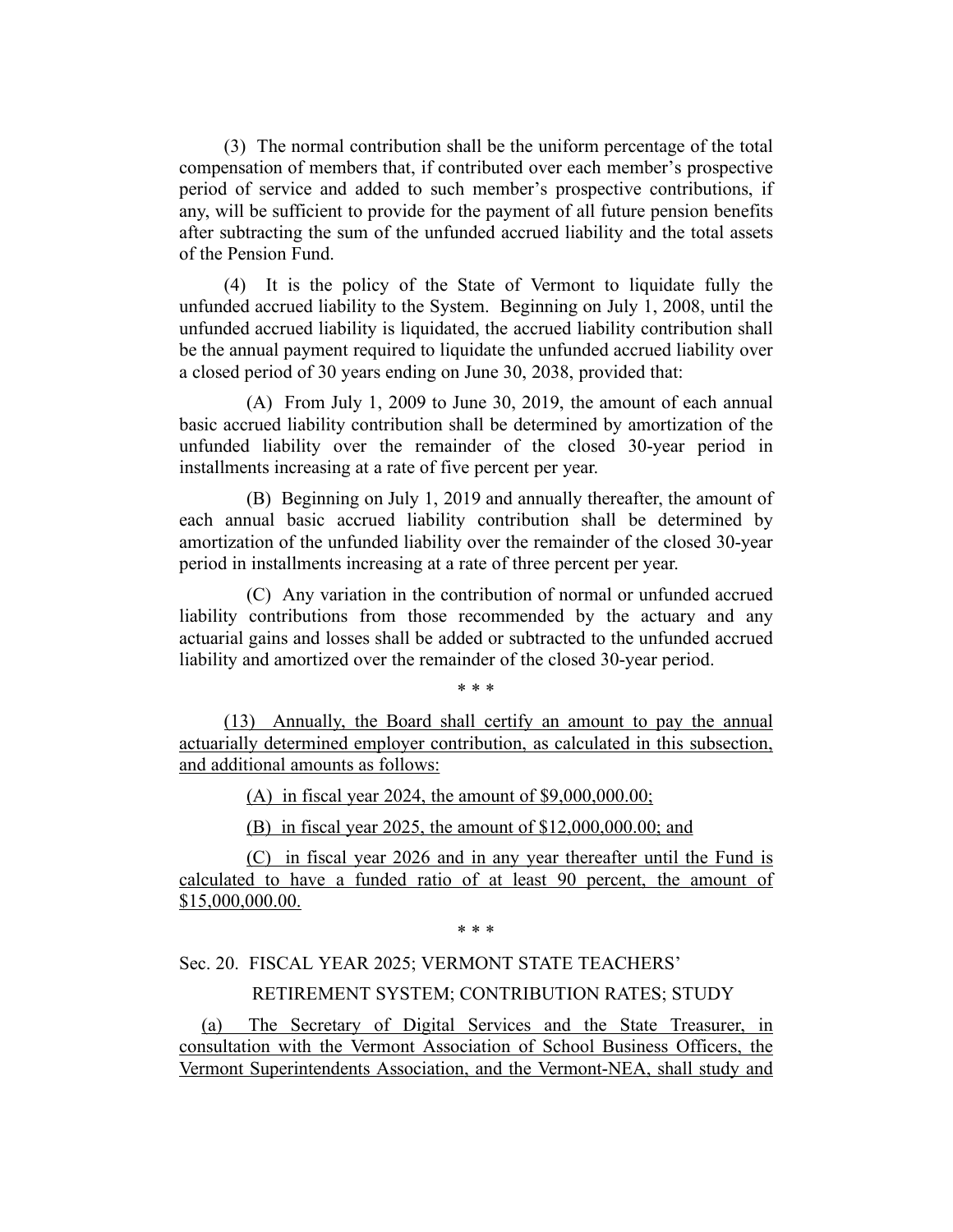(3) The normal contribution shall be the uniform percentage of the total compensation of members that, if contributed over each member's prospective period of service and added to such member's prospective contributions, if any, will be sufficient to provide for the payment of all future pension benefits after subtracting the sum of the unfunded accrued liability and the total assets of the Pension Fund.

(4) It is the policy of the State of Vermont to liquidate fully the unfunded accrued liability to the System. Beginning on July 1, 2008, until the unfunded accrued liability is liquidated, the accrued liability contribution shall be the annual payment required to liquidate the unfunded accrued liability over a closed period of 30 years ending on June 30, 2038, provided that:

(A) From July 1, 2009 to June 30, 2019, the amount of each annual basic accrued liability contribution shall be determined by amortization of the unfunded liability over the remainder of the closed 30-year period in installments increasing at a rate of five percent per year.

(B) Beginning on July 1, 2019 and annually thereafter, the amount of each annual basic accrued liability contribution shall be determined by amortization of the unfunded liability over the remainder of the closed 30-year period in installments increasing at a rate of three percent per year.

(C) Any variation in the contribution of normal or unfunded accrued liability contributions from those recommended by the actuary and any actuarial gains and losses shall be added or subtracted to the unfunded accrued liability and amortized over the remainder of the closed 30-year period.

\* \* \*

(13) Annually, the Board shall certify an amount to pay the annual actuarially determined employer contribution, as calculated in this subsection, and additional amounts as follows:

(A) in fiscal year 2024, the amount of $9,000,000.00;

(B) in fiscal year 2025, the amount of $12,000,000.00; and

(C) in fiscal year 2026 and in any year thereafter until the Fund is calculated to have a funded ratio of at least 90 percent, the amount of $15,000,000.00.

\* \* \*

Sec. 20. FISCAL YEAR 2025; VERMONT STATE TEACHERS' RETIREMENT SYSTEM; CONTRIBUTION RATES; STUDY

(a) The Secretary of Digital Services and the State Treasurer, in consultation with the Vermont Association of School Business Officers, the Vermont Superintendents Association, and the Vermont-NEA, shall study and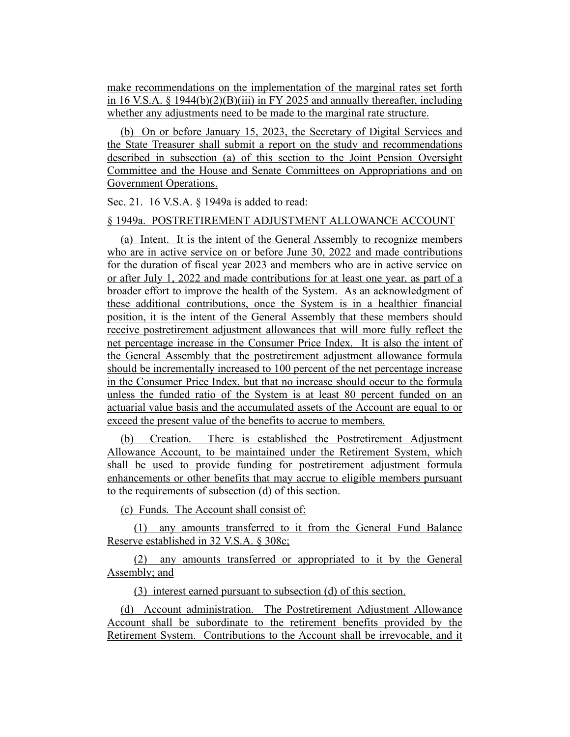make recommendations on the implementation of the marginal rates set forth in 16 V.S.A. § 1944(b)(2)(B)(iii) in FY 2025 and annually thereafter, including whether any adjustments need to be made to the marginal rate structure.

(b) On or before January 15, 2023, the Secretary of Digital Services and the State Treasurer shall submit a report on the study and recommendations described in subsection (a) of this section to the Joint Pension Oversight Committee and the House and Senate Committees on Appropriations and on Government Operations.

Sec. 21. 16 V.S.A. § 1949a is added to read:

§ 1949a. POSTRETIREMENT ADJUSTMENT ALLOWANCE ACCOUNT

(a) Intent. It is the intent of the General Assembly to recognize members who are in active service on or before June 30, 2022 and made contributions for the duration of fiscal year 2023 and members who are in active service on or after July 1, 2022 and made contributions for at least one year, as part of a broader effort to improve the health of the System. As an acknowledgment of these additional contributions, once the System is in a healthier financial position, it is the intent of the General Assembly that these members should receive postretirement adjustment allowances that will more fully reflect the net percentage increase in the Consumer Price Index. It is also the intent of the General Assembly that the postretirement adjustment allowance formula should be incrementally increased to 100 percent of the net percentage increase in the Consumer Price Index, but that no increase should occur to the formula unless the funded ratio of the System is at least 80 percent funded on an actuarial value basis and the accumulated assets of the Account are equal to or exceed the present value of the benefits to accrue to members.

(b) Creation. There is established the Postretirement Adjustment Allowance Account, to be maintained under the Retirement System, which shall be used to provide funding for postretirement adjustment formula enhancements or other benefits that may accrue to eligible members pursuant to the requirements of subsection (d) of this section.

(c) Funds. The Account shall consist of:

(1) any amounts transferred to it from the General Fund Balance Reserve established in 32 V.S.A. § 308c;

(2) any amounts transferred or appropriated to it by the General Assembly; and

(3) interest earned pursuant to subsection (d) of this section.

(d) Account administration. The Postretirement Adjustment Allowance Account shall be subordinate to the retirement benefits provided by the Retirement System. Contributions to the Account shall be irrevocable, and it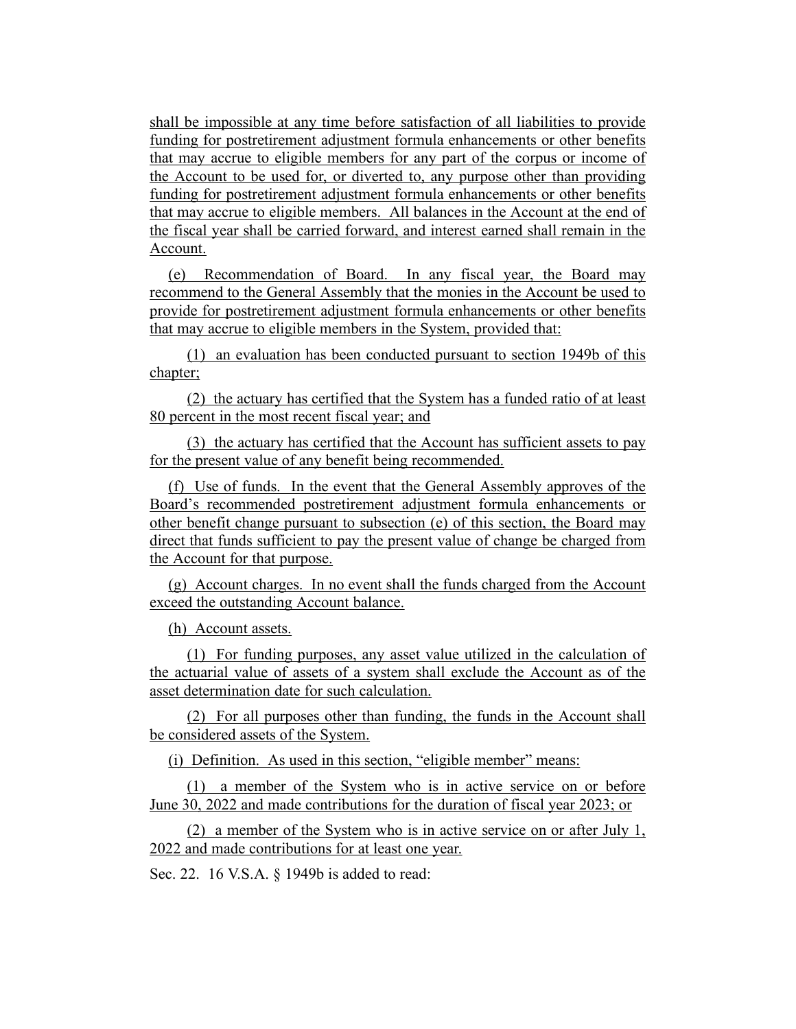shall be impossible at any time before satisfaction of all liabilities to provide funding for postretirement adjustment formula enhancements or other benefits that may accrue to eligible members for any part of the corpus or income of the Account to be used for, or diverted to, any purpose other than providing funding for postretirement adjustment formula enhancements or other benefits that may accrue to eligible members. All balances in the Account at the end of the fiscal year shall be carried forward, and interest earned shall remain in the Account.

(e) Recommendation of Board. In any fiscal year, the Board may recommend to the General Assembly that the monies in the Account be used to provide for postretirement adjustment formula enhancements or other benefits that may accrue to eligible members in the System, provided that:

(1) an evaluation has been conducted pursuant to section 1949b of this chapter;

(2) the actuary has certified that the System has a funded ratio of at least 80 percent in the most recent fiscal year; and

(3) the actuary has certified that the Account has sufficient assets to pay for the present value of any benefit being recommended.

(f) Use of funds. In the event that the General Assembly approves of the Board's recommended postretirement adjustment formula enhancements or other benefit change pursuant to subsection (e) of this section, the Board may direct that funds sufficient to pay the present value of change be charged from the Account for that purpose.

(g) Account charges. In no event shall the funds charged from the Account exceed the outstanding Account balance.

(h) Account assets.

(1) For funding purposes, any asset value utilized in the calculation of the actuarial value of assets of a system shall exclude the Account as of the asset determination date for such calculation.

(2) For all purposes other than funding, the funds in the Account shall be considered assets of the System.

(i) Definition. As used in this section, "eligible member" means:

(1) a member of the System who is in active service on or before June 30, 2022 and made contributions for the duration of fiscal year 2023; or

(2) a member of the System who is in active service on or after July 1, 2022 and made contributions for at least one year.

Sec. 22. 16 V.S.A. § 1949b is added to read: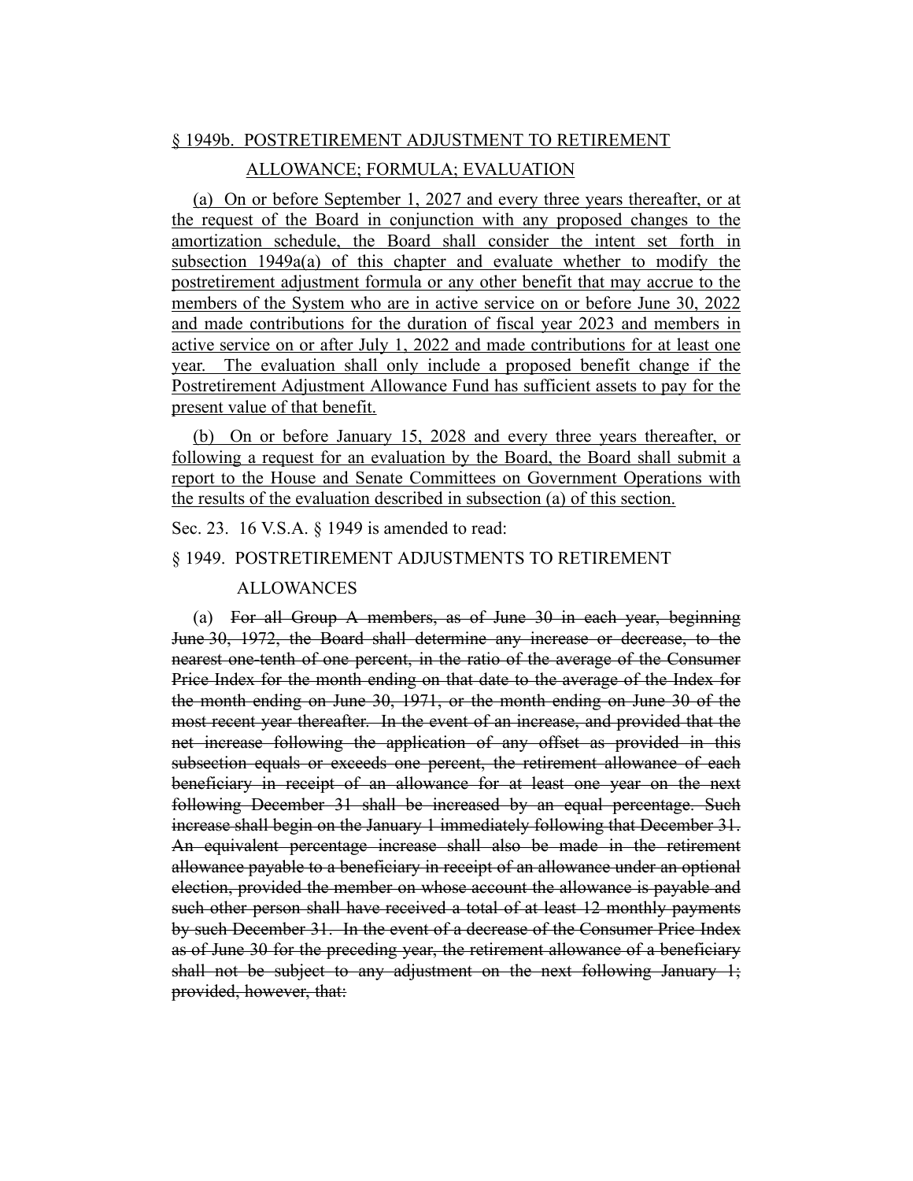<u>§ 1949b. POSTRETIREMENT ADJUSTMENT TO RETIREMENT ALLOWANCE; FORMULA; EVALUATION</u>

<u>(a) On or before September 1, 2027 and every three years thereafter, or at the request of the Board in conjunction with any proposed changes to the amortization schedule, the Board shall consider the intent set forth in subsection 1949a(a) of this chapter and evaluate whether to modify the postretirement adjustment formula or any other benefit that may accrue to the members of the System who are in active service on or before June 30, 2022 and made contributions for the duration of fiscal year 2023 and members in active service on or after July 1, 2022 and made contributions for at least one year. The evaluation shall only include a proposed benefit change if the Postretirement Adjustment Allowance Fund has sufficient assets to pay for the present value of that benefit.</u>

<u>(b) On or before January 15, 2028 and every three years thereafter, or following a request for an evaluation by the Board, the Board shall submit a report to the House and Senate Committees on Government Operations with the results of the evaluation described in subsection (a) of this section.</u>

Sec. 23. 16 V.S.A. § 1949 is amended to read:

§ 1949. POSTRETIREMENT ADJUSTMENTS TO RETIREMENT ALLOWANCES

(a) ~~For all Group A members, as of June 30 in each year, beginning June 30, 1972, the Board shall determine any increase or decrease, to the nearest one-tenth of one percent, in the ratio of the average of the Consumer Price Index for the month ending on that date to the average of the Index for the month ending on June 30, 1971, or the month ending on June 30 of the most recent year thereafter. In the event of an increase, and provided that the net increase following the application of any offset as provided in this subsection equals or exceeds one percent, the retirement allowance of each beneficiary in receipt of an allowance for at least one year on the next following December 31 shall be increased by an equal percentage. Such increase shall begin on the January 1 immediately following that December 31. An equivalent percentage increase shall also be made in the retirement allowance payable to a beneficiary in receipt of an allowance under an optional election, provided the member on whose account the allowance is payable and such other person shall have received a total of at least 12 monthly payments by such December 31. In the event of a decrease of the Consumer Price Index as of June 30 for the preceding year, the retirement allowance of a beneficiary shall not be subject to any adjustment on the next following January 1; provided, however, that:~~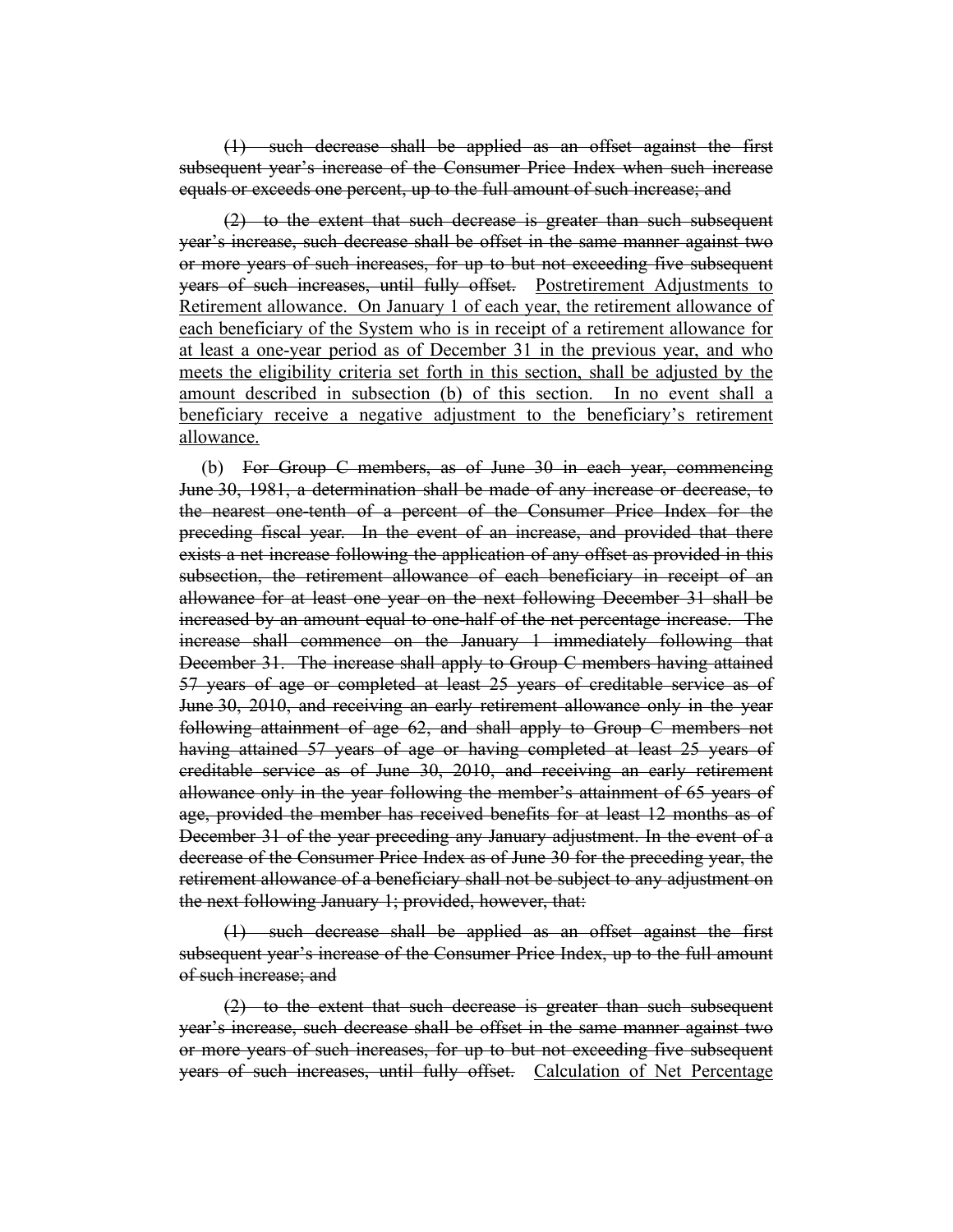(1) ~~such decrease shall be applied as an offset against the first subsequent year's increase of the Consumer Price Index when such increase equals or exceeds one percent, up to the full amount of such increase; and~~

(2) ~~to the extent that such decrease is greater than such subsequent year's increase, such decrease shall be offset in the same manner against two or more years of such increases, for up to but not exceeding five subsequent years of such increases, until fully offset.~~ <u>Postretirement Adjustments to Retirement allowance. On January 1 of each year, the retirement allowance of each beneficiary of the System who is in receipt of a retirement allowance for at least a one-year period as of December 31 in the previous year, and who meets the eligibility criteria set forth in this section, shall be adjusted by the amount described in subsection (b) of this section. In no event shall a beneficiary receive a negative adjustment to the beneficiary's retirement allowance.</u>

(b) ~~For Group C members, as of June 30 in each year, commencing June 30, 1981, a determination shall be made of any increase or decrease, to the nearest one-tenth of a percent of the Consumer Price Index for the preceding fiscal year. In the event of an increase, and provided that there exists a net increase following the application of any offset as provided in this subsection, the retirement allowance of each beneficiary in receipt of an allowance for at least one year on the next following December 31 shall be increased by an amount equal to one-half of the net percentage increase. The increase shall commence on the January 1 immediately following that December 31. The increase shall apply to Group C members having attained 57 years of age or completed at least 25 years of creditable service as of June 30, 2010, and receiving an early retirement allowance only in the year following attainment of age 62, and shall apply to Group C members not having attained 57 years of age or having completed at least 25 years of creditable service as of June 30, 2010, and receiving an early retirement allowance only in the year following the member's attainment of 65 years of age, provided the member has received benefits for at least 12 months as of December 31 of the year preceding any January adjustment. In the event of a decrease of the Consumer Price Index as of June 30 for the preceding year, the retirement allowance of a beneficiary shall not be subject to any adjustment on the next following January 1; provided, however, that:~~

(1) ~~such decrease shall be applied as an offset against the first subsequent year's increase of the Consumer Price Index, up to the full amount of such increase; and~~

(2) ~~to the extent that such decrease is greater than such subsequent year's increase, such decrease shall be offset in the same manner against two or more years of such increases, for up to but not exceeding five subsequent years of such increases, until fully offset.~~ <u>Calculation of Net Percentage</u>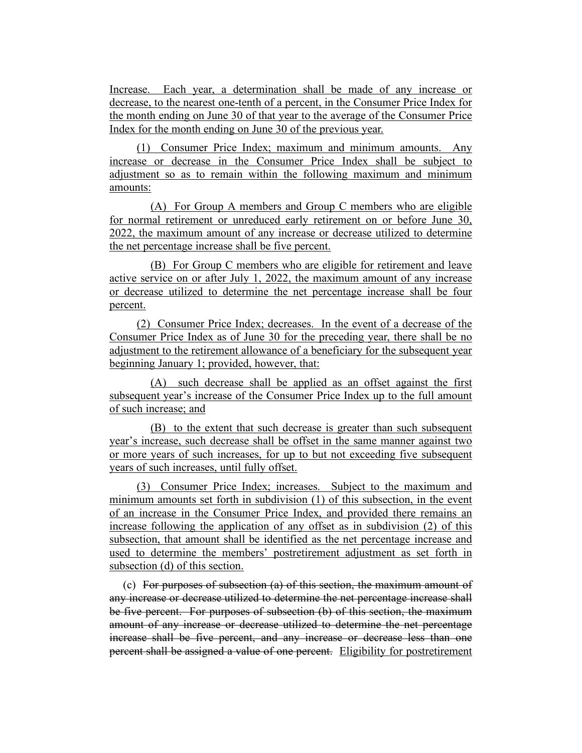Increase. Each year, a determination shall be made of any increase or decrease, to the nearest one-tenth of a percent, in the Consumer Price Index for the month ending on June 30 of that year to the average of the Consumer Price Index for the month ending on June 30 of the previous year.

(1) Consumer Price Index; maximum and minimum amounts. Any increase or decrease in the Consumer Price Index shall be subject to adjustment so as to remain within the following maximum and minimum amounts:

(A) For Group A members and Group C members who are eligible for normal retirement or unreduced early retirement on or before June 30, 2022, the maximum amount of any increase or decrease utilized to determine the net percentage increase shall be five percent.

(B) For Group C members who are eligible for retirement and leave active service on or after July 1, 2022, the maximum amount of any increase or decrease utilized to determine the net percentage increase shall be four percent.

(2) Consumer Price Index; decreases. In the event of a decrease of the Consumer Price Index as of June 30 for the preceding year, there shall be no adjustment to the retirement allowance of a beneficiary for the subsequent year beginning January 1; provided, however, that:

(A) such decrease shall be applied as an offset against the first subsequent year's increase of the Consumer Price Index up to the full amount of such increase; and

(B) to the extent that such decrease is greater than such subsequent year's increase, such decrease shall be offset in the same manner against two or more years of such increases, for up to but not exceeding five subsequent years of such increases, until fully offset.

(3) Consumer Price Index; increases. Subject to the maximum and minimum amounts set forth in subdivision (1) of this subsection, in the event of an increase in the Consumer Price Index, and provided there remains an increase following the application of any offset as in subdivision (2) of this subsection, that amount shall be identified as the net percentage increase and used to determine the members' postretirement adjustment as set forth in subsection (d) of this section.

(c) ~~For purposes of subsection (a) of this section, the maximum amount of any increase or decrease utilized to determine the net percentage increase shall be five percent. For purposes of subsection (b) of this section, the maximum amount of any increase or decrease utilized to determine the net percentage increase shall be five percent, and any increase or decrease less than one percent shall be assigned a value of one percent.~~ Eligibility for postretirement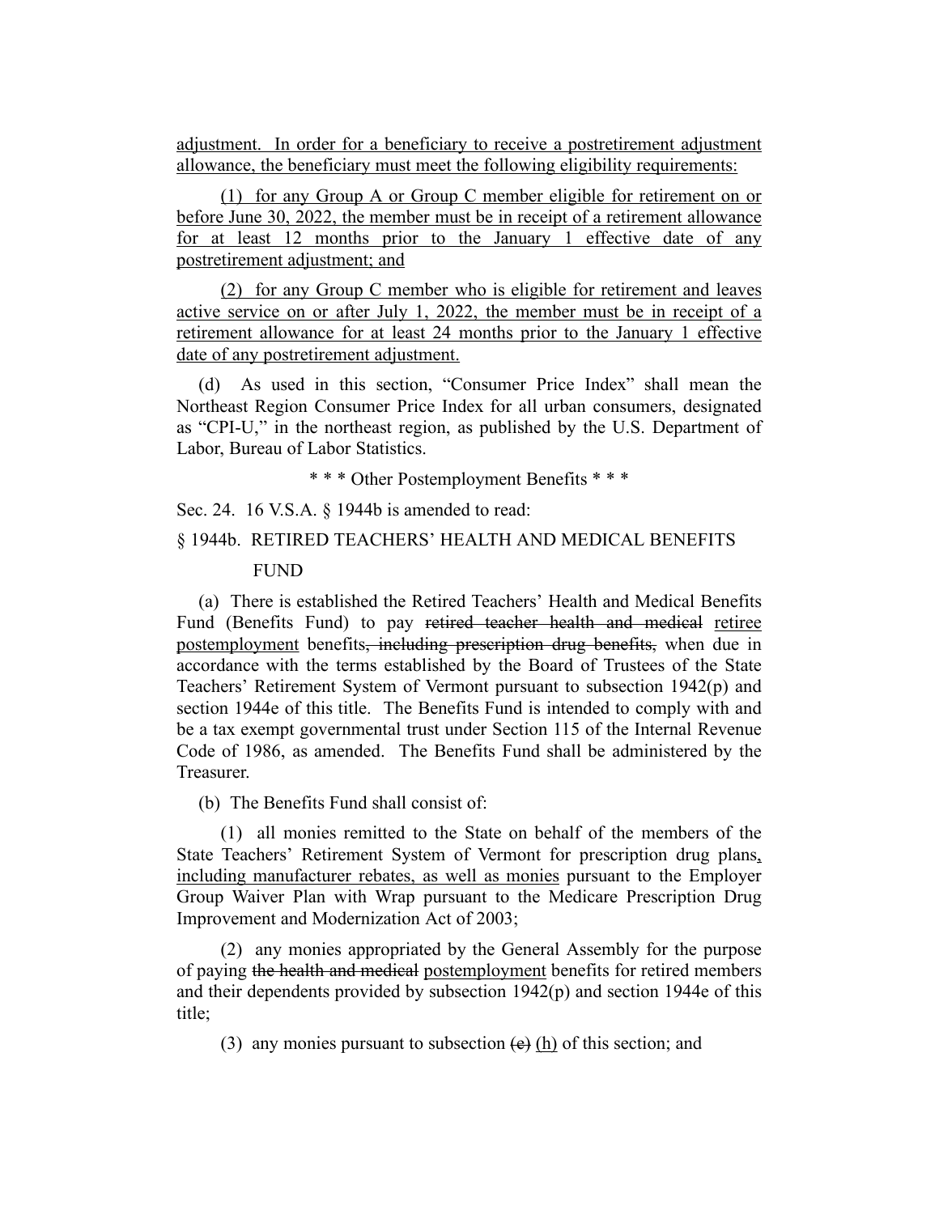adjustment. In order for a beneficiary to receive a postretirement adjustment allowance, the beneficiary must meet the following eligibility requirements:

(1) for any Group A or Group C member eligible for retirement on or before June 30, 2022, the member must be in receipt of a retirement allowance for at least 12 months prior to the January 1 effective date of any postretirement adjustment; and

(2) for any Group C member who is eligible for retirement and leaves active service on or after July 1, 2022, the member must be in receipt of a retirement allowance for at least 24 months prior to the January 1 effective date of any postretirement adjustment.

(d) As used in this section, "Consumer Price Index" shall mean the Northeast Region Consumer Price Index for all urban consumers, designated as "CPI-U," in the northeast region, as published by the U.S. Department of Labor, Bureau of Labor Statistics.

\* \* \* Other Postemployment Benefits \* \* \*

Sec. 24. 16 V.S.A. § 1944b is amended to read:

§ 1944b. RETIRED TEACHERS' HEALTH AND MEDICAL BENEFITS FUND

(a) There is established the Retired Teachers' Health and Medical Benefits Fund (Benefits Fund) to pay ~~retired teacher health and medical~~ retiree postemployment benefits~~, including prescription drug benefits,~~ when due in accordance with the terms established by the Board of Trustees of the State Teachers' Retirement System of Vermont pursuant to subsection 1942(p) and section 1944e of this title. The Benefits Fund is intended to comply with and be a tax exempt governmental trust under Section 115 of the Internal Revenue Code of 1986, as amended. The Benefits Fund shall be administered by the Treasurer.

(b) The Benefits Fund shall consist of:

(1) all monies remitted to the State on behalf of the members of the State Teachers' Retirement System of Vermont for prescription drug plans, including manufacturer rebates, as well as monies pursuant to the Employer Group Waiver Plan with Wrap pursuant to the Medicare Prescription Drug Improvement and Modernization Act of 2003;

(2) any monies appropriated by the General Assembly for the purpose of paying ~~the health and medical~~ postemployment benefits for retired members and their dependents provided by subsection 1942(p) and section 1944e of this title;

(3) any monies pursuant to subsection ~~(e)~~ (h) of this section; and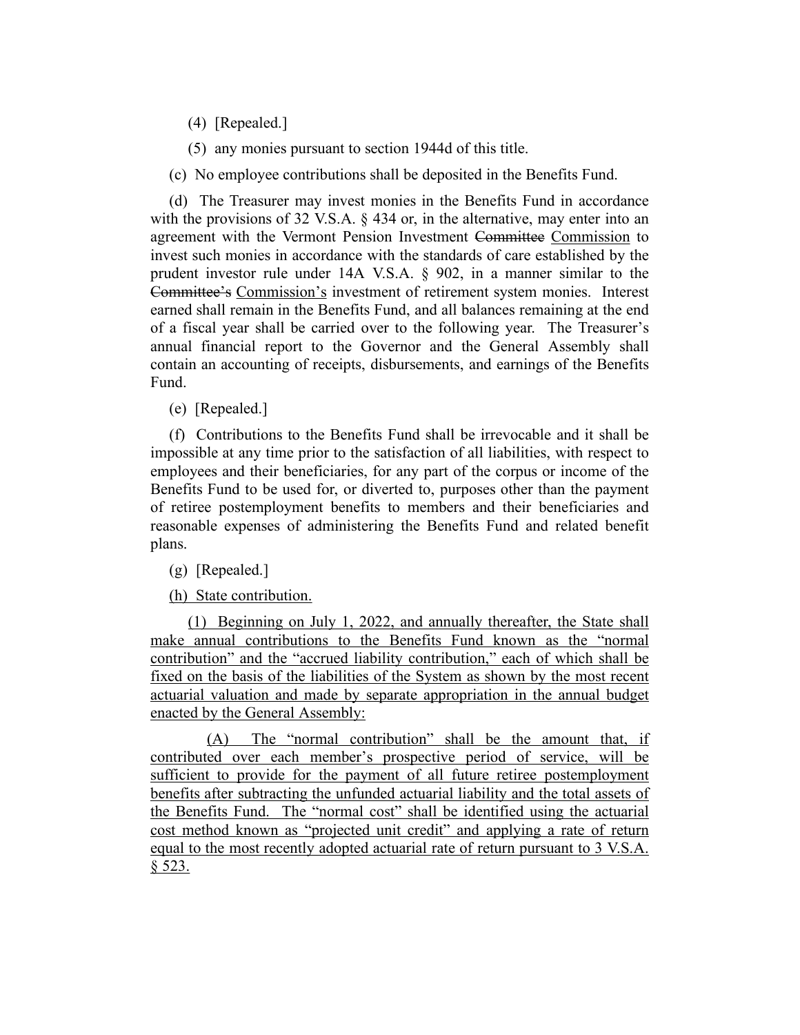(4) [Repealed.]

(5) any monies pursuant to section 1944d of this title.

(c) No employee contributions shall be deposited in the Benefits Fund.

(d) The Treasurer may invest monies in the Benefits Fund in accordance with the provisions of 32 V.S.A. § 434 or, in the alternative, may enter into an agreement with the Vermont Pension Investment ~~Committee~~ Commission to invest such monies in accordance with the standards of care established by the prudent investor rule under 14A V.S.A. § 902, in a manner similar to the ~~Committee's~~ Commission's investment of retirement system monies. Interest earned shall remain in the Benefits Fund, and all balances remaining at the end of a fiscal year shall be carried over to the following year. The Treasurer's annual financial report to the Governor and the General Assembly shall contain an accounting of receipts, disbursements, and earnings of the Benefits Fund.

(e) [Repealed.]

(f) Contributions to the Benefits Fund shall be irrevocable and it shall be impossible at any time prior to the satisfaction of all liabilities, with respect to employees and their beneficiaries, for any part of the corpus or income of the Benefits Fund to be used for, or diverted to, purposes other than the payment of retiree postemployment benefits to members and their beneficiaries and reasonable expenses of administering the Benefits Fund and related benefit plans.

(g) [Repealed.]

(h) State contribution.

(1) Beginning on July 1, 2022, and annually thereafter, the State shall make annual contributions to the Benefits Fund known as the "normal contribution" and the "accrued liability contribution," each of which shall be fixed on the basis of the liabilities of the System as shown by the most recent actuarial valuation and made by separate appropriation in the annual budget enacted by the General Assembly:

(A) The "normal contribution" shall be the amount that, if contributed over each member's prospective period of service, will be sufficient to provide for the payment of all future retiree postemployment benefits after subtracting the unfunded actuarial liability and the total assets of the Benefits Fund. The "normal cost" shall be identified using the actuarial cost method known as "projected unit credit" and applying a rate of return equal to the most recently adopted actuarial rate of return pursuant to 3 V.S.A. § 523.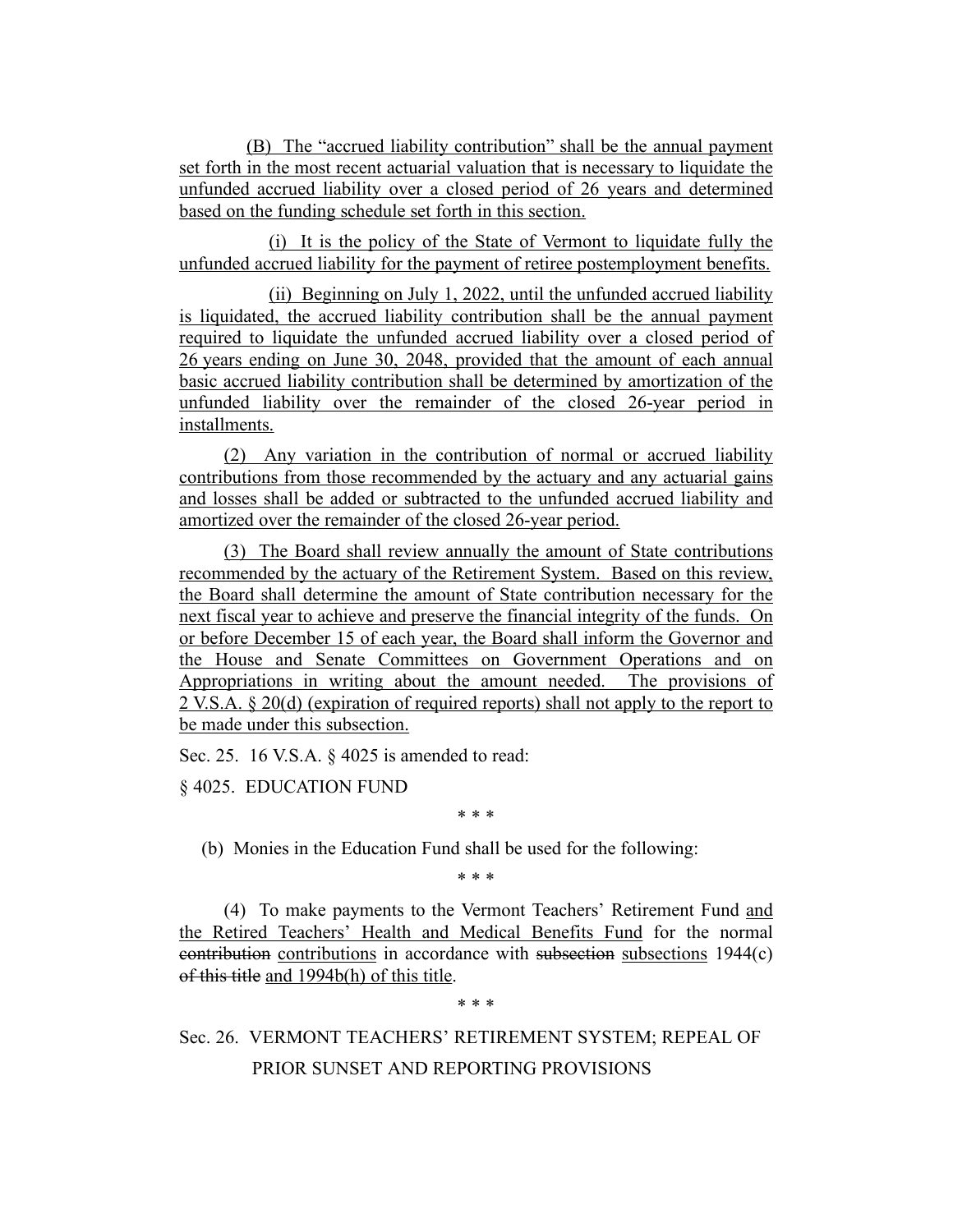(B) The "accrued liability contribution" shall be the annual payment set forth in the most recent actuarial valuation that is necessary to liquidate the unfunded accrued liability over a closed period of 26 years and determined based on the funding schedule set forth in this section.

(i) It is the policy of the State of Vermont to liquidate fully the unfunded accrued liability for the payment of retiree postemployment benefits.

(ii) Beginning on July 1, 2022, until the unfunded accrued liability is liquidated, the accrued liability contribution shall be the annual payment required to liquidate the unfunded accrued liability over a closed period of 26 years ending on June 30, 2048, provided that the amount of each annual basic accrued liability contribution shall be determined by amortization of the unfunded liability over the remainder of the closed 26-year period in installments.

(2) Any variation in the contribution of normal or accrued liability contributions from those recommended by the actuary and any actuarial gains and losses shall be added or subtracted to the unfunded accrued liability and amortized over the remainder of the closed 26-year period.

(3) The Board shall review annually the amount of State contributions recommended by the actuary of the Retirement System. Based on this review, the Board shall determine the amount of State contribution necessary for the next fiscal year to achieve and preserve the financial integrity of the funds. On or before December 15 of each year, the Board shall inform the Governor and the House and Senate Committees on Government Operations and on Appropriations in writing about the amount needed. The provisions of 2 V.S.A. § 20(d) (expiration of required reports) shall not apply to the report to be made under this subsection.

Sec. 25. 16 V.S.A. § 4025 is amended to read:

§ 4025. EDUCATION FUND

\* \* \*

(b) Monies in the Education Fund shall be used for the following:

\* \* \*

(4) To make payments to the Vermont Teachers' Retirement Fund and the Retired Teachers' Health and Medical Benefits Fund for the normal ~~contribution~~ contributions in accordance with ~~subsection~~ subsections 1944(c) ~~of this title~~ and 1994b(h) of this title.

\* \* \*

Sec. 26. VERMONT TEACHERS' RETIREMENT SYSTEM; REPEAL OF PRIOR SUNSET AND REPORTING PROVISIONS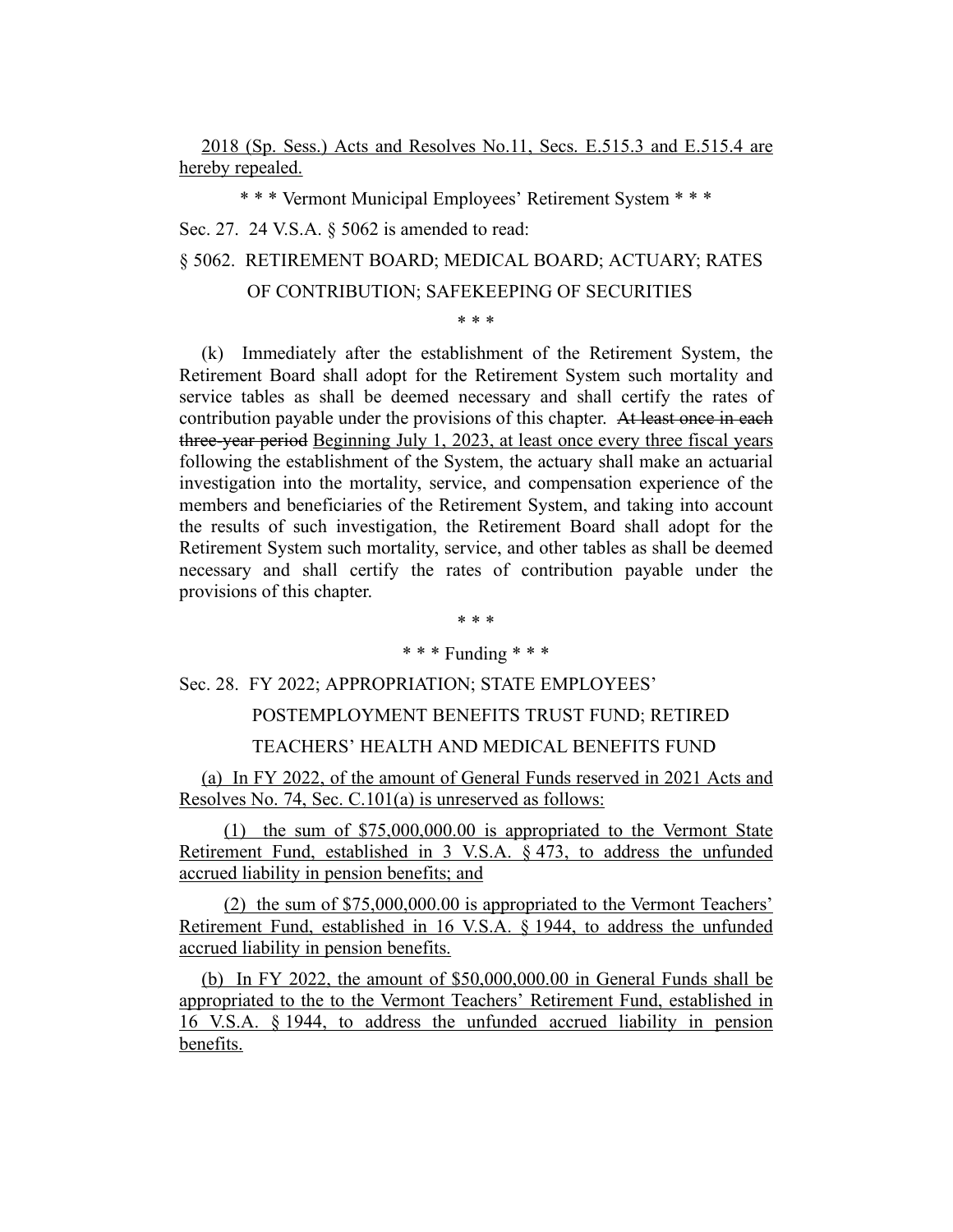2018 (Sp. Sess.) Acts and Resolves No.11, Secs. E.515.3 and E.515.4 are hereby repealed.

\* \* \* Vermont Municipal Employees' Retirement System \* \* \*

Sec. 27. 24 V.S.A. § 5062 is amended to read:

§ 5062. RETIREMENT BOARD; MEDICAL BOARD; ACTUARY; RATES OF CONTRIBUTION; SAFEKEEPING OF SECURITIES

\* \* \*

(k) Immediately after the establishment of the Retirement System, the Retirement Board shall adopt for the Retirement System such mortality and service tables as shall be deemed necessary and shall certify the rates of contribution payable under the provisions of this chapter. ~~At least once in each three-year period~~ Beginning July 1, 2023, at least once every three fiscal years following the establishment of the System, the actuary shall make an actuarial investigation into the mortality, service, and compensation experience of the members and beneficiaries of the Retirement System, and taking into account the results of such investigation, the Retirement Board shall adopt for the Retirement System such mortality, service, and other tables as shall be deemed necessary and shall certify the rates of contribution payable under the provisions of this chapter.

\* \* \*

\* \* \* Funding \* \* \*

Sec. 28. FY 2022; APPROPRIATION; STATE EMPLOYEES' POSTEMPLOYMENT BENEFITS TRUST FUND; RETIRED TEACHERS' HEALTH AND MEDICAL BENEFITS FUND

(a) In FY 2022, of the amount of General Funds reserved in 2021 Acts and Resolves No. 74, Sec. C.101(a) is unreserved as follows:

(1) the sum of $75,000,000.00 is appropriated to the Vermont State Retirement Fund, established in 3 V.S.A. § 473, to address the unfunded accrued liability in pension benefits; and

(2) the sum of $75,000,000.00 is appropriated to the Vermont Teachers' Retirement Fund, established in 16 V.S.A. § 1944, to address the unfunded accrued liability in pension benefits.

(b) In FY 2022, the amount of $50,000,000.00 in General Funds shall be appropriated to the to the Vermont Teachers' Retirement Fund, established in 16 V.S.A. § 1944, to address the unfunded accrued liability in pension benefits.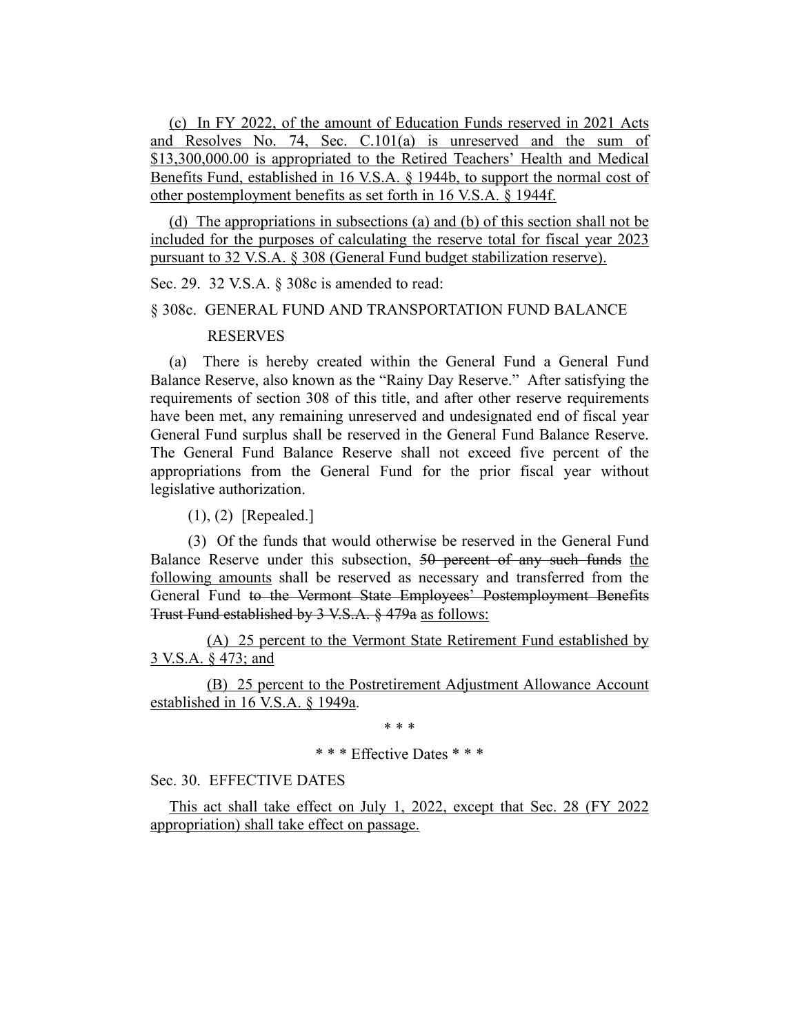(c) In FY 2022, of the amount of Education Funds reserved in 2021 Acts and Resolves No. 74, Sec. C.101(a) is unreserved and the sum of $13,300,000.00 is appropriated to the Retired Teachers' Health and Medical Benefits Fund, established in 16 V.S.A. § 1944b, to support the normal cost of other postemployment benefits as set forth in 16 V.S.A. § 1944f.

(d) The appropriations in subsections (a) and (b) of this section shall not be included for the purposes of calculating the reserve total for fiscal year 2023 pursuant to 32 V.S.A. § 308 (General Fund budget stabilization reserve).

Sec. 29. 32 V.S.A. § 308c is amended to read:

§ 308c. GENERAL FUND AND TRANSPORTATION FUND BALANCE RESERVES

(a) There is hereby created within the General Fund a General Fund Balance Reserve, also known as the "Rainy Day Reserve." After satisfying the requirements of section 308 of this title, and after other reserve requirements have been met, any remaining unreserved and undesignated end of fiscal year General Fund surplus shall be reserved in the General Fund Balance Reserve. The General Fund Balance Reserve shall not exceed five percent of the appropriations from the General Fund for the prior fiscal year without legislative authorization.

(1), (2) [Repealed.]

(3) Of the funds that would otherwise be reserved in the General Fund Balance Reserve under this subsection, ~~50 percent of any such funds~~ the following amounts shall be reserved as necessary and transferred from the General Fund ~~to the Vermont State Employees' Postemployment Benefits Trust Fund established by 3 V.S.A. § 479a~~ as follows:

(A) 25 percent to the Vermont State Retirement Fund established by 3 V.S.A. § 473; and

(B) 25 percent to the Postretirement Adjustment Allowance Account established in 16 V.S.A. § 1949a.

\* \* \*

\* \* \* Effective Dates \* \* \*

Sec. 30. EFFECTIVE DATES

This act shall take effect on July 1, 2022, except that Sec. 28 (FY 2022 appropriation) shall take effect on passage.